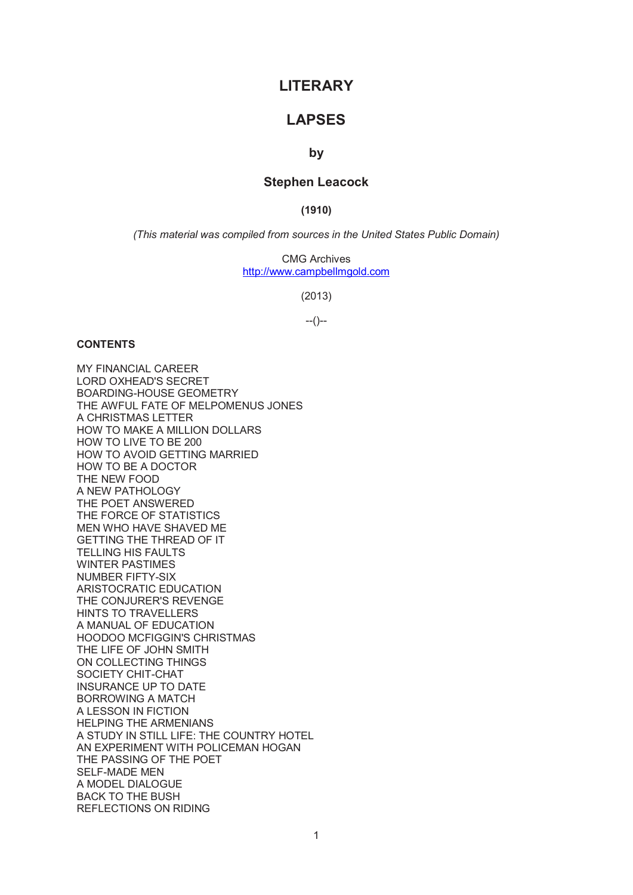# LITERARY

# LAPSES

### by

## Stephen Leacock

**(1910)**

*(This material was compiled from sources in the United States Public Domain)*

CMG Archives
http://www.campbellmgold.com

(2013)

--()--

**CONTENTS**

MY FINANCIAL CAREER
LORD OXHEAD'S SECRET
BOARDING-HOUSE GEOMETRY
THE AWFUL FATE OF MELPOMENUS JONES
A CHRISTMAS LETTER
HOW TO MAKE A MILLION DOLLARS
HOW TO LIVE TO BE 200
HOW TO AVOID GETTING MARRIED
HOW TO BE A DOCTOR
THE NEW FOOD
A NEW PATHOLOGY
THE POET ANSWERED
THE FORCE OF STATISTICS
MEN WHO HAVE SHAVED ME
GETTING THE THREAD OF IT
TELLING HIS FAULTS
WINTER PASTIMES
NUMBER FIFTY-SIX
ARISTOCRATIC EDUCATION
THE CONJURER'S REVENGE
HINTS TO TRAVELLERS
A MANUAL OF EDUCATION
HOODOO MCFIGGIN'S CHRISTMAS
THE LIFE OF JOHN SMITH
ON COLLECTING THINGS
SOCIETY CHIT-CHAT
INSURANCE UP TO DATE
BORROWING A MATCH
A LESSON IN FICTION
HELPING THE ARMENIANS
A STUDY IN STILL LIFE: THE COUNTRY HOTEL
AN EXPERIMENT WITH POLICEMAN HOGAN
THE PASSING OF THE POET
SELF-MADE MEN
A MODEL DIALOGUE
BACK TO THE BUSH
REFLECTIONS ON RIDING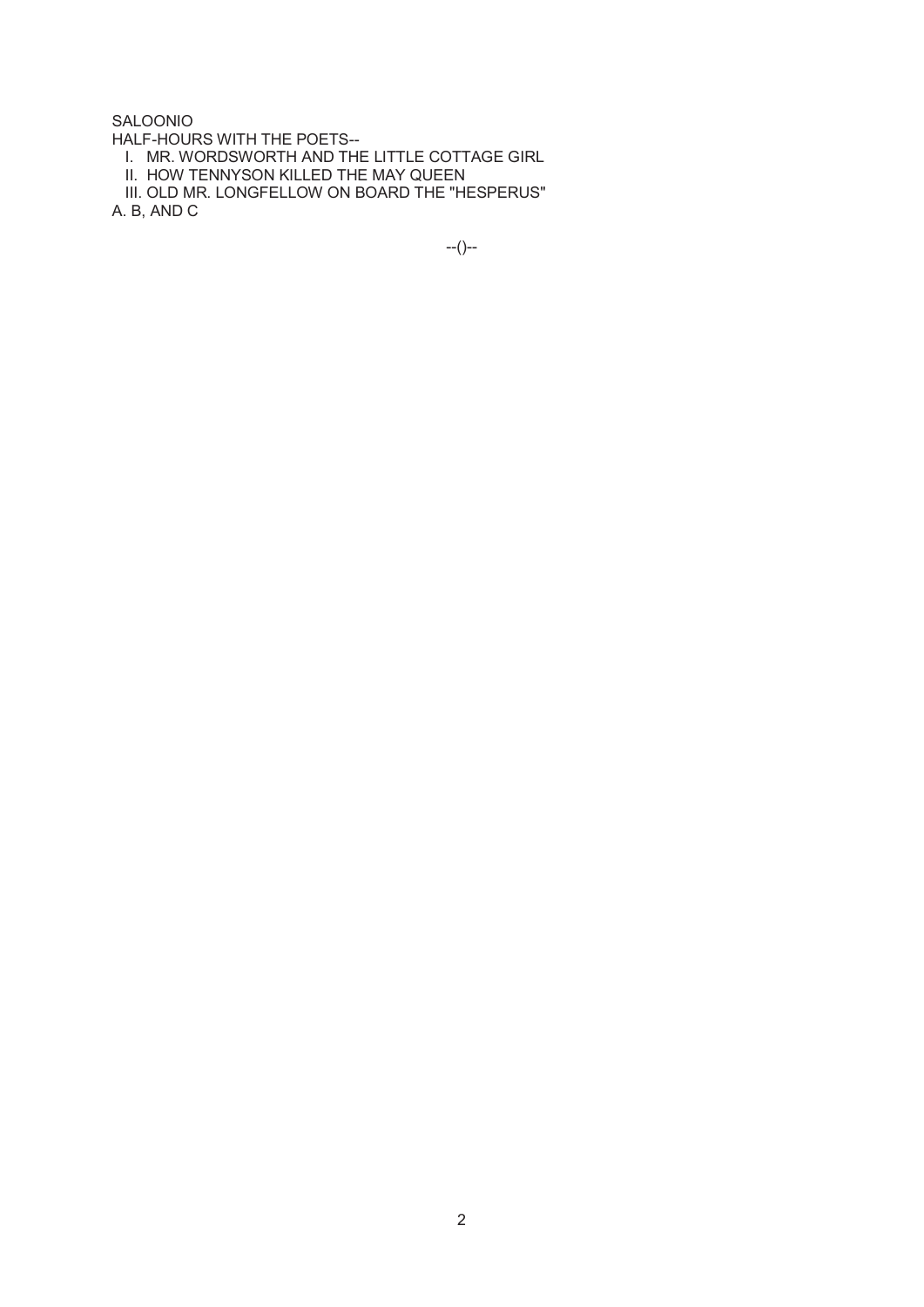SALOONIO

HALF-HOURS WITH THE POETS--

  I. MR. WORDSWORTH AND THE LITTLE COTTAGE GIRL

  II. HOW TENNYSON KILLED THE MAY QUEEN

  III. OLD MR. LONGFELLOW ON BOARD THE "HESPERUS"

A. B, AND C

--()--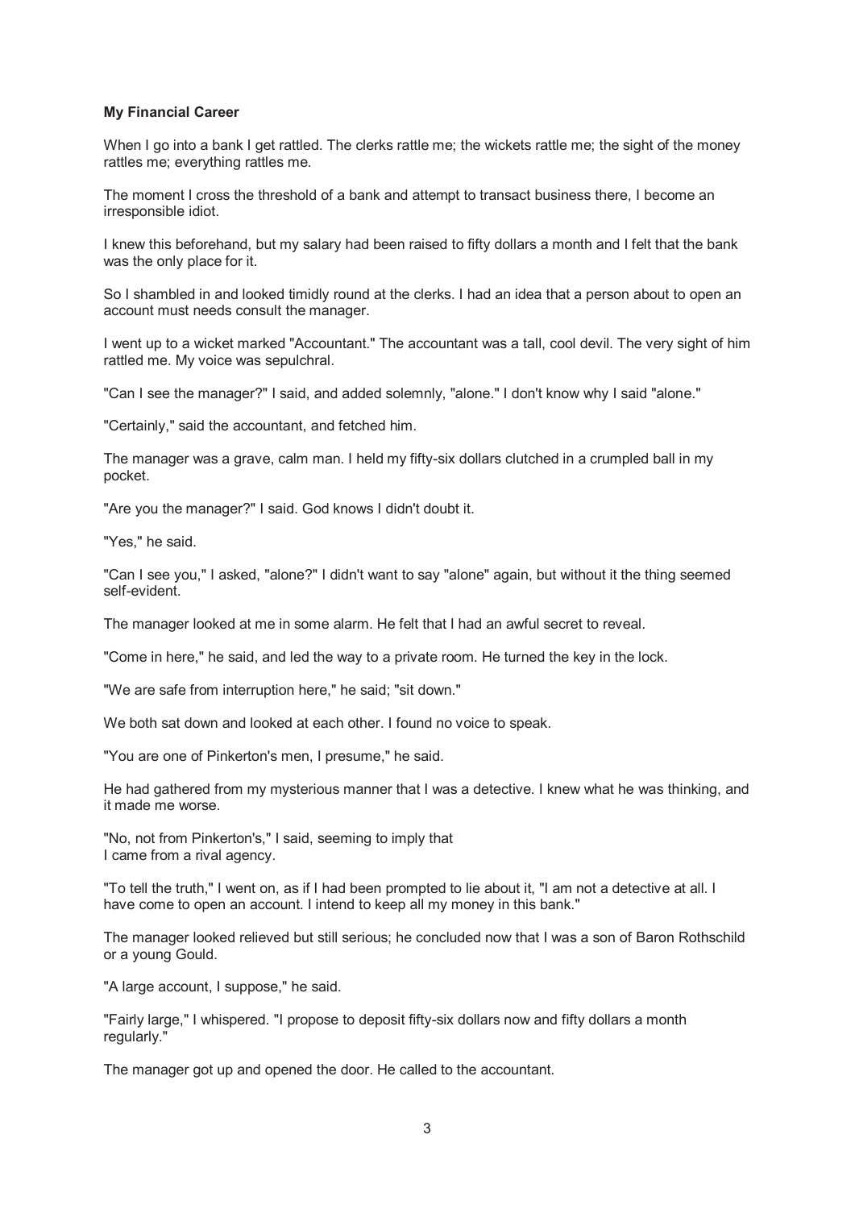**My Financial Career**

When I go into a bank I get rattled. The clerks rattle me; the wickets rattle me; the sight of the money rattles me; everything rattles me.

The moment I cross the threshold of a bank and attempt to transact business there, I become an irresponsible idiot.

I knew this beforehand, but my salary had been raised to fifty dollars a month and I felt that the bank was the only place for it.

So I shambled in and looked timidly round at the clerks. I had an idea that a person about to open an account must needs consult the manager.

I went up to a wicket marked "Accountant." The accountant was a tall, cool devil. The very sight of him rattled me. My voice was sepulchral.

"Can I see the manager?" I said, and added solemnly, "alone." I don't know why I said "alone."

"Certainly," said the accountant, and fetched him.

The manager was a grave, calm man. I held my fifty-six dollars clutched in a crumpled ball in my pocket.

"Are you the manager?" I said. God knows I didn't doubt it.

"Yes," he said.

"Can I see you," I asked, "alone?" I didn't want to say "alone" again, but without it the thing seemed self-evident.

The manager looked at me in some alarm. He felt that I had an awful secret to reveal.

"Come in here," he said, and led the way to a private room. He turned the key in the lock.

"We are safe from interruption here," he said; "sit down."

We both sat down and looked at each other. I found no voice to speak.

"You are one of Pinkerton's men, I presume," he said.

He had gathered from my mysterious manner that I was a detective. I knew what he was thinking, and it made me worse.

"No, not from Pinkerton's," I said, seeming to imply that I came from a rival agency.

"To tell the truth," I went on, as if I had been prompted to lie about it, "I am not a detective at all. I have come to open an account. I intend to keep all my money in this bank."

The manager looked relieved but still serious; he concluded now that I was a son of Baron Rothschild or a young Gould.

"A large account, I suppose," he said.

"Fairly large," I whispered. "I propose to deposit fifty-six dollars now and fifty dollars a month regularly."

The manager got up and opened the door. He called to the accountant.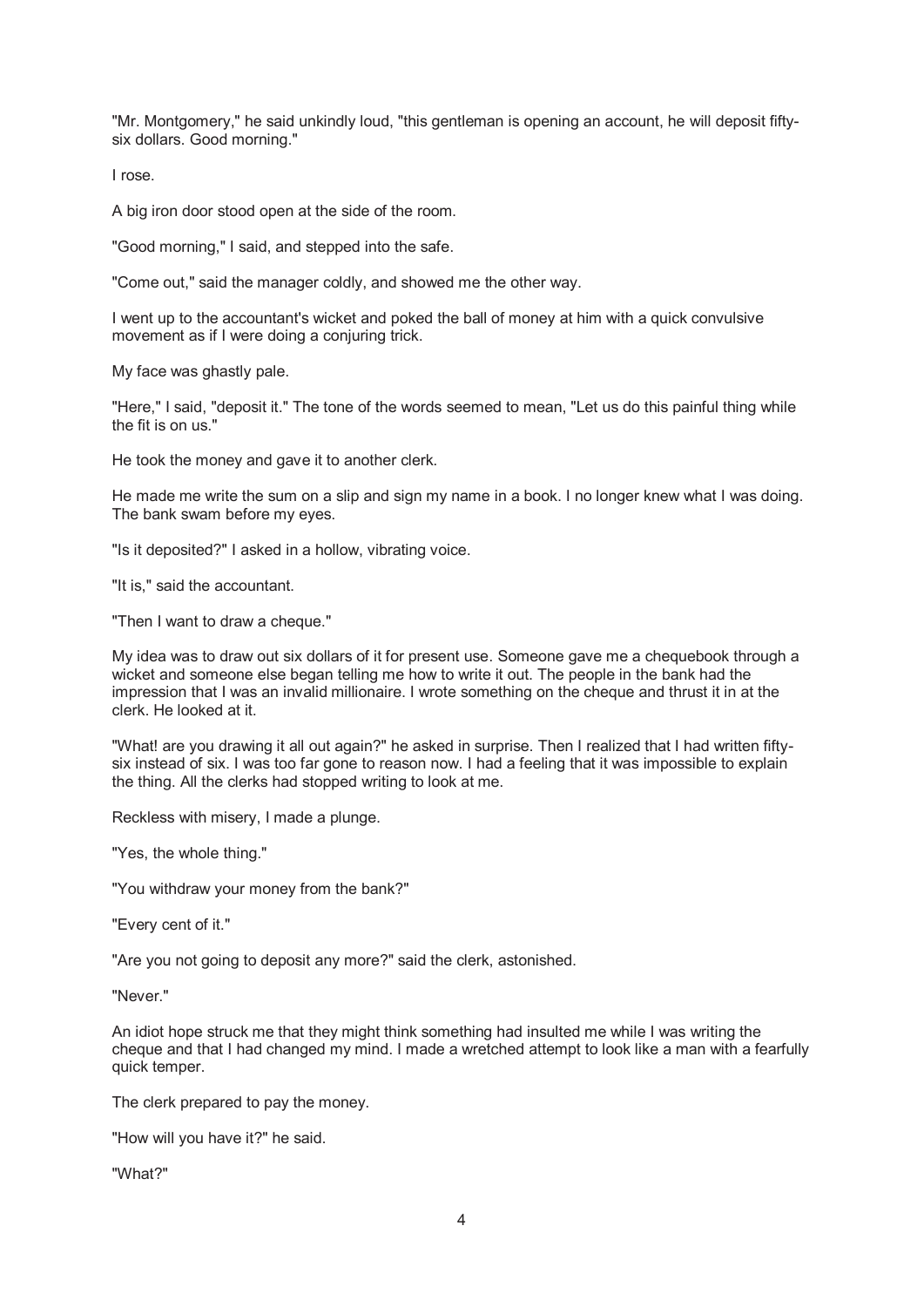"Mr. Montgomery," he said unkindly loud, "this gentleman is opening an account, he will deposit fifty-six dollars. Good morning."

I rose.

A big iron door stood open at the side of the room.

"Good morning," I said, and stepped into the safe.

"Come out," said the manager coldly, and showed me the other way.

I went up to the accountant's wicket and poked the ball of money at him with a quick convulsive movement as if I were doing a conjuring trick.

My face was ghastly pale.

"Here," I said, "deposit it." The tone of the words seemed to mean, "Let us do this painful thing while the fit is on us."

He took the money and gave it to another clerk.

He made me write the sum on a slip and sign my name in a book. I no longer knew what I was doing. The bank swam before my eyes.

"Is it deposited?" I asked in a hollow, vibrating voice.

"It is," said the accountant.

"Then I want to draw a cheque."

My idea was to draw out six dollars of it for present use. Someone gave me a chequebook through a wicket and someone else began telling me how to write it out. The people in the bank had the impression that I was an invalid millionaire. I wrote something on the cheque and thrust it in at the clerk. He looked at it.

"What! are you drawing it all out again?" he asked in surprise. Then I realized that I had written fifty-six instead of six. I was too far gone to reason now. I had a feeling that it was impossible to explain the thing. All the clerks had stopped writing to look at me.

Reckless with misery, I made a plunge.

"Yes, the whole thing."

"You withdraw your money from the bank?"

"Every cent of it."

"Are you not going to deposit any more?" said the clerk, astonished.

"Never."

An idiot hope struck me that they might think something had insulted me while I was writing the cheque and that I had changed my mind. I made a wretched attempt to look like a man with a fearfully quick temper.

The clerk prepared to pay the money.

"How will you have it?" he said.

"What?"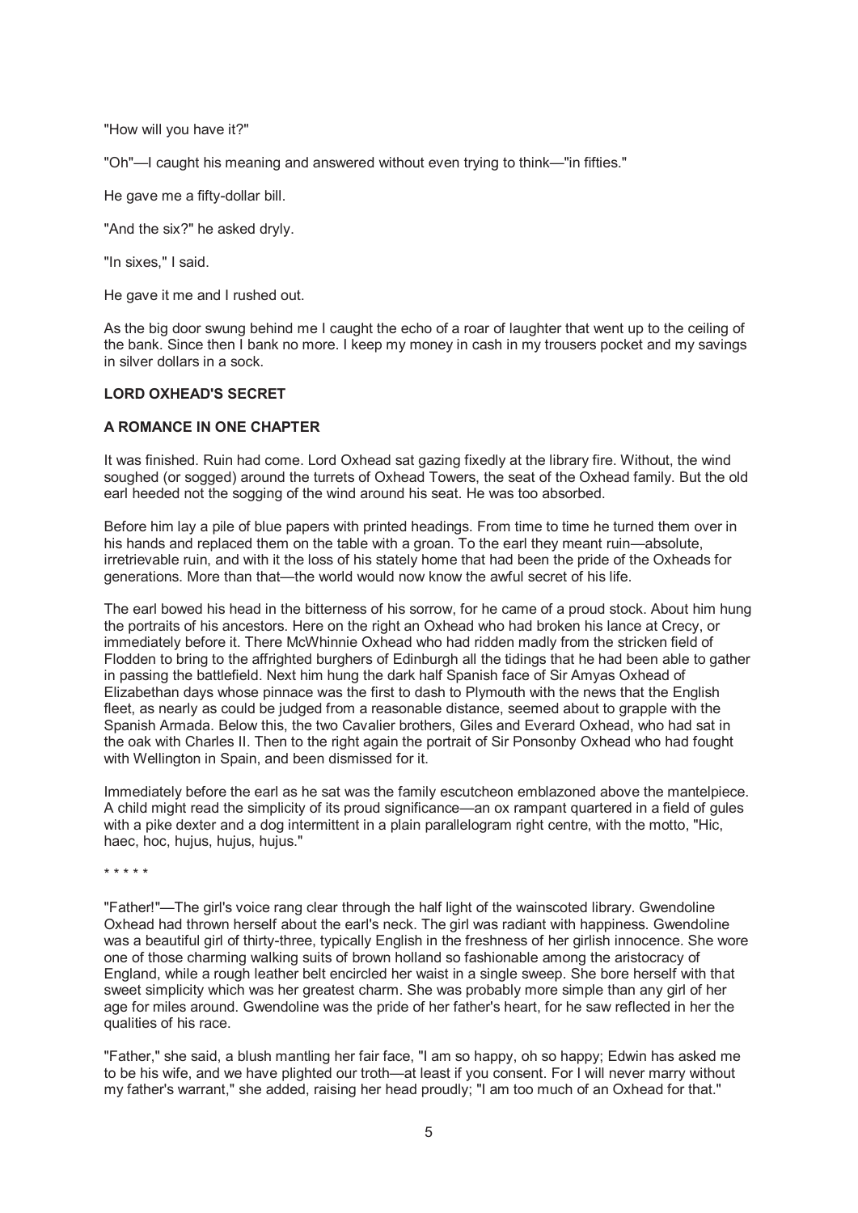"How will you have it?"

"Oh"—I caught his meaning and answered without even trying to think—"in fifties."

He gave me a fifty-dollar bill.

"And the six?" he asked dryly.

"In sixes," I said.

He gave it me and I rushed out.

As the big door swung behind me I caught the echo of a roar of laughter that went up to the ceiling of the bank. Since then I bank no more. I keep my money in cash in my trousers pocket and my savings in silver dollars in a sock.

## LORD OXHEAD'S SECRET

### A ROMANCE IN ONE CHAPTER

It was finished. Ruin had come. Lord Oxhead sat gazing fixedly at the library fire. Without, the wind soughed (or sogged) around the turrets of Oxhead Towers, the seat of the Oxhead family. But the old earl heeded not the sogging of the wind around his seat. He was too absorbed.

Before him lay a pile of blue papers with printed headings. From time to time he turned them over in his hands and replaced them on the table with a groan. To the earl they meant ruin—absolute, irretrievable ruin, and with it the loss of his stately home that had been the pride of the Oxheads for generations. More than that—the world would now know the awful secret of his life.

The earl bowed his head in the bitterness of his sorrow, for he came of a proud stock. About him hung the portraits of his ancestors. Here on the right an Oxhead who had broken his lance at Crecy, or immediately before it. There McWhinnie Oxhead who had ridden madly from the stricken field of Flodden to bring to the affrighted burghers of Edinburgh all the tidings that he had been able to gather in passing the battlefield. Next him hung the dark half Spanish face of Sir Amyas Oxhead of Elizabethan days whose pinnace was the first to dash to Plymouth with the news that the English fleet, as nearly as could be judged from a reasonable distance, seemed about to grapple with the Spanish Armada. Below this, the two Cavalier brothers, Giles and Everard Oxhead, who had sat in the oak with Charles II. Then to the right again the portrait of Sir Ponsonby Oxhead who had fought with Wellington in Spain, and been dismissed for it.

Immediately before the earl as he sat was the family escutcheon emblazoned above the mantelpiece. A child might read the simplicity of its proud significance—an ox rampant quartered in a field of gules with a pike dexter and a dog intermittent in a plain parallelogram right centre, with the motto, "Hic, haec, hoc, hujus, hujus, hujus."

\* \* \* \* \*

"Father!"—The girl's voice rang clear through the half light of the wainscoted library. Gwendoline Oxhead had thrown herself about the earl's neck. The girl was radiant with happiness. Gwendoline was a beautiful girl of thirty-three, typically English in the freshness of her girlish innocence. She wore one of those charming walking suits of brown holland so fashionable among the aristocracy of England, while a rough leather belt encircled her waist in a single sweep. She bore herself with that sweet simplicity which was her greatest charm. She was probably more simple than any girl of her age for miles around. Gwendoline was the pride of her father's heart, for he saw reflected in her the qualities of his race.

"Father," she said, a blush mantling her fair face, "I am so happy, oh so happy; Edwin has asked me to be his wife, and we have plighted our troth—at least if you consent. For I will never marry without my father's warrant," she added, raising her head proudly; "I am too much of an Oxhead for that."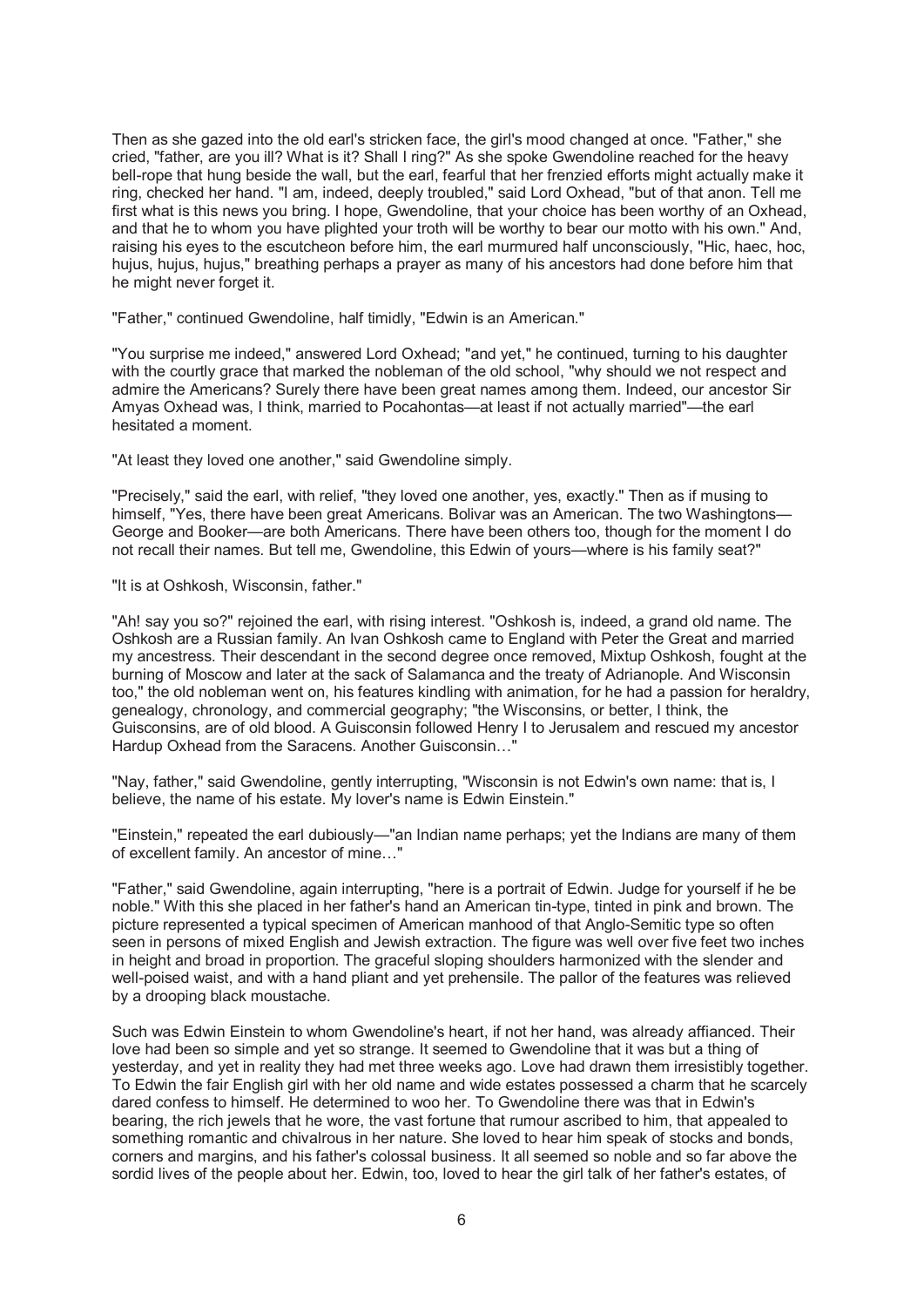Then as she gazed into the old earl's stricken face, the girl's mood changed at once. "Father," she cried, "father, are you ill? What is it? Shall I ring?" As she spoke Gwendoline reached for the heavy bell-rope that hung beside the wall, but the earl, fearful that her frenzied efforts might actually make it ring, checked her hand. "I am, indeed, deeply troubled," said Lord Oxhead, "but of that anon. Tell me first what is this news you bring. I hope, Gwendoline, that your choice has been worthy of an Oxhead, and that he to whom you have plighted your troth will be worthy to bear our motto with his own." And, raising his eyes to the escutcheon before him, the earl murmured half unconsciously, "Hic, haec, hoc, hujus, hujus, hujus," breathing perhaps a prayer as many of his ancestors had done before him that he might never forget it.

"Father," continued Gwendoline, half timidly, "Edwin is an American."

"You surprise me indeed," answered Lord Oxhead; "and yet," he continued, turning to his daughter with the courtly grace that marked the nobleman of the old school, "why should we not respect and admire the Americans? Surely there have been great names among them. Indeed, our ancestor Sir Amyas Oxhead was, I think, married to Pocahontas—at least if not actually married"—the earl hesitated a moment.

"At least they loved one another," said Gwendoline simply.

"Precisely," said the earl, with relief, "they loved one another, yes, exactly." Then as if musing to himself, "Yes, there have been great Americans. Bolivar was an American. The two Washingtons—George and Booker—are both Americans. There have been others too, though for the moment I do not recall their names. But tell me, Gwendoline, this Edwin of yours—where is his family seat?"

"It is at Oshkosh, Wisconsin, father."

"Ah! say you so?" rejoined the earl, with rising interest. "Oshkosh is, indeed, a grand old name. The Oshkosh are a Russian family. An Ivan Oshkosh came to England with Peter the Great and married my ancestress. Their descendant in the second degree once removed, Mixtup Oshkosh, fought at the burning of Moscow and later at the sack of Salamanca and the treaty of Adrianople. And Wisconsin too," the old nobleman went on, his features kindling with animation, for he had a passion for heraldry, genealogy, chronology, and commercial geography; "the Wisconsins, or better, I think, the Guisconsins, are of old blood. A Guisconsin followed Henry I to Jerusalem and rescued my ancestor Hardup Oxhead from the Saracens. Another Guisconsin…"

"Nay, father," said Gwendoline, gently interrupting, "Wisconsin is not Edwin's own name: that is, I believe, the name of his estate. My lover's name is Edwin Einstein."

"Einstein," repeated the earl dubiously—"an Indian name perhaps; yet the Indians are many of them of excellent family. An ancestor of mine…"

"Father," said Gwendoline, again interrupting, "here is a portrait of Edwin. Judge for yourself if he be noble." With this she placed in her father's hand an American tin-type, tinted in pink and brown. The picture represented a typical specimen of American manhood of that Anglo-Semitic type so often seen in persons of mixed English and Jewish extraction. The figure was well over five feet two inches in height and broad in proportion. The graceful sloping shoulders harmonized with the slender and well-poised waist, and with a hand pliant and yet prehensile. The pallor of the features was relieved by a drooping black moustache.

Such was Edwin Einstein to whom Gwendoline's heart, if not her hand, was already affianced. Their love had been so simple and yet so strange. It seemed to Gwendoline that it was but a thing of yesterday, and yet in reality they had met three weeks ago. Love had drawn them irresistibly together. To Edwin the fair English girl with her old name and wide estates possessed a charm that he scarcely dared confess to himself. He determined to woo her. To Gwendoline there was that in Edwin's bearing, the rich jewels that he wore, the vast fortune that rumour ascribed to him, that appealed to something romantic and chivalrous in her nature. She loved to hear him speak of stocks and bonds, corners and margins, and his father's colossal business. It all seemed so noble and so far above the sordid lives of the people about her. Edwin, too, loved to hear the girl talk of her father's estates, of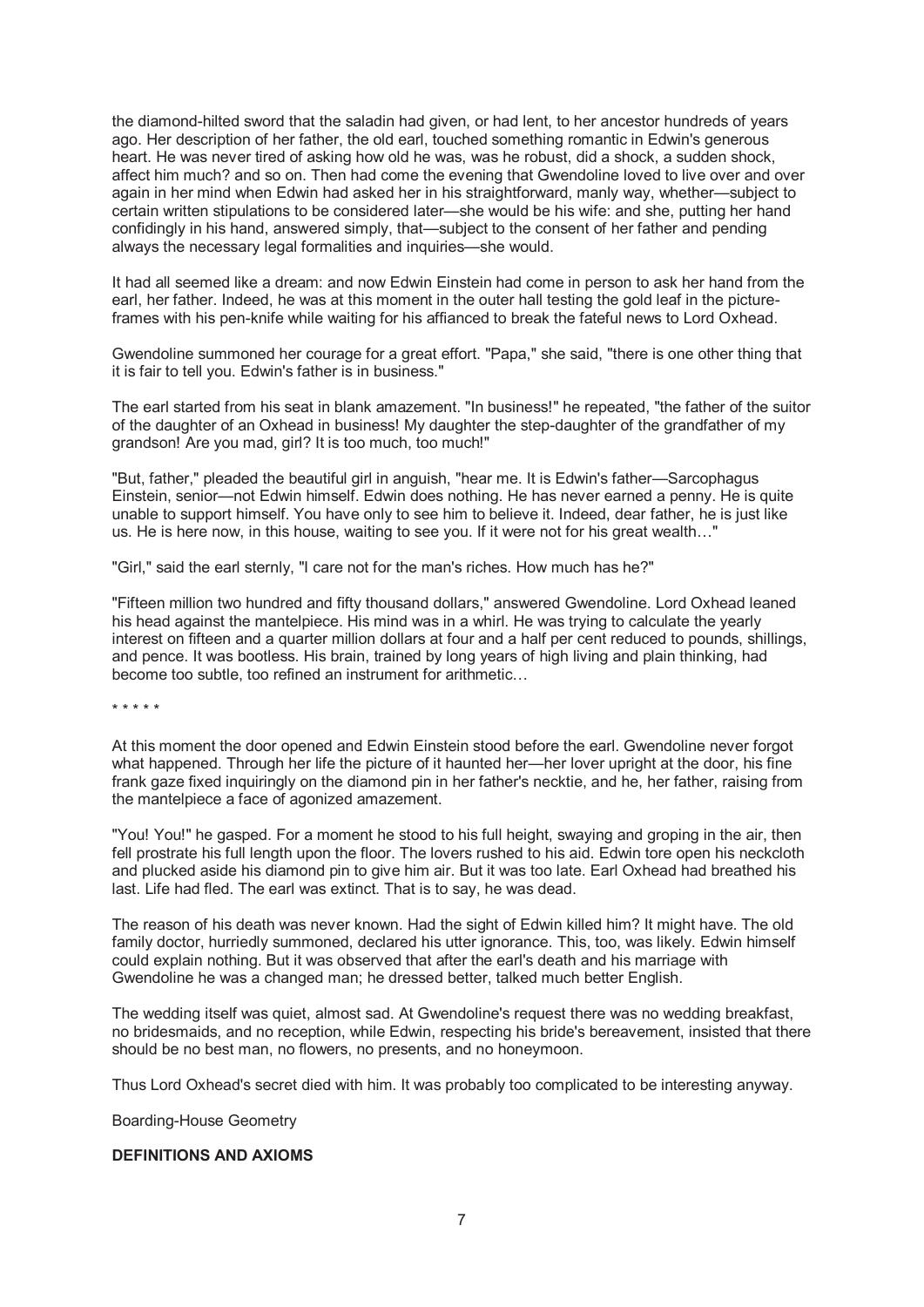the diamond-hilted sword that the saladin had given, or had lent, to her ancestor hundreds of years ago. Her description of her father, the old earl, touched something romantic in Edwin's generous heart. He was never tired of asking how old he was, was he robust, did a shock, a sudden shock, affect him much? and so on. Then had come the evening that Gwendoline loved to live over and over again in her mind when Edwin had asked her in his straightforward, manly way, whether—subject to certain written stipulations to be considered later—she would be his wife: and she, putting her hand confidingly in his hand, answered simply, that—subject to the consent of her father and pending always the necessary legal formalities and inquiries—she would.

It had all seemed like a dream: and now Edwin Einstein had come in person to ask her hand from the earl, her father. Indeed, he was at this moment in the outer hall testing the gold leaf in the picture-frames with his pen-knife while waiting for his affianced to break the fateful news to Lord Oxhead.

Gwendoline summoned her courage for a great effort. "Papa," she said, "there is one other thing that it is fair to tell you. Edwin's father is in business."

The earl started from his seat in blank amazement. "In business!" he repeated, "the father of the suitor of the daughter of an Oxhead in business! My daughter the step-daughter of the grandfather of my grandson! Are you mad, girl? It is too much, too much!"

"But, father," pleaded the beautiful girl in anguish, "hear me. It is Edwin's father—Sarcophagus Einstein, senior—not Edwin himself. Edwin does nothing. He has never earned a penny. He is quite unable to support himself. You have only to see him to believe it. Indeed, dear father, he is just like us. He is here now, in this house, waiting to see you. If it were not for his great wealth…"

"Girl," said the earl sternly, "I care not for the man's riches. How much has he?"

"Fifteen million two hundred and fifty thousand dollars," answered Gwendoline. Lord Oxhead leaned his head against the mantelpiece. His mind was in a whirl. He was trying to calculate the yearly interest on fifteen and a quarter million dollars at four and a half per cent reduced to pounds, shillings, and pence. It was bootless. His brain, trained by long years of high living and plain thinking, had become too subtle, too refined an instrument for arithmetic…

\* \* \* \* \*

At this moment the door opened and Edwin Einstein stood before the earl. Gwendoline never forgot what happened. Through her life the picture of it haunted her—her lover upright at the door, his fine frank gaze fixed inquiringly on the diamond pin in her father's necktie, and he, her father, raising from the mantelpiece a face of agonized amazement.

"You! You!" he gasped. For a moment he stood to his full height, swaying and groping in the air, then fell prostrate his full length upon the floor. The lovers rushed to his aid. Edwin tore open his neckcloth and plucked aside his diamond pin to give him air. But it was too late. Earl Oxhead had breathed his last. Life had fled. The earl was extinct. That is to say, he was dead.

The reason of his death was never known. Had the sight of Edwin killed him? It might have. The old family doctor, hurriedly summoned, declared his utter ignorance. This, too, was likely. Edwin himself could explain nothing. But it was observed that after the earl's death and his marriage with Gwendoline he was a changed man; he dressed better, talked much better English.

The wedding itself was quiet, almost sad. At Gwendoline's request there was no wedding breakfast, no bridesmaids, and no reception, while Edwin, respecting his bride's bereavement, insisted that there should be no best man, no flowers, no presents, and no honeymoon.

Thus Lord Oxhead's secret died with him. It was probably too complicated to be interesting anyway.

# Boarding-House Geometry

## DEFINITIONS AND AXIOMS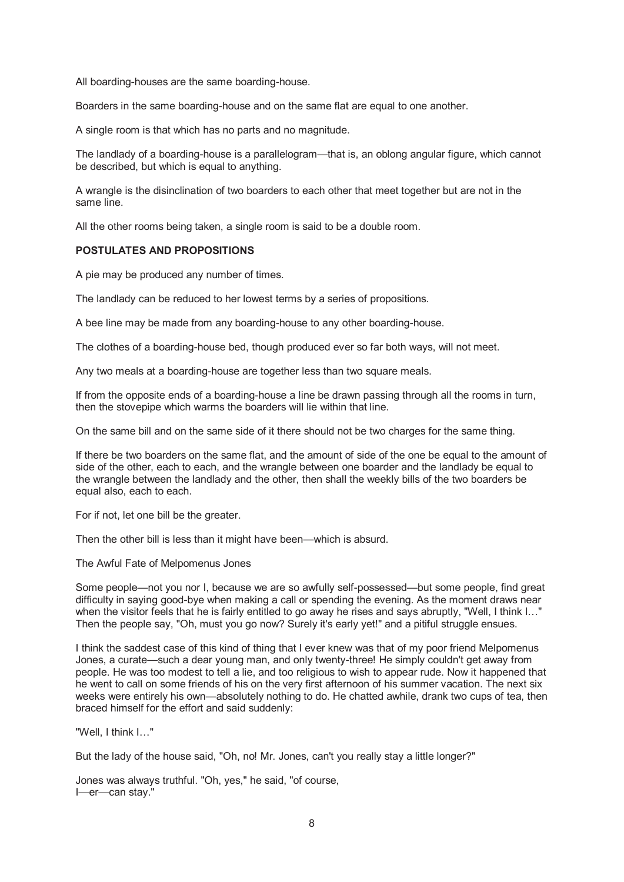All boarding-houses are the same boarding-house.

Boarders in the same boarding-house and on the same flat are equal to one another.

A single room is that which has no parts and no magnitude.

The landlady of a boarding-house is a parallelogram—that is, an oblong angular figure, which cannot be described, but which is equal to anything.

A wrangle is the disinclination of two boarders to each other that meet together but are not in the same line.

All the other rooms being taken, a single room is said to be a double room.

**POSTULATES AND PROPOSITIONS**

A pie may be produced any number of times.

The landlady can be reduced to her lowest terms by a series of propositions.

A bee line may be made from any boarding-house to any other boarding-house.

The clothes of a boarding-house bed, though produced ever so far both ways, will not meet.

Any two meals at a boarding-house are together less than two square meals.

If from the opposite ends of a boarding-house a line be drawn passing through all the rooms in turn, then the stovepipe which warms the boarders will lie within that line.

On the same bill and on the same side of it there should not be two charges for the same thing.

If there be two boarders on the same flat, and the amount of side of the one be equal to the amount of side of the other, each to each, and the wrangle between one boarder and the landlady be equal to the wrangle between the landlady and the other, then shall the weekly bills of the two boarders be equal also, each to each.

For if not, let one bill be the greater.

Then the other bill is less than it might have been—which is absurd.

The Awful Fate of Melpomenus Jones

Some people—not you nor I, because we are so awfully self-possessed—but some people, find great difficulty in saying good-bye when making a call or spending the evening. As the moment draws near when the visitor feels that he is fairly entitled to go away he rises and says abruptly, "Well, I think I…" Then the people say, "Oh, must you go now? Surely it's early yet!" and a pitiful struggle ensues.

I think the saddest case of this kind of thing that I ever knew was that of my poor friend Melpomenus Jones, a curate—such a dear young man, and only twenty-three! He simply couldn't get away from people. He was too modest to tell a lie, and too religious to wish to appear rude. Now it happened that he went to call on some friends of his on the very first afternoon of his summer vacation. The next six weeks were entirely his own—absolutely nothing to do. He chatted awhile, drank two cups of tea, then braced himself for the effort and said suddenly:

"Well, I think I…"

But the lady of the house said, "Oh, no! Mr. Jones, can't you really stay a little longer?"

Jones was always truthful. "Oh, yes," he said, "of course, I—er—can stay."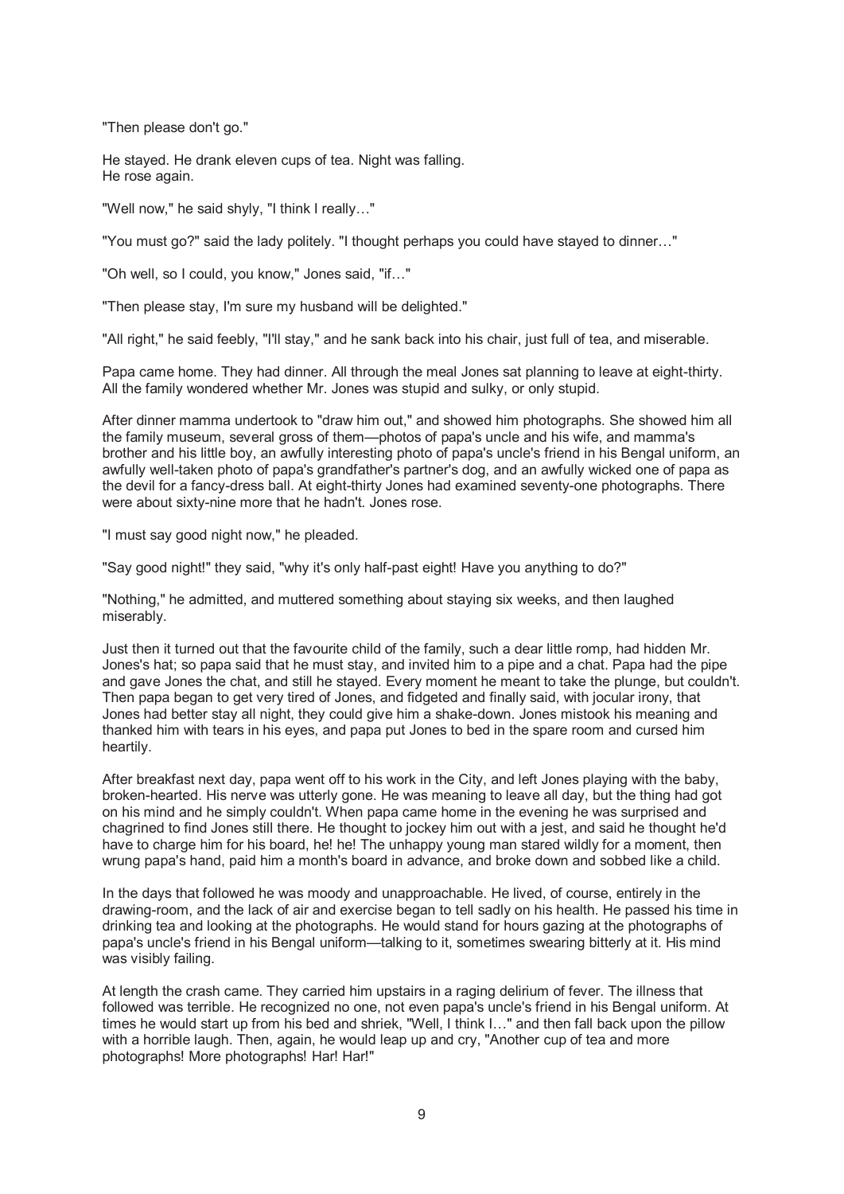"Then please don't go."

He stayed. He drank eleven cups of tea. Night was falling.
He rose again.

"Well now," he said shyly, "I think I really…"

"You must go?" said the lady politely. "I thought perhaps you could have stayed to dinner…"

"Oh well, so I could, you know," Jones said, "if…"

"Then please stay, I'm sure my husband will be delighted."

"All right," he said feebly, "I'll stay," and he sank back into his chair, just full of tea, and miserable.

Papa came home. They had dinner. All through the meal Jones sat planning to leave at eight-thirty. All the family wondered whether Mr. Jones was stupid and sulky, or only stupid.

After dinner mamma undertook to "draw him out," and showed him photographs. She showed him all the family museum, several gross of them—photos of papa's uncle and his wife, and mamma's brother and his little boy, an awfully interesting photo of papa's uncle's friend in his Bengal uniform, an awfully well-taken photo of papa's grandfather's partner's dog, and an awfully wicked one of papa as the devil for a fancy-dress ball. At eight-thirty Jones had examined seventy-one photographs. There were about sixty-nine more that he hadn't. Jones rose.

"I must say good night now," he pleaded.

"Say good night!" they said, "why it's only half-past eight! Have you anything to do?"

"Nothing," he admitted, and muttered something about staying six weeks, and then laughed miserably.

Just then it turned out that the favourite child of the family, such a dear little romp, had hidden Mr. Jones's hat; so papa said that he must stay, and invited him to a pipe and a chat. Papa had the pipe and gave Jones the chat, and still he stayed. Every moment he meant to take the plunge, but couldn't. Then papa began to get very tired of Jones, and fidgeted and finally said, with jocular irony, that Jones had better stay all night, they could give him a shake-down. Jones mistook his meaning and thanked him with tears in his eyes, and papa put Jones to bed in the spare room and cursed him heartily.

After breakfast next day, papa went off to his work in the City, and left Jones playing with the baby, broken-hearted. His nerve was utterly gone. He was meaning to leave all day, but the thing had got on his mind and he simply couldn't. When papa came home in the evening he was surprised and chagrined to find Jones still there. He thought to jockey him out with a jest, and said he thought he'd have to charge him for his board, he! he! The unhappy young man stared wildly for a moment, then wrung papa's hand, paid him a month's board in advance, and broke down and sobbed like a child.

In the days that followed he was moody and unapproachable. He lived, of course, entirely in the drawing-room, and the lack of air and exercise began to tell sadly on his health. He passed his time in drinking tea and looking at the photographs. He would stand for hours gazing at the photographs of papa's uncle's friend in his Bengal uniform—talking to it, sometimes swearing bitterly at it. His mind was visibly failing.

At length the crash came. They carried him upstairs in a raging delirium of fever. The illness that followed was terrible. He recognized no one, not even papa's uncle's friend in his Bengal uniform. At times he would start up from his bed and shriek, "Well, I think I…" and then fall back upon the pillow with a horrible laugh. Then, again, he would leap up and cry, "Another cup of tea and more photographs! More photographs! Har! Har!"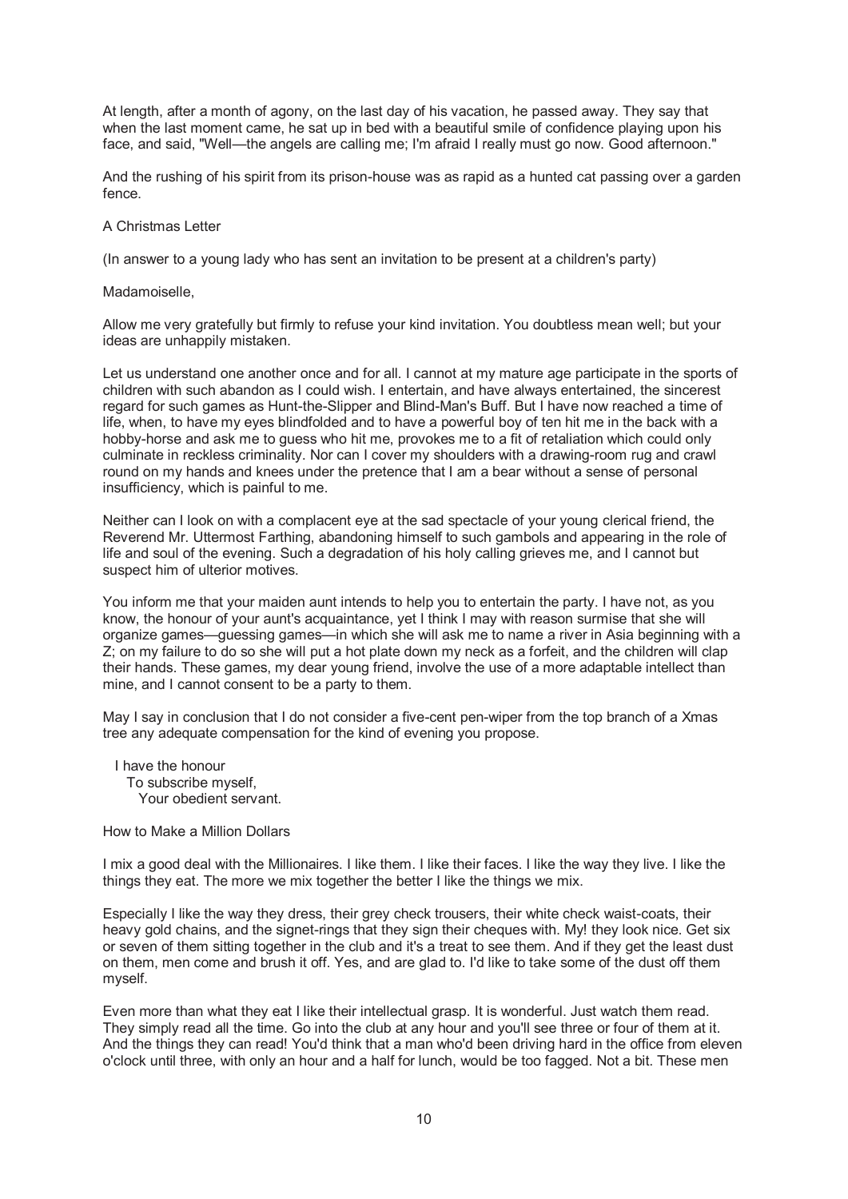At length, after a month of agony, on the last day of his vacation, he passed away. They say that when the last moment came, he sat up in bed with a beautiful smile of confidence playing upon his face, and said, "Well—the angels are calling me; I'm afraid I really must go now. Good afternoon."

And the rushing of his spirit from its prison-house was as rapid as a hunted cat passing over a garden fence.

## A Christmas Letter

(In answer to a young lady who has sent an invitation to be present at a children's party)

Madamoiselle,

Allow me very gratefully but firmly to refuse your kind invitation. You doubtless mean well; but your ideas are unhappily mistaken.

Let us understand one another once and for all. I cannot at my mature age participate in the sports of children with such abandon as I could wish. I entertain, and have always entertained, the sincerest regard for such games as Hunt-the-Slipper and Blind-Man's Buff. But I have now reached a time of life, when, to have my eyes blindfolded and to have a powerful boy of ten hit me in the back with a hobby-horse and ask me to guess who hit me, provokes me to a fit of retaliation which could only culminate in reckless criminality. Nor can I cover my shoulders with a drawing-room rug and crawl round on my hands and knees under the pretence that I am a bear without a sense of personal insufficiency, which is painful to me.

Neither can I look on with a complacent eye at the sad spectacle of your young clerical friend, the Reverend Mr. Uttermost Farthing, abandoning himself to such gambols and appearing in the role of life and soul of the evening. Such a degradation of his holy calling grieves me, and I cannot but suspect him of ulterior motives.

You inform me that your maiden aunt intends to help you to entertain the party. I have not, as you know, the honour of your aunt's acquaintance, yet I think I may with reason surmise that she will organize games—guessing games—in which she will ask me to name a river in Asia beginning with a Z; on my failure to do so she will put a hot plate down my neck as a forfeit, and the children will clap their hands. These games, my dear young friend, involve the use of a more adaptable intellect than mine, and I cannot consent to be a party to them.

May I say in conclusion that I do not consider a five-cent pen-wiper from the top branch of a Xmas tree any adequate compensation for the kind of evening you propose.

I have the honour
To subscribe myself,
Your obedient servant.

## How to Make a Million Dollars

I mix a good deal with the Millionaires. I like them. I like their faces. I like the way they live. I like the things they eat. The more we mix together the better I like the things we mix.

Especially I like the way they dress, their grey check trousers, their white check waist-coats, their heavy gold chains, and the signet-rings that they sign their cheques with. My! they look nice. Get six or seven of them sitting together in the club and it's a treat to see them. And if they get the least dust on them, men come and brush it off. Yes, and are glad to. I'd like to take some of the dust off them myself.

Even more than what they eat I like their intellectual grasp. It is wonderful. Just watch them read. They simply read all the time. Go into the club at any hour and you'll see three or four of them at it. And the things they can read! You'd think that a man who'd been driving hard in the office from eleven o'clock until three, with only an hour and a half for lunch, would be too fagged. Not a bit. These men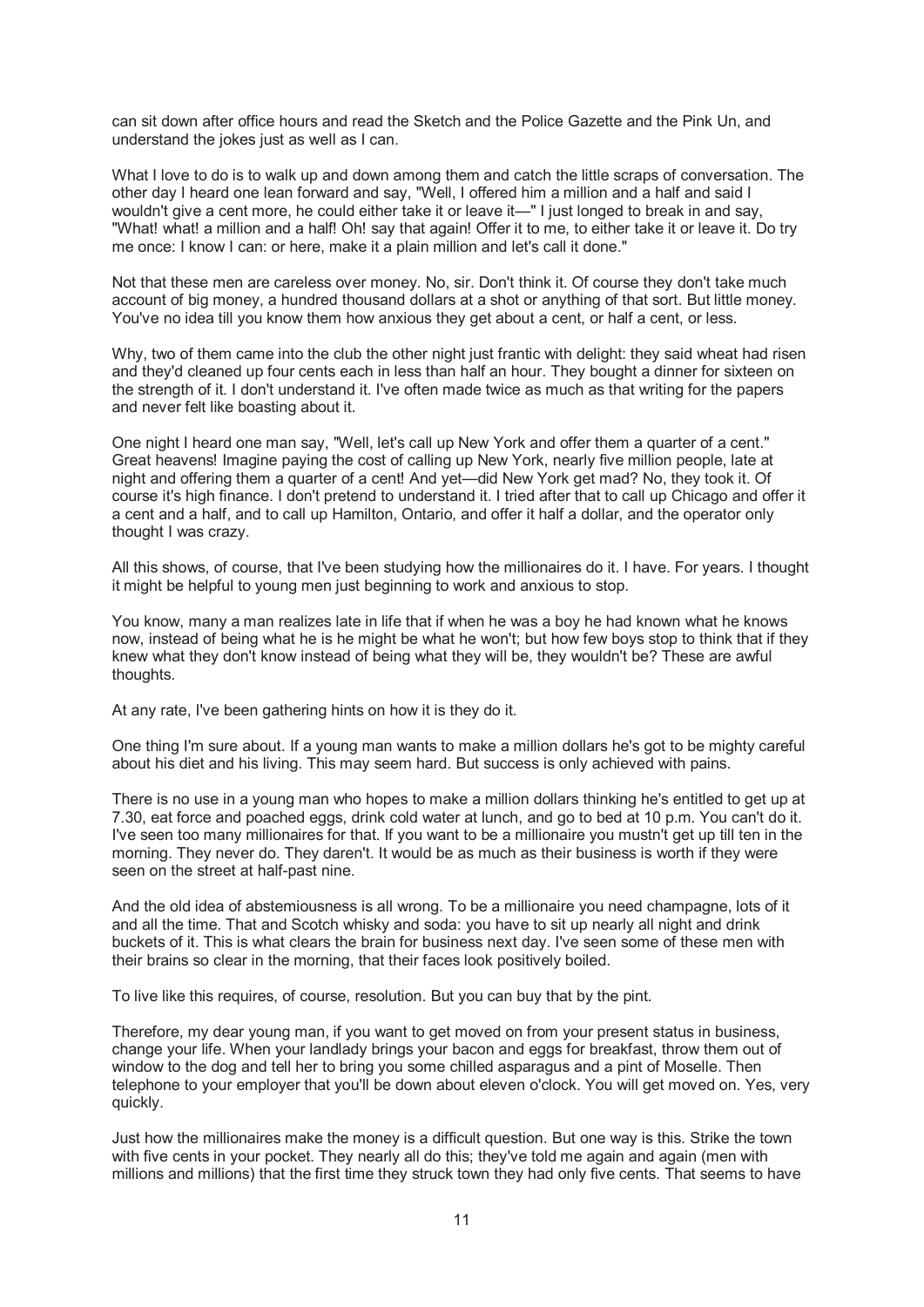can sit down after office hours and read the Sketch and the Police Gazette and the Pink Un, and understand the jokes just as well as I can.

What I love to do is to walk up and down among them and catch the little scraps of conversation. The other day I heard one lean forward and say, "Well, I offered him a million and a half and said I wouldn't give a cent more, he could either take it or leave it—" I just longed to break in and say, "What! what! a million and a half! Oh! say that again! Offer it to me, to either take it or leave it. Do try me once: I know I can: or here, make it a plain million and let's call it done."

Not that these men are careless over money. No, sir. Don't think it. Of course they don't take much account of big money, a hundred thousand dollars at a shot or anything of that sort. But little money. You've no idea till you know them how anxious they get about a cent, or half a cent, or less.

Why, two of them came into the club the other night just frantic with delight: they said wheat had risen and they'd cleaned up four cents each in less than half an hour. They bought a dinner for sixteen on the strength of it. I don't understand it. I've often made twice as much as that writing for the papers and never felt like boasting about it.

One night I heard one man say, "Well, let's call up New York and offer them a quarter of a cent." Great heavens! Imagine paying the cost of calling up New York, nearly five million people, late at night and offering them a quarter of a cent! And yet—did New York get mad? No, they took it. Of course it's high finance. I don't pretend to understand it. I tried after that to call up Chicago and offer it a cent and a half, and to call up Hamilton, Ontario, and offer it half a dollar, and the operator only thought I was crazy.

All this shows, of course, that I've been studying how the millionaires do it. I have. For years. I thought it might be helpful to young men just beginning to work and anxious to stop.

You know, many a man realizes late in life that if when he was a boy he had known what he knows now, instead of being what he is he might be what he won't; but how few boys stop to think that if they knew what they don't know instead of being what they will be, they wouldn't be? These are awful thoughts.

At any rate, I've been gathering hints on how it is they do it.

One thing I'm sure about. If a young man wants to make a million dollars he's got to be mighty careful about his diet and his living. This may seem hard. But success is only achieved with pains.

There is no use in a young man who hopes to make a million dollars thinking he's entitled to get up at 7.30, eat force and poached eggs, drink cold water at lunch, and go to bed at 10 p.m. You can't do it. I've seen too many millionaires for that. If you want to be a millionaire you mustn't get up till ten in the morning. They never do. They daren't. It would be as much as their business is worth if they were seen on the street at half-past nine.

And the old idea of abstemiousness is all wrong. To be a millionaire you need champagne, lots of it and all the time. That and Scotch whisky and soda: you have to sit up nearly all night and drink buckets of it. This is what clears the brain for business next day. I've seen some of these men with their brains so clear in the morning, that their faces look positively boiled.

To live like this requires, of course, resolution. But you can buy that by the pint.

Therefore, my dear young man, if you want to get moved on from your present status in business, change your life. When your landlady brings your bacon and eggs for breakfast, throw them out of window to the dog and tell her to bring you some chilled asparagus and a pint of Moselle. Then telephone to your employer that you'll be down about eleven o'clock. You will get moved on. Yes, very quickly.

Just how the millionaires make the money is a difficult question. But one way is this. Strike the town with five cents in your pocket. They nearly all do this; they've told me again and again (men with millions and millions) that the first time they struck town they had only five cents. That seems to have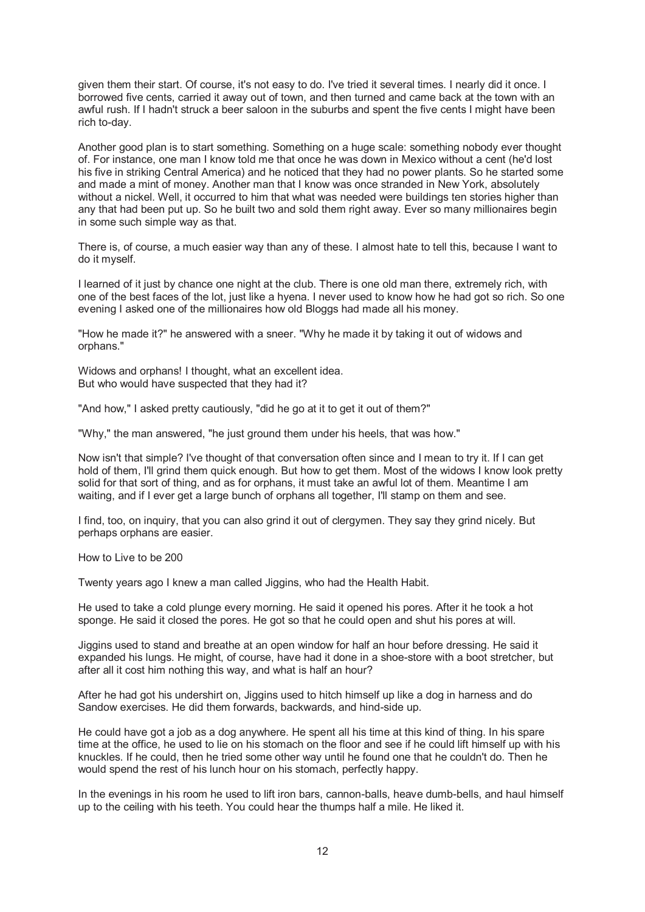given them their start. Of course, it's not easy to do. I've tried it several times. I nearly did it once. I borrowed five cents, carried it away out of town, and then turned and came back at the town with an awful rush. If I hadn't struck a beer saloon in the suburbs and spent the five cents I might have been rich to-day.

Another good plan is to start something. Something on a huge scale: something nobody ever thought of. For instance, one man I know told me that once he was down in Mexico without a cent (he'd lost his five in striking Central America) and he noticed that they had no power plants. So he started some and made a mint of money. Another man that I know was once stranded in New York, absolutely without a nickel. Well, it occurred to him that what was needed were buildings ten stories higher than any that had been put up. So he built two and sold them right away. Ever so many millionaires begin in some such simple way as that.

There is, of course, a much easier way than any of these. I almost hate to tell this, because I want to do it myself.

I learned of it just by chance one night at the club. There is one old man there, extremely rich, with one of the best faces of the lot, just like a hyena. I never used to know how he had got so rich. So one evening I asked one of the millionaires how old Bloggs had made all his money.

"How he made it?" he answered with a sneer. "Why he made it by taking it out of widows and orphans."

Widows and orphans! I thought, what an excellent idea.
But who would have suspected that they had it?

"And how," I asked pretty cautiously, "did he go at it to get it out of them?"

"Why," the man answered, "he just ground them under his heels, that was how."

Now isn't that simple? I've thought of that conversation often since and I mean to try it. If I can get hold of them, I'll grind them quick enough. But how to get them. Most of the widows I know look pretty solid for that sort of thing, and as for orphans, it must take an awful lot of them. Meantime I am waiting, and if I ever get a large bunch of orphans all together, I'll stamp on them and see.

I find, too, on inquiry, that you can also grind it out of clergymen. They say they grind nicely. But perhaps orphans are easier.

## How to Live to be 200

Twenty years ago I knew a man called Jiggins, who had the Health Habit.

He used to take a cold plunge every morning. He said it opened his pores. After it he took a hot sponge. He said it closed the pores. He got so that he could open and shut his pores at will.

Jiggins used to stand and breathe at an open window for half an hour before dressing. He said it expanded his lungs. He might, of course, have had it done in a shoe-store with a boot stretcher, but after all it cost him nothing this way, and what is half an hour?

After he had got his undershirt on, Jiggins used to hitch himself up like a dog in harness and do Sandow exercises. He did them forwards, backwards, and hind-side up.

He could have got a job as a dog anywhere. He spent all his time at this kind of thing. In his spare time at the office, he used to lie on his stomach on the floor and see if he could lift himself up with his knuckles. If he could, then he tried some other way until he found one that he couldn't do. Then he would spend the rest of his lunch hour on his stomach, perfectly happy.

In the evenings in his room he used to lift iron bars, cannon-balls, heave dumb-bells, and haul himself up to the ceiling with his teeth. You could hear the thumps half a mile. He liked it.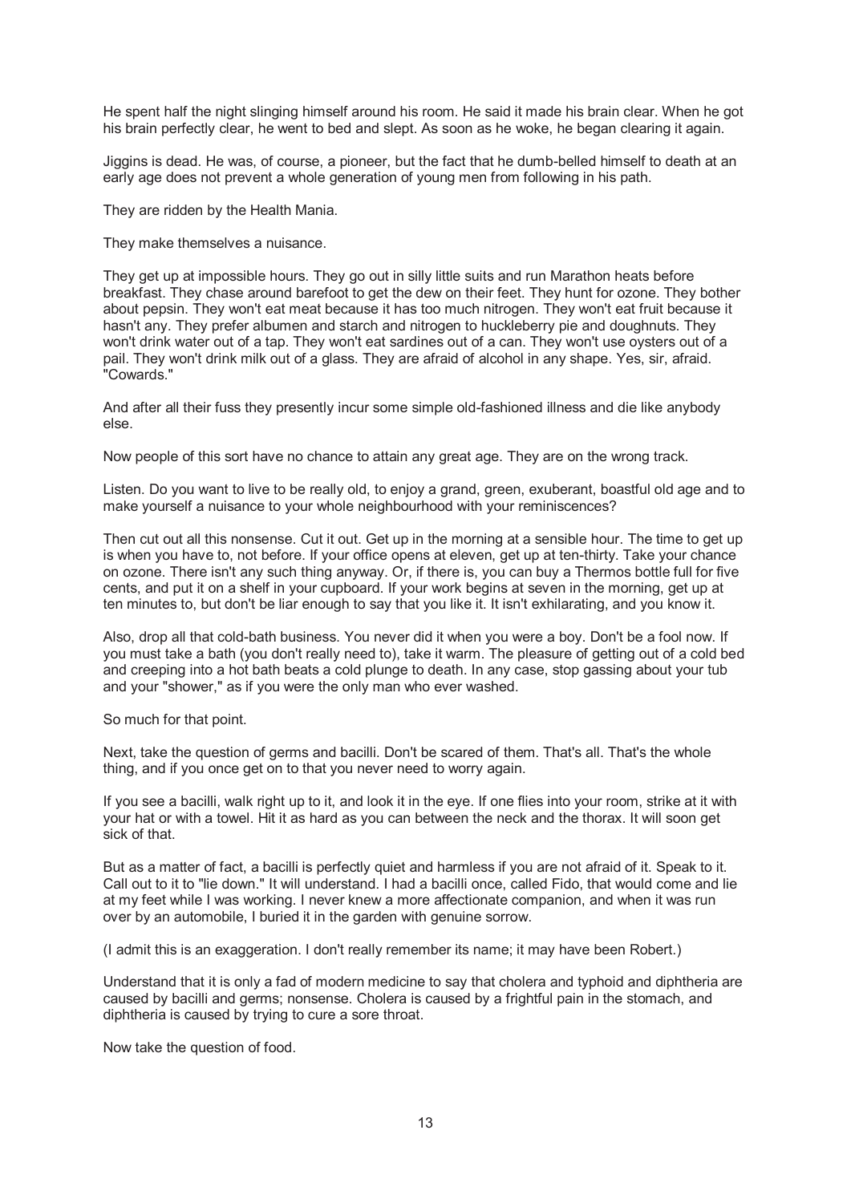He spent half the night slinging himself around his room. He said it made his brain clear. When he got his brain perfectly clear, he went to bed and slept. As soon as he woke, he began clearing it again.

Jiggins is dead. He was, of course, a pioneer, but the fact that he dumb-belled himself to death at an early age does not prevent a whole generation of young men from following in his path.

They are ridden by the Health Mania.

They make themselves a nuisance.

They get up at impossible hours. They go out in silly little suits and run Marathon heats before breakfast. They chase around barefoot to get the dew on their feet. They hunt for ozone. They bother about pepsin. They won't eat meat because it has too much nitrogen. They won't eat fruit because it hasn't any. They prefer albumen and starch and nitrogen to huckleberry pie and doughnuts. They won't drink water out of a tap. They won't eat sardines out of a can. They won't use oysters out of a pail. They won't drink milk out of a glass. They are afraid of alcohol in any shape. Yes, sir, afraid. "Cowards."

And after all their fuss they presently incur some simple old-fashioned illness and die like anybody else.

Now people of this sort have no chance to attain any great age. They are on the wrong track.

Listen. Do you want to live to be really old, to enjoy a grand, green, exuberant, boastful old age and to make yourself a nuisance to your whole neighbourhood with your reminiscences?

Then cut out all this nonsense. Cut it out. Get up in the morning at a sensible hour. The time to get up is when you have to, not before. If your office opens at eleven, get up at ten-thirty. Take your chance on ozone. There isn't any such thing anyway. Or, if there is, you can buy a Thermos bottle full for five cents, and put it on a shelf in your cupboard. If your work begins at seven in the morning, get up at ten minutes to, but don't be liar enough to say that you like it. It isn't exhilarating, and you know it.

Also, drop all that cold-bath business. You never did it when you were a boy. Don't be a fool now. If you must take a bath (you don't really need to), take it warm. The pleasure of getting out of a cold bed and creeping into a hot bath beats a cold plunge to death. In any case, stop gassing about your tub and your "shower," as if you were the only man who ever washed.

So much for that point.

Next, take the question of germs and bacilli. Don't be scared of them. That's all. That's the whole thing, and if you once get on to that you never need to worry again.

If you see a bacilli, walk right up to it, and look it in the eye. If one flies into your room, strike at it with your hat or with a towel. Hit it as hard as you can between the neck and the thorax. It will soon get sick of that.

But as a matter of fact, a bacilli is perfectly quiet and harmless if you are not afraid of it. Speak to it. Call out to it to "lie down." It will understand. I had a bacilli once, called Fido, that would come and lie at my feet while I was working. I never knew a more affectionate companion, and when it was run over by an automobile, I buried it in the garden with genuine sorrow.

(I admit this is an exaggeration. I don't really remember its name; it may have been Robert.)

Understand that it is only a fad of modern medicine to say that cholera and typhoid and diphtheria are caused by bacilli and germs; nonsense. Cholera is caused by a frightful pain in the stomach, and diphtheria is caused by trying to cure a sore throat.

Now take the question of food.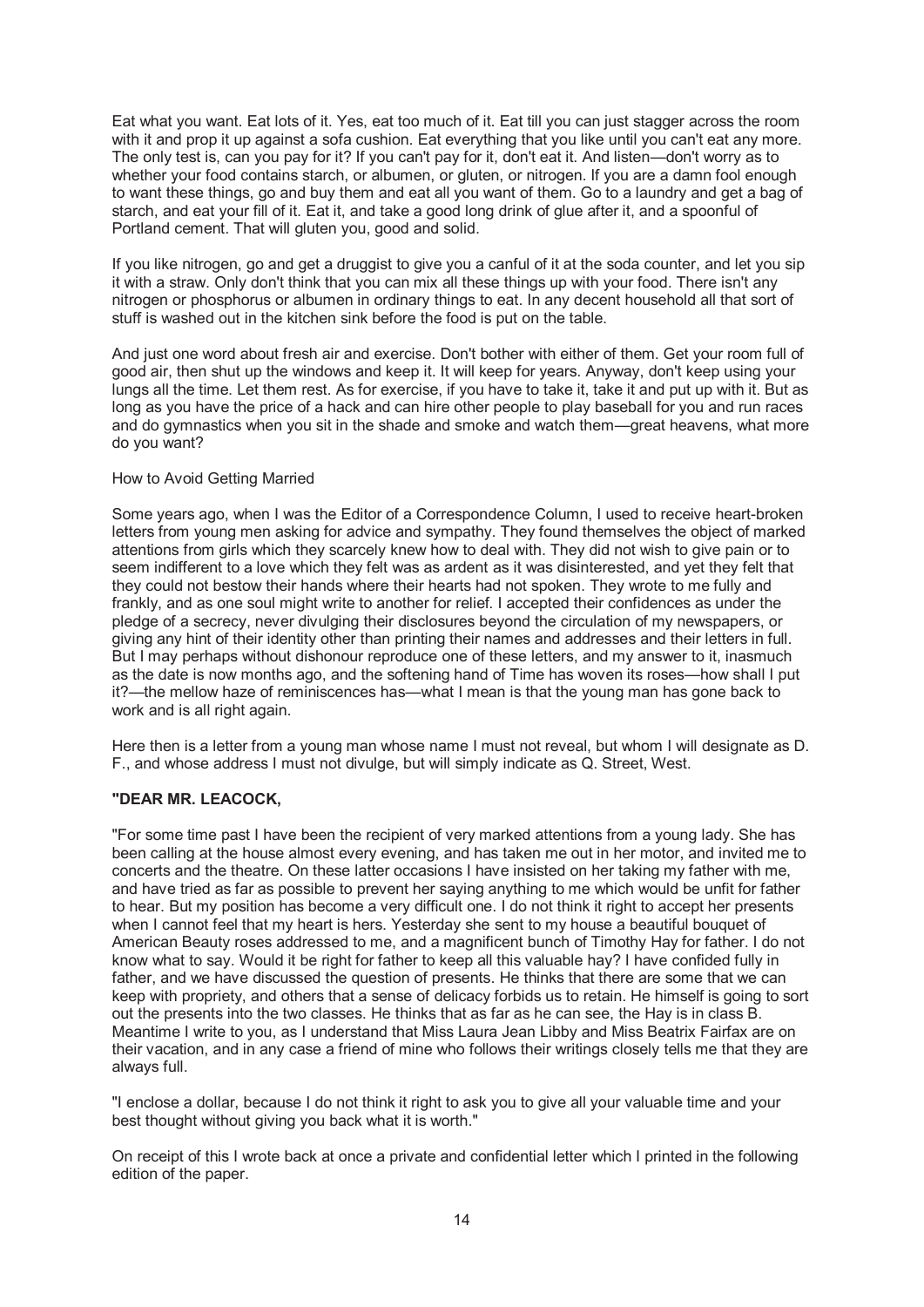Eat what you want. Eat lots of it. Yes, eat too much of it. Eat till you can just stagger across the room with it and prop it up against a sofa cushion. Eat everything that you like until you can't eat any more. The only test is, can you pay for it? If you can't pay for it, don't eat it. And listen—don't worry as to whether your food contains starch, or albumen, or gluten, or nitrogen. If you are a damn fool enough to want these things, go and buy them and eat all you want of them. Go to a laundry and get a bag of starch, and eat your fill of it. Eat it, and take a good long drink of glue after it, and a spoonful of Portland cement. That will gluten you, good and solid.

If you like nitrogen, go and get a druggist to give you a canful of it at the soda counter, and let you sip it with a straw. Only don't think that you can mix all these things up with your food. There isn't any nitrogen or phosphorus or albumen in ordinary things to eat. In any decent household all that sort of stuff is washed out in the kitchen sink before the food is put on the table.

And just one word about fresh air and exercise. Don't bother with either of them. Get your room full of good air, then shut up the windows and keep it. It will keep for years. Anyway, don't keep using your lungs all the time. Let them rest. As for exercise, if you have to take it, take it and put up with it. But as long as you have the price of a hack and can hire other people to play baseball for you and run races and do gymnastics when you sit in the shade and smoke and watch them—great heavens, what more do you want?

## How to Avoid Getting Married

Some years ago, when I was the Editor of a Correspondence Column, I used to receive heart-broken letters from young men asking for advice and sympathy. They found themselves the object of marked attentions from girls which they scarcely knew how to deal with. They did not wish to give pain or to seem indifferent to a love which they felt was as ardent as it was disinterested, and yet they felt that they could not bestow their hands where their hearts had not spoken. They wrote to me fully and frankly, and as one soul might write to another for relief. I accepted their confidences as under the pledge of a secrecy, never divulging their disclosures beyond the circulation of my newspapers, or giving any hint of their identity other than printing their names and addresses and their letters in full. But I may perhaps without dishonour reproduce one of these letters, and my answer to it, inasmuch as the date is now months ago, and the softening hand of Time has woven its roses—how shall I put it?—the mellow haze of reminiscences has—what I mean is that the young man has gone back to work and is all right again.

Here then is a letter from a young man whose name I must not reveal, but whom I will designate as D. F., and whose address I must not divulge, but will simply indicate as Q. Street, West.

**"DEAR MR. LEACOCK,**

"For some time past I have been the recipient of very marked attentions from a young lady. She has been calling at the house almost every evening, and has taken me out in her motor, and invited me to concerts and the theatre. On these latter occasions I have insisted on her taking my father with me, and have tried as far as possible to prevent her saying anything to me which would be unfit for father to hear. But my position has become a very difficult one. I do not think it right to accept her presents when I cannot feel that my heart is hers. Yesterday she sent to my house a beautiful bouquet of American Beauty roses addressed to me, and a magnificent bunch of Timothy Hay for father. I do not know what to say. Would it be right for father to keep all this valuable hay? I have confided fully in father, and we have discussed the question of presents. He thinks that there are some that we can keep with propriety, and others that a sense of delicacy forbids us to retain. He himself is going to sort out the presents into the two classes. He thinks that as far as he can see, the Hay is in class B. Meantime I write to you, as I understand that Miss Laura Jean Libby and Miss Beatrix Fairfax are on their vacation, and in any case a friend of mine who follows their writings closely tells me that they are always full.

"I enclose a dollar, because I do not think it right to ask you to give all your valuable time and your best thought without giving you back what it is worth."

On receipt of this I wrote back at once a private and confidential letter which I printed in the following edition of the paper.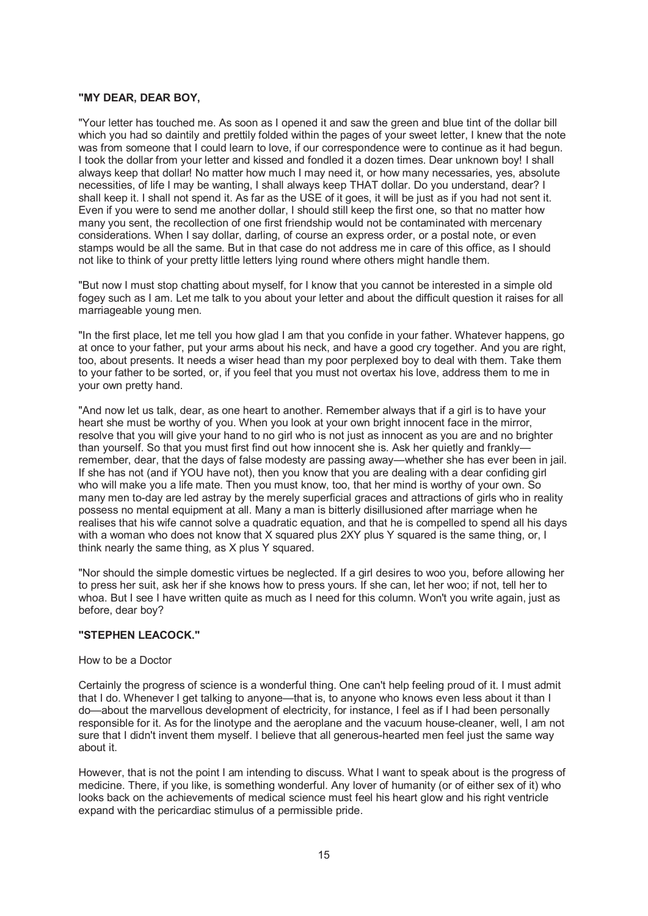**"MY DEAR, DEAR BOY,**

"Your letter has touched me. As soon as I opened it and saw the green and blue tint of the dollar bill which you had so daintily and prettily folded within the pages of your sweet letter, I knew that the note was from someone that I could learn to love, if our correspondence were to continue as it had begun. I took the dollar from your letter and kissed and fondled it a dozen times. Dear unknown boy! I shall always keep that dollar! No matter how much I may need it, or how many necessaries, yes, absolute necessities, of life I may be wanting, I shall always keep THAT dollar. Do you understand, dear? I shall keep it. I shall not spend it. As far as the USE of it goes, it will be just as if you had not sent it. Even if you were to send me another dollar, I should still keep the first one, so that no matter how many you sent, the recollection of one first friendship would not be contaminated with mercenary considerations. When I say dollar, darling, of course an express order, or a postal note, or even stamps would be all the same. But in that case do not address me in care of this office, as I should not like to think of your pretty little letters lying round where others might handle them.

"But now I must stop chatting about myself, for I know that you cannot be interested in a simple old fogey such as I am. Let me talk to you about your letter and about the difficult question it raises for all marriageable young men.

"In the first place, let me tell you how glad I am that you confide in your father. Whatever happens, go at once to your father, put your arms about his neck, and have a good cry together. And you are right, too, about presents. It needs a wiser head than my poor perplexed boy to deal with them. Take them to your father to be sorted, or, if you feel that you must not overtax his love, address them to me in your own pretty hand.

"And now let us talk, dear, as one heart to another. Remember always that if a girl is to have your heart she must be worthy of you. When you look at your own bright innocent face in the mirror, resolve that you will give your hand to no girl who is not just as innocent as you are and no brighter than yourself. So that you must first find out how innocent she is. Ask her quietly and frankly—remember, dear, that the days of false modesty are passing away—whether she has ever been in jail. If she has not (and if YOU have not), then you know that you are dealing with a dear confiding girl who will make you a life mate. Then you must know, too, that her mind is worthy of your own. So many men to-day are led astray by the merely superficial graces and attractions of girls who in reality possess no mental equipment at all. Many a man is bitterly disillusioned after marriage when he realises that his wife cannot solve a quadratic equation, and that he is compelled to spend all his days with a woman who does not know that X squared plus 2XY plus Y squared is the same thing, or, I think nearly the same thing, as X plus Y squared.

"Nor should the simple domestic virtues be neglected. If a girl desires to woo you, before allowing her to press her suit, ask her if she knows how to press yours. If she can, let her woo; if not, tell her to whoa. But I see I have written quite as much as I need for this column. Won't you write again, just as before, dear boy?

**"STEPHEN LEACOCK."**

## How to be a Doctor

Certainly the progress of science is a wonderful thing. One can't help feeling proud of it. I must admit that I do. Whenever I get talking to anyone—that is, to anyone who knows even less about it than I do—about the marvellous development of electricity, for instance, I feel as if I had been personally responsible for it. As for the linotype and the aeroplane and the vacuum house-cleaner, well, I am not sure that I didn't invent them myself. I believe that all generous-hearted men feel just the same way about it.

However, that is not the point I am intending to discuss. What I want to speak about is the progress of medicine. There, if you like, is something wonderful. Any lover of humanity (or of either sex of it) who looks back on the achievements of medical science must feel his heart glow and his right ventricle expand with the pericardiac stimulus of a permissible pride.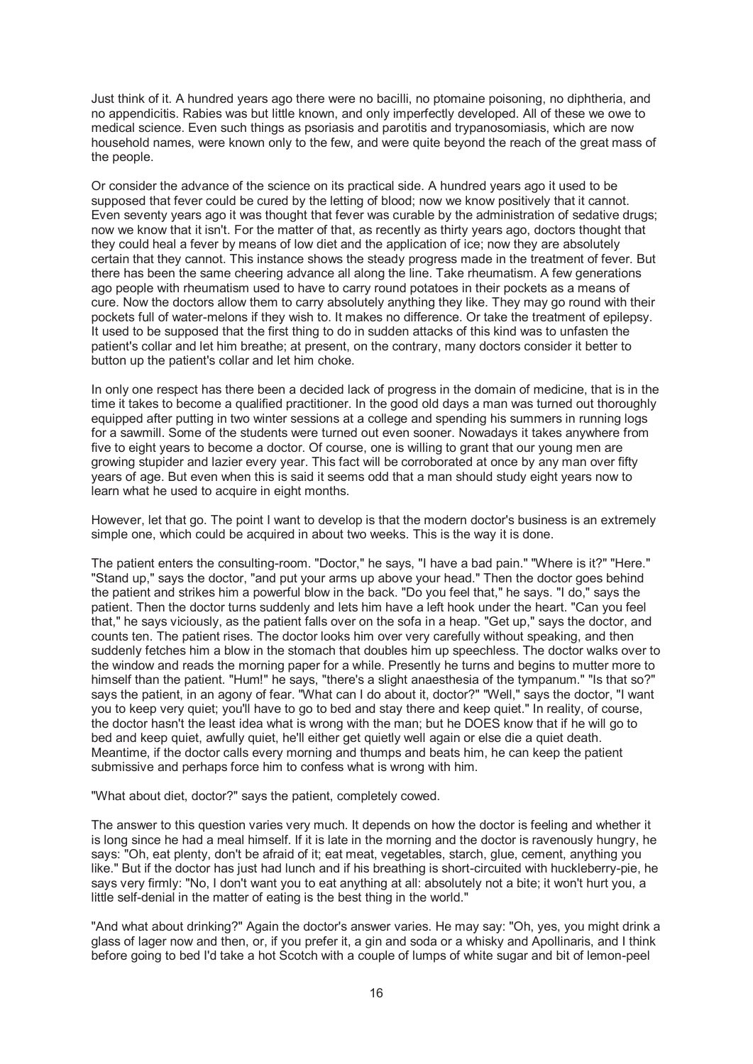Just think of it. A hundred years ago there were no bacilli, no ptomaine poisoning, no diphtheria, and no appendicitis. Rabies was but little known, and only imperfectly developed. All of these we owe to medical science. Even such things as psoriasis and parotitis and trypanosomiasis, which are now household names, were known only to the few, and were quite beyond the reach of the great mass of the people.

Or consider the advance of the science on its practical side. A hundred years ago it used to be supposed that fever could be cured by the letting of blood; now we know positively that it cannot. Even seventy years ago it was thought that fever was curable by the administration of sedative drugs; now we know that it isn't. For the matter of that, as recently as thirty years ago, doctors thought that they could heal a fever by means of low diet and the application of ice; now they are absolutely certain that they cannot. This instance shows the steady progress made in the treatment of fever. But there has been the same cheering advance all along the line. Take rheumatism. A few generations ago people with rheumatism used to have to carry round potatoes in their pockets as a means of cure. Now the doctors allow them to carry absolutely anything they like. They may go round with their pockets full of water-melons if they wish to. It makes no difference. Or take the treatment of epilepsy. It used to be supposed that the first thing to do in sudden attacks of this kind was to unfasten the patient's collar and let him breathe; at present, on the contrary, many doctors consider it better to button up the patient's collar and let him choke.

In only one respect has there been a decided lack of progress in the domain of medicine, that is in the time it takes to become a qualified practitioner. In the good old days a man was turned out thoroughly equipped after putting in two winter sessions at a college and spending his summers in running logs for a sawmill. Some of the students were turned out even sooner. Nowadays it takes anywhere from five to eight years to become a doctor. Of course, one is willing to grant that our young men are growing stupider and lazier every year. This fact will be corroborated at once by any man over fifty years of age. But even when this is said it seems odd that a man should study eight years now to learn what he used to acquire in eight months.

However, let that go. The point I want to develop is that the modern doctor's business is an extremely simple one, which could be acquired in about two weeks. This is the way it is done.

The patient enters the consulting-room. "Doctor," he says, "I have a bad pain." "Where is it?" "Here." "Stand up," says the doctor, "and put your arms up above your head." Then the doctor goes behind the patient and strikes him a powerful blow in the back. "Do you feel that," he says. "I do," says the patient. Then the doctor turns suddenly and lets him have a left hook under the heart. "Can you feel that," he says viciously, as the patient falls over on the sofa in a heap. "Get up," says the doctor, and counts ten. The patient rises. The doctor looks him over very carefully without speaking, and then suddenly fetches him a blow in the stomach that doubles him up speechless. The doctor walks over to the window and reads the morning paper for a while. Presently he turns and begins to mutter more to himself than the patient. "Hum!" he says, "there's a slight anaesthesia of the tympanum." "Is that so?" says the patient, in an agony of fear. "What can I do about it, doctor?" "Well," says the doctor, "I want you to keep very quiet; you'll have to go to bed and stay there and keep quiet." In reality, of course, the doctor hasn't the least idea what is wrong with the man; but he DOES know that if he will go to bed and keep quiet, awfully quiet, he'll either get quietly well again or else die a quiet death. Meantime, if the doctor calls every morning and thumps and beats him, he can keep the patient submissive and perhaps force him to confess what is wrong with him.

"What about diet, doctor?" says the patient, completely cowed.

The answer to this question varies very much. It depends on how the doctor is feeling and whether it is long since he had a meal himself. If it is late in the morning and the doctor is ravenously hungry, he says: "Oh, eat plenty, don't be afraid of it; eat meat, vegetables, starch, glue, cement, anything you like." But if the doctor has just had lunch and if his breathing is short-circuited with huckleberry-pie, he says very firmly: "No, I don't want you to eat anything at all: absolutely not a bite; it won't hurt you, a little self-denial in the matter of eating is the best thing in the world."

"And what about drinking?" Again the doctor's answer varies. He may say: "Oh, yes, you might drink a glass of lager now and then, or, if you prefer it, a gin and soda or a whisky and Apollinaris, and I think before going to bed I'd take a hot Scotch with a couple of lumps of white sugar and bit of lemon-peel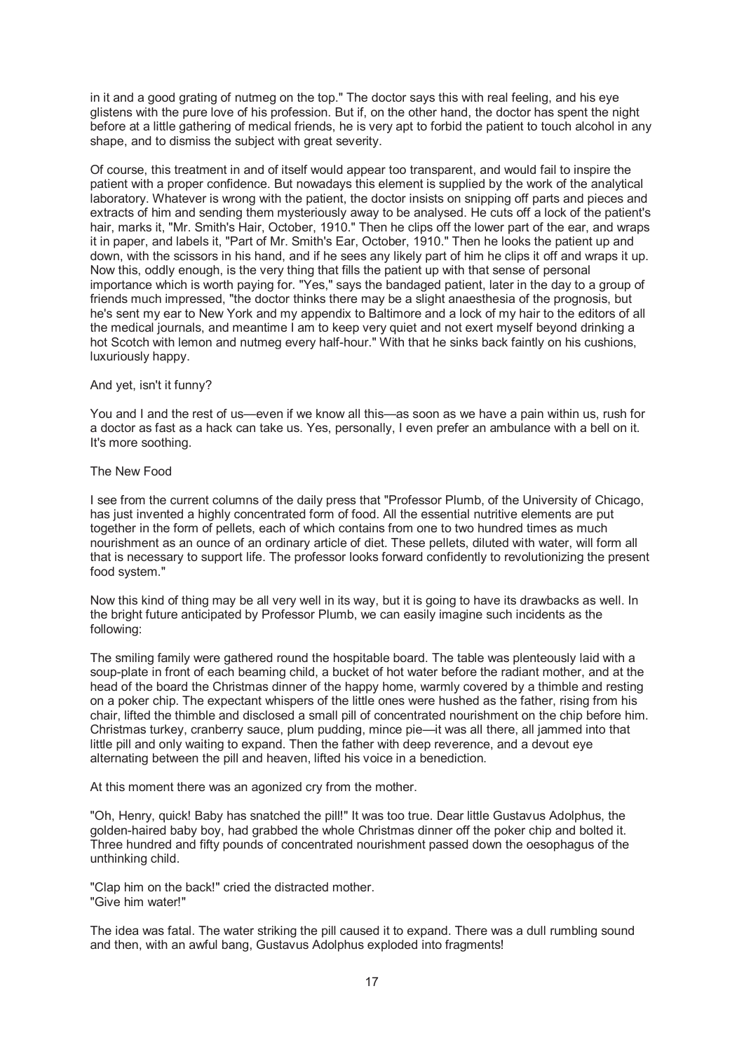in it and a good grating of nutmeg on the top." The doctor says this with real feeling, and his eye glistens with the pure love of his profession. But if, on the other hand, the doctor has spent the night before at a little gathering of medical friends, he is very apt to forbid the patient to touch alcohol in any shape, and to dismiss the subject with great severity.

Of course, this treatment in and of itself would appear too transparent, and would fail to inspire the patient with a proper confidence. But nowadays this element is supplied by the work of the analytical laboratory. Whatever is wrong with the patient, the doctor insists on snipping off parts and pieces and extracts of him and sending them mysteriously away to be analysed. He cuts off a lock of the patient's hair, marks it, "Mr. Smith's Hair, October, 1910." Then he clips off the lower part of the ear, and wraps it in paper, and labels it, "Part of Mr. Smith's Ear, October, 1910." Then he looks the patient up and down, with the scissors in his hand, and if he sees any likely part of him he clips it off and wraps it up. Now this, oddly enough, is the very thing that fills the patient up with that sense of personal importance which is worth paying for. "Yes," says the bandaged patient, later in the day to a group of friends much impressed, "the doctor thinks there may be a slight anaesthesia of the prognosis, but he's sent my ear to New York and my appendix to Baltimore and a lock of my hair to the editors of all the medical journals, and meantime I am to keep very quiet and not exert myself beyond drinking a hot Scotch with lemon and nutmeg every half-hour." With that he sinks back faintly on his cushions, luxuriously happy.

And yet, isn't it funny?

You and I and the rest of us—even if we know all this—as soon as we have a pain within us, rush for a doctor as fast as a hack can take us. Yes, personally, I even prefer an ambulance with a bell on it. It's more soothing.

## The New Food

I see from the current columns of the daily press that "Professor Plumb, of the University of Chicago, has just invented a highly concentrated form of food. All the essential nutritive elements are put together in the form of pellets, each of which contains from one to two hundred times as much nourishment as an ounce of an ordinary article of diet. These pellets, diluted with water, will form all that is necessary to support life. The professor looks forward confidently to revolutionizing the present food system."

Now this kind of thing may be all very well in its way, but it is going to have its drawbacks as well. In the bright future anticipated by Professor Plumb, we can easily imagine such incidents as the following:

The smiling family were gathered round the hospitable board. The table was plenteously laid with a soup-plate in front of each beaming child, a bucket of hot water before the radiant mother, and at the head of the board the Christmas dinner of the happy home, warmly covered by a thimble and resting on a poker chip. The expectant whispers of the little ones were hushed as the father, rising from his chair, lifted the thimble and disclosed a small pill of concentrated nourishment on the chip before him. Christmas turkey, cranberry sauce, plum pudding, mince pie—it was all there, all jammed into that little pill and only waiting to expand. Then the father with deep reverence, and a devout eye alternating between the pill and heaven, lifted his voice in a benediction.

At this moment there was an agonized cry from the mother.

"Oh, Henry, quick! Baby has snatched the pill!" It was too true. Dear little Gustavus Adolphus, the golden-haired baby boy, had grabbed the whole Christmas dinner off the poker chip and bolted it. Three hundred and fifty pounds of concentrated nourishment passed down the oesophagus of the unthinking child.

"Clap him on the back!" cried the distracted mother.
"Give him water!"

The idea was fatal. The water striking the pill caused it to expand. There was a dull rumbling sound and then, with an awful bang, Gustavus Adolphus exploded into fragments!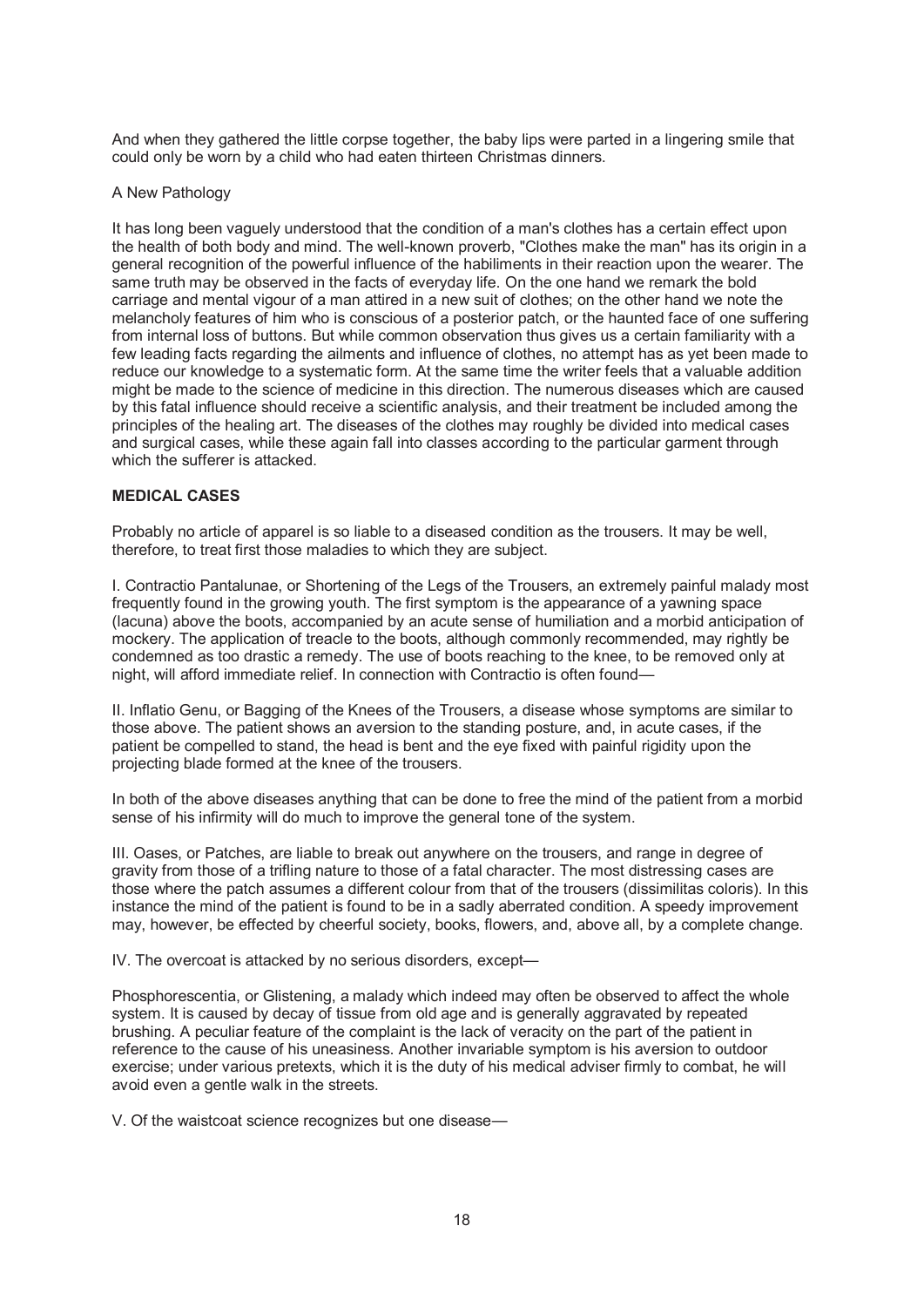And when they gathered the little corpse together, the baby lips were parted in a lingering smile that could only be worn by a child who had eaten thirteen Christmas dinners.

## A New Pathology

It has long been vaguely understood that the condition of a man's clothes has a certain effect upon the health of both body and mind. The well-known proverb, "Clothes make the man" has its origin in a general recognition of the powerful influence of the habiliments in their reaction upon the wearer. The same truth may be observed in the facts of everyday life. On the one hand we remark the bold carriage and mental vigour of a man attired in a new suit of clothes; on the other hand we note the melancholy features of him who is conscious of a posterior patch, or the haunted face of one suffering from internal loss of buttons. But while common observation thus gives us a certain familiarity with a few leading facts regarding the ailments and influence of clothes, no attempt has as yet been made to reduce our knowledge to a systematic form. At the same time the writer feels that a valuable addition might be made to the science of medicine in this direction. The numerous diseases which are caused by this fatal influence should receive a scientific analysis, and their treatment be included among the principles of the healing art. The diseases of the clothes may roughly be divided into medical cases and surgical cases, while these again fall into classes according to the particular garment through which the sufferer is attacked.

### MEDICAL CASES

Probably no article of apparel is so liable to a diseased condition as the trousers. It may be well, therefore, to treat first those maladies to which they are subject.

I. Contractio Pantalunae, or Shortening of the Legs of the Trousers, an extremely painful malady most frequently found in the growing youth. The first symptom is the appearance of a yawning space (lacuna) above the boots, accompanied by an acute sense of humiliation and a morbid anticipation of mockery. The application of treacle to the boots, although commonly recommended, may rightly be condemned as too drastic a remedy. The use of boots reaching to the knee, to be removed only at night, will afford immediate relief. In connection with Contractio is often found—

II. Inflatio Genu, or Bagging of the Knees of the Trousers, a disease whose symptoms are similar to those above. The patient shows an aversion to the standing posture, and, in acute cases, if the patient be compelled to stand, the head is bent and the eye fixed with painful rigidity upon the projecting blade formed at the knee of the trousers.

In both of the above diseases anything that can be done to free the mind of the patient from a morbid sense of his infirmity will do much to improve the general tone of the system.

III. Oases, or Patches, are liable to break out anywhere on the trousers, and range in degree of gravity from those of a trifling nature to those of a fatal character. The most distressing cases are those where the patch assumes a different colour from that of the trousers (dissimilitas coloris). In this instance the mind of the patient is found to be in a sadly aberrated condition. A speedy improvement may, however, be effected by cheerful society, books, flowers, and, above all, by a complete change.

IV. The overcoat is attacked by no serious disorders, except—

Phosphorescentia, or Glistening, a malady which indeed may often be observed to affect the whole system. It is caused by decay of tissue from old age and is generally aggravated by repeated brushing. A peculiar feature of the complaint is the lack of veracity on the part of the patient in reference to the cause of his uneasiness. Another invariable symptom is his aversion to outdoor exercise; under various pretexts, which it is the duty of his medical adviser firmly to combat, he will avoid even a gentle walk in the streets.

V. Of the waistcoat science recognizes but one disease—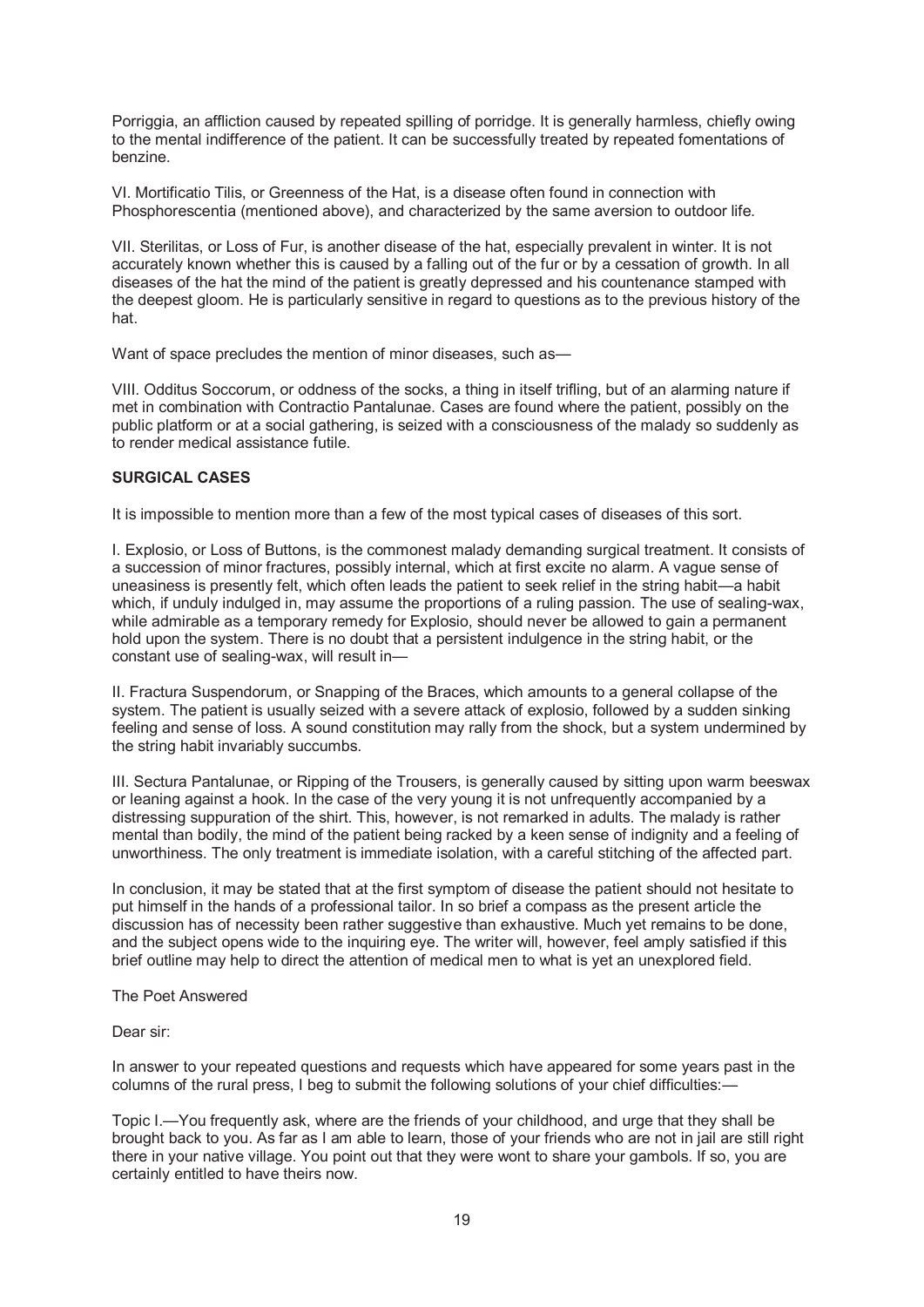Porriggia, an affliction caused by repeated spilling of porridge. It is generally harmless, chiefly owing to the mental indifference of the patient. It can be successfully treated by repeated fomentations of benzine.

VI. Mortificatio Tilis, or Greenness of the Hat, is a disease often found in connection with Phosphorescentia (mentioned above), and characterized by the same aversion to outdoor life.

VII. Sterilitas, or Loss of Fur, is another disease of the hat, especially prevalent in winter. It is not accurately known whether this is caused by a falling out of the fur or by a cessation of growth. In all diseases of the hat the mind of the patient is greatly depressed and his countenance stamped with the deepest gloom. He is particularly sensitive in regard to questions as to the previous history of the hat.

Want of space precludes the mention of minor diseases, such as—

VIII. Odditus Soccorum, or oddness of the socks, a thing in itself trifling, but of an alarming nature if met in combination with Contractio Pantalunae. Cases are found where the patient, possibly on the public platform or at a social gathering, is seized with a consciousness of the malady so suddenly as to render medical assistance futile.

**SURGICAL CASES**

It is impossible to mention more than a few of the most typical cases of diseases of this sort.

I. Explosio, or Loss of Buttons, is the commonest malady demanding surgical treatment. It consists of a succession of minor fractures, possibly internal, which at first excite no alarm. A vague sense of uneasiness is presently felt, which often leads the patient to seek relief in the string habit—a habit which, if unduly indulged in, may assume the proportions of a ruling passion. The use of sealing-wax, while admirable as a temporary remedy for Explosio, should never be allowed to gain a permanent hold upon the system. There is no doubt that a persistent indulgence in the string habit, or the constant use of sealing-wax, will result in—

II. Fractura Suspendorum, or Snapping of the Braces, which amounts to a general collapse of the system. The patient is usually seized with a severe attack of explosio, followed by a sudden sinking feeling and sense of loss. A sound constitution may rally from the shock, but a system undermined by the string habit invariably succumbs.

III. Sectura Pantalunae, or Ripping of the Trousers, is generally caused by sitting upon warm beeswax or leaning against a hook. In the case of the very young it is not unfrequently accompanied by a distressing suppuration of the shirt. This, however, is not remarked in adults. The malady is rather mental than bodily, the mind of the patient being racked by a keen sense of indignity and a feeling of unworthiness. The only treatment is immediate isolation, with a careful stitching of the affected part.

In conclusion, it may be stated that at the first symptom of disease the patient should not hesitate to put himself in the hands of a professional tailor. In so brief a compass as the present article the discussion has of necessity been rather suggestive than exhaustive. Much yet remains to be done, and the subject opens wide to the inquiring eye. The writer will, however, feel amply satisfied if this brief outline may help to direct the attention of medical men to what is yet an unexplored field.

## The Poet Answered

Dear sir:

In answer to your repeated questions and requests which have appeared for some years past in the columns of the rural press, I beg to submit the following solutions of your chief difficulties:—

Topic I.—You frequently ask, where are the friends of your childhood, and urge that they shall be brought back to you. As far as I am able to learn, those of your friends who are not in jail are still right there in your native village. You point out that they were wont to share your gambols. If so, you are certainly entitled to have theirs now.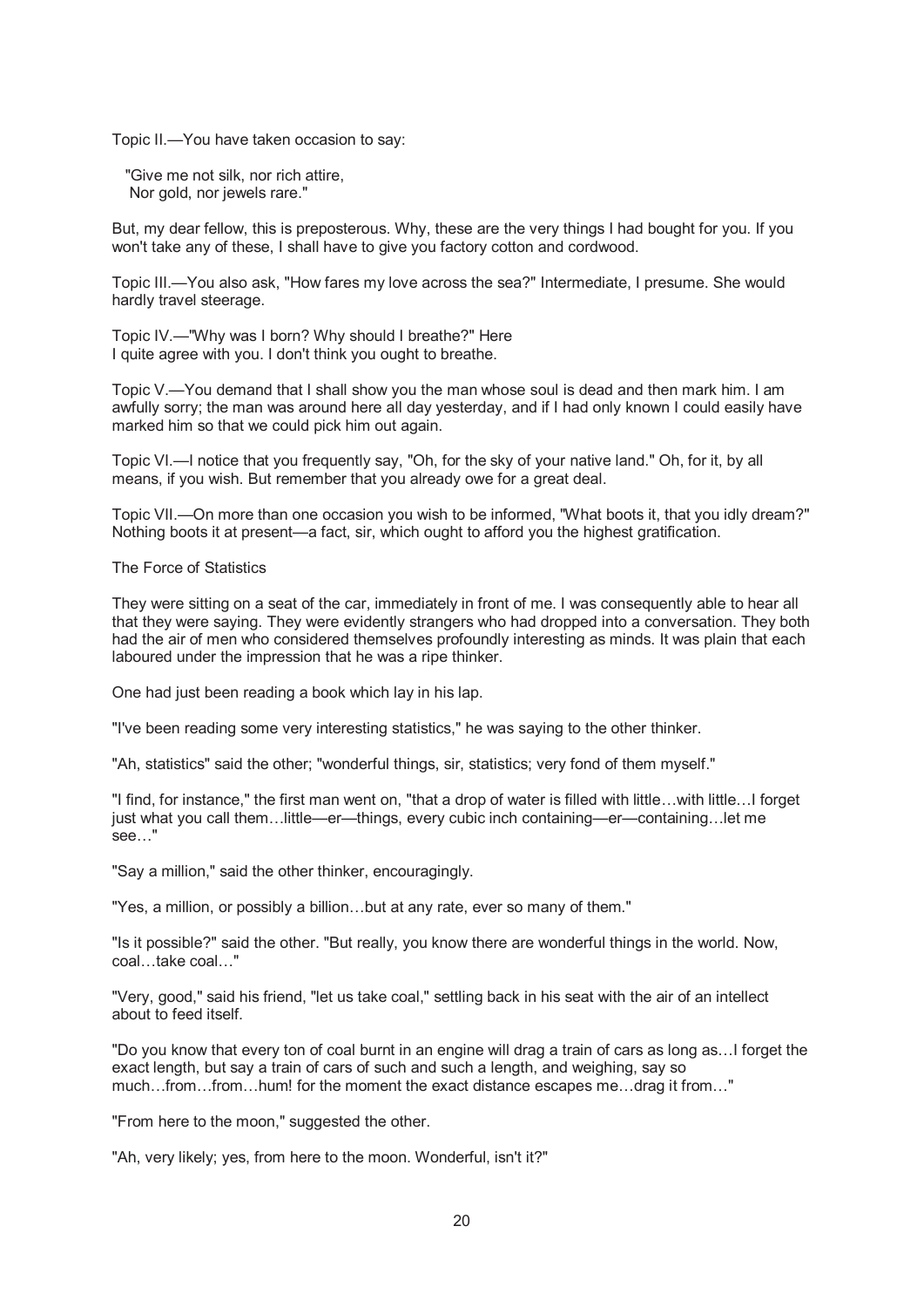Topic II.—You have taken occasion to say:

"Give me not silk, nor rich attire,
Nor gold, nor jewels rare."

But, my dear fellow, this is preposterous. Why, these are the very things I had bought for you. If you won't take any of these, I shall have to give you factory cotton and cordwood.

Topic III.—You also ask, "How fares my love across the sea?" Intermediate, I presume. She would hardly travel steerage.

Topic IV.—"Why was I born? Why should I breathe?" Here I quite agree with you. I don't think you ought to breathe.

Topic V.—You demand that I shall show you the man whose soul is dead and then mark him. I am awfully sorry; the man was around here all day yesterday, and if I had only known I could easily have marked him so that we could pick him out again.

Topic VI.—I notice that you frequently say, "Oh, for the sky of your native land." Oh, for it, by all means, if you wish. But remember that you already owe for a great deal.

Topic VII.—On more than one occasion you wish to be informed, "What boots it, that you idly dream?" Nothing boots it at present—a fact, sir, which ought to afford you the highest gratification.

## The Force of Statistics

They were sitting on a seat of the car, immediately in front of me. I was consequently able to hear all that they were saying. They were evidently strangers who had dropped into a conversation. They both had the air of men who considered themselves profoundly interesting as minds. It was plain that each laboured under the impression that he was a ripe thinker.

One had just been reading a book which lay in his lap.

"I've been reading some very interesting statistics," he was saying to the other thinker.

"Ah, statistics" said the other; "wonderful things, sir, statistics; very fond of them myself."

"I find, for instance," the first man went on, "that a drop of water is filled with little…with little…I forget just what you call them…little—er—things, every cubic inch containing—er—containing…let me see…"

"Say a million," said the other thinker, encouragingly.

"Yes, a million, or possibly a billion…but at any rate, ever so many of them."

"Is it possible?" said the other. "But really, you know there are wonderful things in the world. Now, coal…take coal…"

"Very, good," said his friend, "let us take coal," settling back in his seat with the air of an intellect about to feed itself.

"Do you know that every ton of coal burnt in an engine will drag a train of cars as long as…I forget the exact length, but say a train of cars of such and such a length, and weighing, say so much…from…from…hum! for the moment the exact distance escapes me…drag it from…"

"From here to the moon," suggested the other.

"Ah, very likely; yes, from here to the moon. Wonderful, isn't it?"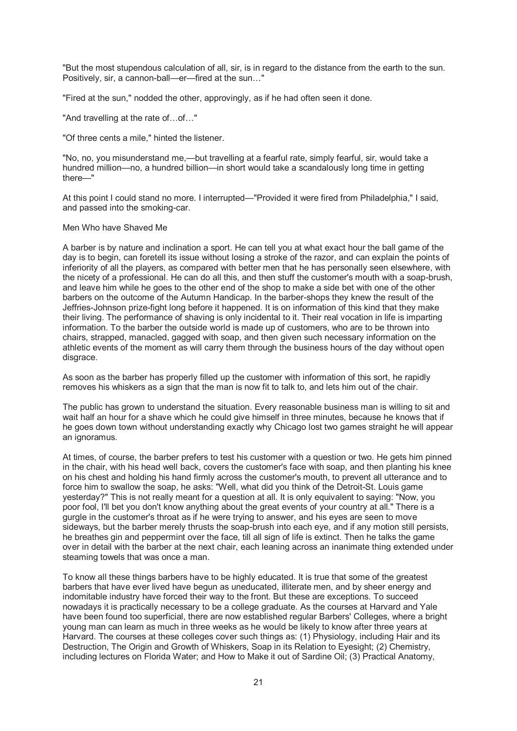"But the most stupendous calculation of all, sir, is in regard to the distance from the earth to the sun. Positively, sir, a cannon-ball—er—fired at the sun…"

"Fired at the sun," nodded the other, approvingly, as if he had often seen it done.

"And travelling at the rate of…of…"

"Of three cents a mile," hinted the listener.

"No, no, you misunderstand me,—but travelling at a fearful rate, simply fearful, sir, would take a hundred million—no, a hundred billion—in short would take a scandalously long time in getting there—"

At this point I could stand no more. I interrupted—"Provided it were fired from Philadelphia," I said, and passed into the smoking-car.

## Men Who have Shaved Me

A barber is by nature and inclination a sport. He can tell you at what exact hour the ball game of the day is to begin, can foretell its issue without losing a stroke of the razor, and can explain the points of inferiority of all the players, as compared with better men that he has personally seen elsewhere, with the nicety of a professional. He can do all this, and then stuff the customer's mouth with a soap-brush, and leave him while he goes to the other end of the shop to make a side bet with one of the other barbers on the outcome of the Autumn Handicap. In the barber-shops they knew the result of the Jeffries-Johnson prize-fight long before it happened. It is on information of this kind that they make their living. The performance of shaving is only incidental to it. Their real vocation in life is imparting information. To the barber the outside world is made up of customers, who are to be thrown into chairs, strapped, manacled, gagged with soap, and then given such necessary information on the athletic events of the moment as will carry them through the business hours of the day without open disgrace.

As soon as the barber has properly filled up the customer with information of this sort, he rapidly removes his whiskers as a sign that the man is now fit to talk to, and lets him out of the chair.

The public has grown to understand the situation. Every reasonable business man is willing to sit and wait half an hour for a shave which he could give himself in three minutes, because he knows that if he goes down town without understanding exactly why Chicago lost two games straight he will appear an ignoramus.

At times, of course, the barber prefers to test his customer with a question or two. He gets him pinned in the chair, with his head well back, covers the customer's face with soap, and then planting his knee on his chest and holding his hand firmly across the customer's mouth, to prevent all utterance and to force him to swallow the soap, he asks: "Well, what did you think of the Detroit-St. Louis game yesterday?" This is not really meant for a question at all. It is only equivalent to saying: "Now, you poor fool, I'll bet you don't know anything about the great events of your country at all." There is a gurgle in the customer's throat as if he were trying to answer, and his eyes are seen to move sideways, but the barber merely thrusts the soap-brush into each eye, and if any motion still persists, he breathes gin and peppermint over the face, till all sign of life is extinct. Then he talks the game over in detail with the barber at the next chair, each leaning across an inanimate thing extended under steaming towels that was once a man.

To know all these things barbers have to be highly educated. It is true that some of the greatest barbers that have ever lived have begun as uneducated, illiterate men, and by sheer energy and indomitable industry have forced their way to the front. But these are exceptions. To succeed nowadays it is practically necessary to be a college graduate. As the courses at Harvard and Yale have been found too superficial, there are now established regular Barbers' Colleges, where a bright young man can learn as much in three weeks as he would be likely to know after three years at Harvard. The courses at these colleges cover such things as: (1) Physiology, including Hair and its Destruction, The Origin and Growth of Whiskers, Soap in its Relation to Eyesight; (2) Chemistry, including lectures on Florida Water; and How to Make it out of Sardine Oil; (3) Practical Anatomy,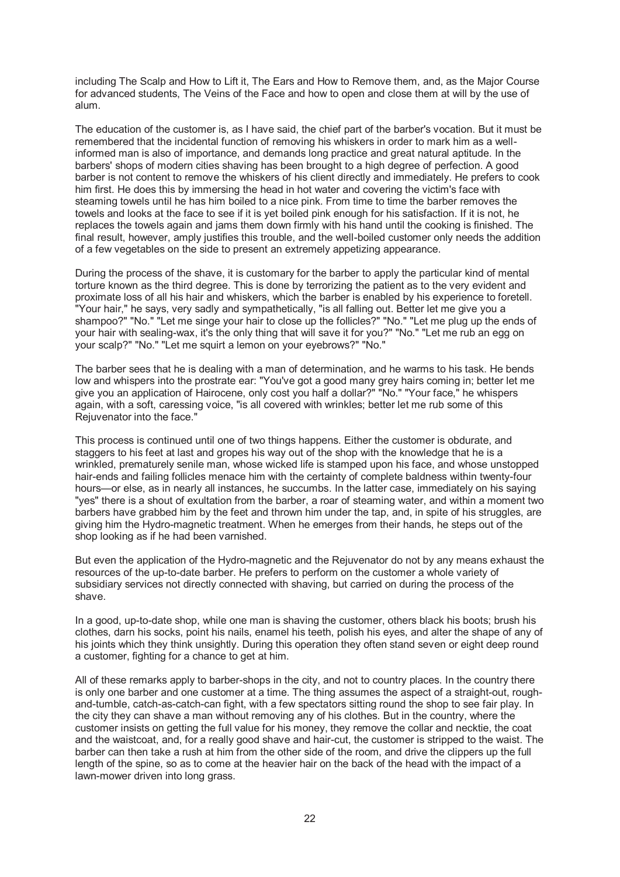including The Scalp and How to Lift it, The Ears and How to Remove them, and, as the Major Course for advanced students, The Veins of the Face and how to open and close them at will by the use of alum.

The education of the customer is, as I have said, the chief part of the barber's vocation. But it must be remembered that the incidental function of removing his whiskers in order to mark him as a well-informed man is also of importance, and demands long practice and great natural aptitude. In the barbers' shops of modern cities shaving has been brought to a high degree of perfection. A good barber is not content to remove the whiskers of his client directly and immediately. He prefers to cook him first. He does this by immersing the head in hot water and covering the victim's face with steaming towels until he has him boiled to a nice pink. From time to time the barber removes the towels and looks at the face to see if it is yet boiled pink enough for his satisfaction. If it is not, he replaces the towels again and jams them down firmly with his hand until the cooking is finished. The final result, however, amply justifies this trouble, and the well-boiled customer only needs the addition of a few vegetables on the side to present an extremely appetizing appearance.

During the process of the shave, it is customary for the barber to apply the particular kind of mental torture known as the third degree. This is done by terrorizing the patient as to the very evident and proximate loss of all his hair and whiskers, which the barber is enabled by his experience to foretell. "Your hair," he says, very sadly and sympathetically, "is all falling out. Better let me give you a shampoo?" "No." "Let me singe your hair to close up the follicles?" "No." "Let me plug up the ends of your hair with sealing-wax, it's the only thing that will save it for you?" "No." "Let me rub an egg on your scalp?" "No." "Let me squirt a lemon on your eyebrows?" "No."

The barber sees that he is dealing with a man of determination, and he warms to his task. He bends low and whispers into the prostrate ear: "You've got a good many grey hairs coming in; better let me give you an application of Hairocene, only cost you half a dollar?" "No." "Your face," he whispers again, with a soft, caressing voice, "is all covered with wrinkles; better let me rub some of this Rejuvenator into the face."

This process is continued until one of two things happens. Either the customer is obdurate, and staggers to his feet at last and gropes his way out of the shop with the knowledge that he is a wrinkled, prematurely senile man, whose wicked life is stamped upon his face, and whose unstopped hair-ends and failing follicles menace him with the certainty of complete baldness within twenty-four hours—or else, as in nearly all instances, he succumbs. In the latter case, immediately on his saying "yes" there is a shout of exultation from the barber, a roar of steaming water, and within a moment two barbers have grabbed him by the feet and thrown him under the tap, and, in spite of his struggles, are giving him the Hydro-magnetic treatment. When he emerges from their hands, he steps out of the shop looking as if he had been varnished.

But even the application of the Hydro-magnetic and the Rejuvenator do not by any means exhaust the resources of the up-to-date barber. He prefers to perform on the customer a whole variety of subsidiary services not directly connected with shaving, but carried on during the process of the shave.

In a good, up-to-date shop, while one man is shaving the customer, others black his boots; brush his clothes, darn his socks, point his nails, enamel his teeth, polish his eyes, and alter the shape of any of his joints which they think unsightly. During this operation they often stand seven or eight deep round a customer, fighting for a chance to get at him.

All of these remarks apply to barber-shops in the city, and not to country places. In the country there is only one barber and one customer at a time. The thing assumes the aspect of a straight-out, rough-and-tumble, catch-as-catch-can fight, with a few spectators sitting round the shop to see fair play. In the city they can shave a man without removing any of his clothes. But in the country, where the customer insists on getting the full value for his money, they remove the collar and necktie, the coat and the waistcoat, and, for a really good shave and hair-cut, the customer is stripped to the waist. The barber can then take a rush at him from the other side of the room, and drive the clippers up the full length of the spine, so as to come at the heavier hair on the back of the head with the impact of a lawn-mower driven into long grass.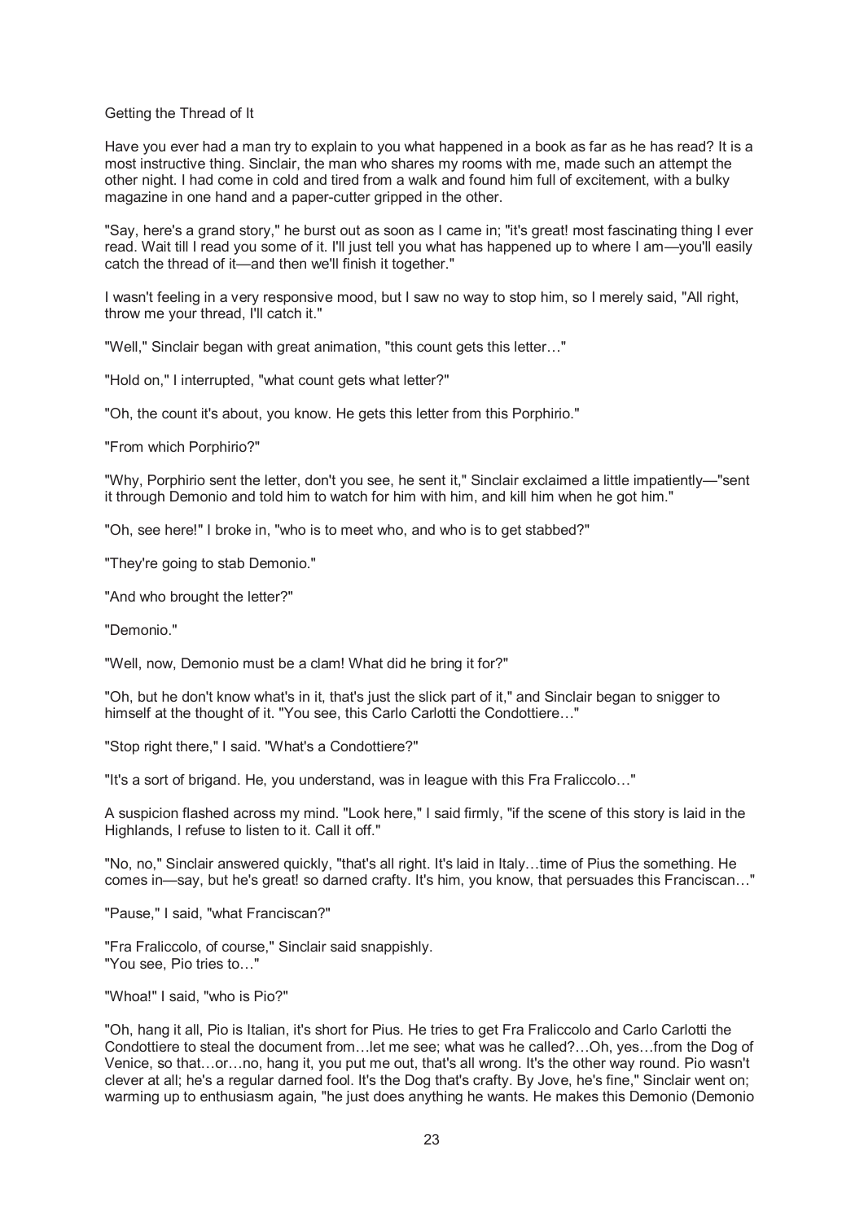## Getting the Thread of It

Have you ever had a man try to explain to you what happened in a book as far as he has read? It is a most instructive thing. Sinclair, the man who shares my rooms with me, made such an attempt the other night. I had come in cold and tired from a walk and found him full of excitement, with a bulky magazine in one hand and a paper-cutter gripped in the other.

"Say, here's a grand story," he burst out as soon as I came in; "it's great! most fascinating thing I ever read. Wait till I read you some of it. I'll just tell you what has happened up to where I am—you'll easily catch the thread of it—and then we'll finish it together."

I wasn't feeling in a very responsive mood, but I saw no way to stop him, so I merely said, "All right, throw me your thread, I'll catch it."

"Well," Sinclair began with great animation, "this count gets this letter…"

"Hold on," I interrupted, "what count gets what letter?"

"Oh, the count it's about, you know. He gets this letter from this Porphirio."

"From which Porphirio?"

"Why, Porphirio sent the letter, don't you see, he sent it," Sinclair exclaimed a little impatiently—"sent it through Demonio and told him to watch for him with him, and kill him when he got him."

"Oh, see here!" I broke in, "who is to meet who, and who is to get stabbed?"

"They're going to stab Demonio."

"And who brought the letter?"

"Demonio."

"Well, now, Demonio must be a clam! What did he bring it for?"

"Oh, but he don't know what's in it, that's just the slick part of it," and Sinclair began to snigger to himself at the thought of it. "You see, this Carlo Carlotti the Condottiere…"

"Stop right there," I said. "What's a Condottiere?"

"It's a sort of brigand. He, you understand, was in league with this Fra Fraliccolo…"

A suspicion flashed across my mind. "Look here," I said firmly, "if the scene of this story is laid in the Highlands, I refuse to listen to it. Call it off."

"No, no," Sinclair answered quickly, "that's all right. It's laid in Italy…time of Pius the something. He comes in—say, but he's great! so darned crafty. It's him, you know, that persuades this Franciscan…"

"Pause," I said, "what Franciscan?"

"Fra Fraliccolo, of course," Sinclair said snappishly.
"You see, Pio tries to…"

"Whoa!" I said, "who is Pio?"

"Oh, hang it all, Pio is Italian, it's short for Pius. He tries to get Fra Fraliccolo and Carlo Carlotti the Condottiere to steal the document from…let me see; what was he called?…Oh, yes…from the Dog of Venice, so that…or…no, hang it, you put me out, that's all wrong. It's the other way round. Pio wasn't clever at all; he's a regular darned fool. It's the Dog that's crafty. By Jove, he's fine," Sinclair went on; warming up to enthusiasm again, "he just does anything he wants. He makes this Demonio (Demonio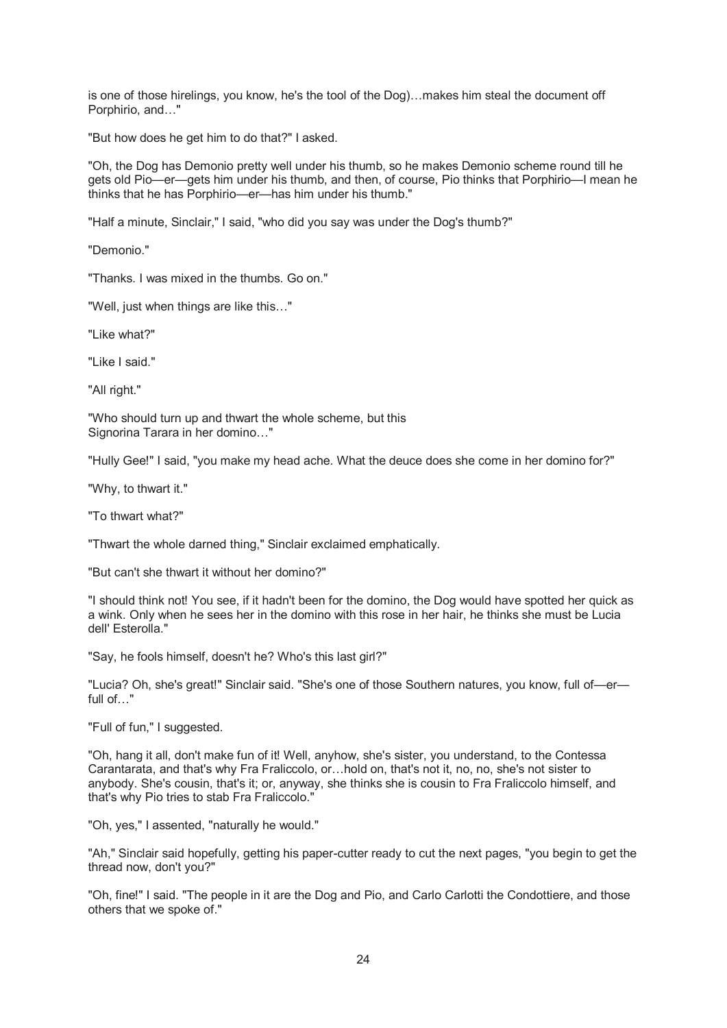is one of those hirelings, you know, he's the tool of the Dog)…makes him steal the document off Porphirio, and…"

"But how does he get him to do that?" I asked.

"Oh, the Dog has Demonio pretty well under his thumb, so he makes Demonio scheme round till he gets old Pio—er—gets him under his thumb, and then, of course, Pio thinks that Porphirio—I mean he thinks that he has Porphirio—er—has him under his thumb."

"Half a minute, Sinclair," I said, "who did you say was under the Dog's thumb?"

"Demonio."

"Thanks. I was mixed in the thumbs. Go on."

"Well, just when things are like this…"

"Like what?"

"Like I said."

"All right."

"Who should turn up and thwart the whole scheme, but this Signorina Tarara in her domino…"

"Hully Gee!" I said, "you make my head ache. What the deuce does she come in her domino for?"

"Why, to thwart it."

"To thwart what?"

"Thwart the whole darned thing," Sinclair exclaimed emphatically.

"But can't she thwart it without her domino?"

"I should think not! You see, if it hadn't been for the domino, the Dog would have spotted her quick as a wink. Only when he sees her in the domino with this rose in her hair, he thinks she must be Lucia dell' Esterolla."

"Say, he fools himself, doesn't he? Who's this last girl?"

"Lucia? Oh, she's great!" Sinclair said. "She's one of those Southern natures, you know, full of—er—full of…"

"Full of fun," I suggested.

"Oh, hang it all, don't make fun of it! Well, anyhow, she's sister, you understand, to the Contessa Carantarata, and that's why Fra Fraliccolo, or…hold on, that's not it, no, no, she's not sister to anybody. She's cousin, that's it; or, anyway, she thinks she is cousin to Fra Fraliccolo himself, and that's why Pio tries to stab Fra Fraliccolo."

"Oh, yes," I assented, "naturally he would."

"Ah," Sinclair said hopefully, getting his paper-cutter ready to cut the next pages, "you begin to get the thread now, don't you?"

"Oh, fine!" I said. "The people in it are the Dog and Pio, and Carlo Carlotti the Condottiere, and those others that we spoke of."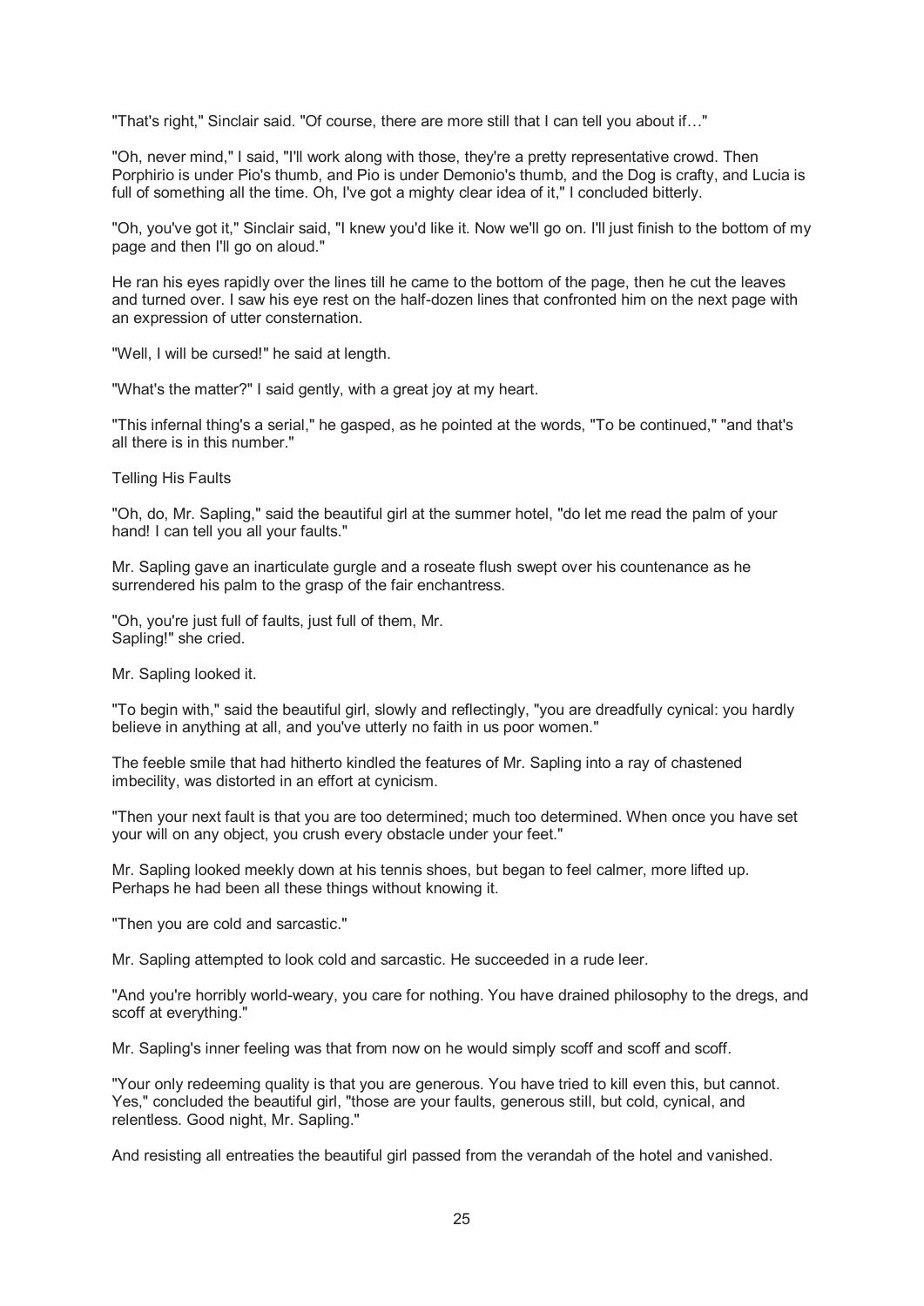"That's right," Sinclair said. "Of course, there are more still that I can tell you about if…"

"Oh, never mind," I said, "I'll work along with those, they're a pretty representative crowd. Then Porphirio is under Pio's thumb, and Pio is under Demonio's thumb, and the Dog is crafty, and Lucia is full of something all the time. Oh, I've got a mighty clear idea of it," I concluded bitterly.

"Oh, you've got it," Sinclair said, "I knew you'd like it. Now we'll go on. I'll just finish to the bottom of my page and then I'll go on aloud."

He ran his eyes rapidly over the lines till he came to the bottom of the page, then he cut the leaves and turned over. I saw his eye rest on the half-dozen lines that confronted him on the next page with an expression of utter consternation.

"Well, I will be cursed!" he said at length.

"What's the matter?" I said gently, with a great joy at my heart.

"This infernal thing's a serial," he gasped, as he pointed at the words, "To be continued," "and that's all there is in this number."

## Telling His Faults

"Oh, do, Mr. Sapling," said the beautiful girl at the summer hotel, "do let me read the palm of your hand! I can tell you all your faults."

Mr. Sapling gave an inarticulate gurgle and a roseate flush swept over his countenance as he surrendered his palm to the grasp of the fair enchantress.

"Oh, you're just full of faults, just full of them, Mr. Sapling!" she cried.

Mr. Sapling looked it.

"To begin with," said the beautiful girl, slowly and reflectingly, "you are dreadfully cynical: you hardly believe in anything at all, and you've utterly no faith in us poor women."

The feeble smile that had hitherto kindled the features of Mr. Sapling into a ray of chastened imbecility, was distorted in an effort at cynicism.

"Then your next fault is that you are too determined; much too determined. When once you have set your will on any object, you crush every obstacle under your feet."

Mr. Sapling looked meekly down at his tennis shoes, but began to feel calmer, more lifted up. Perhaps he had been all these things without knowing it.

"Then you are cold and sarcastic."

Mr. Sapling attempted to look cold and sarcastic. He succeeded in a rude leer.

"And you're horribly world-weary, you care for nothing. You have drained philosophy to the dregs, and scoff at everything."

Mr. Sapling's inner feeling was that from now on he would simply scoff and scoff and scoff.

"Your only redeeming quality is that you are generous. You have tried to kill even this, but cannot. Yes," concluded the beautiful girl, "those are your faults, generous still, but cold, cynical, and relentless. Good night, Mr. Sapling."

And resisting all entreaties the beautiful girl passed from the verandah of the hotel and vanished.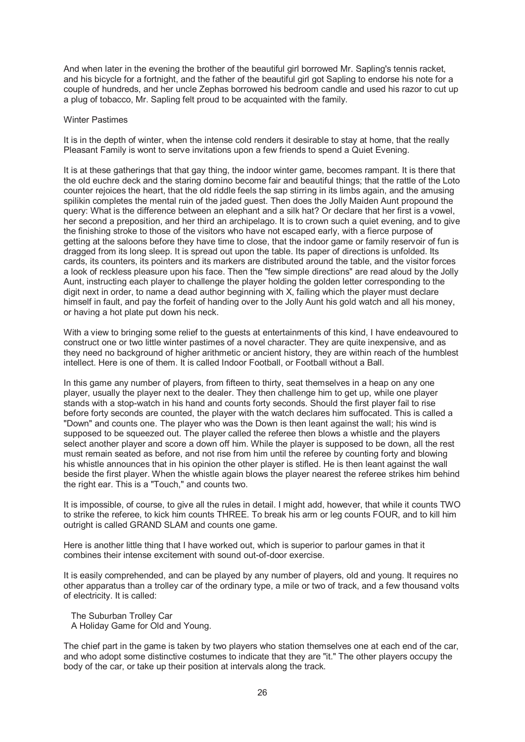And when later in the evening the brother of the beautiful girl borrowed Mr. Sapling's tennis racket, and his bicycle for a fortnight, and the father of the beautiful girl got Sapling to endorse his note for a couple of hundreds, and her uncle Zephas borrowed his bedroom candle and used his razor to cut up a plug of tobacco, Mr. Sapling felt proud to be acquainted with the family.

## Winter Pastimes

It is in the depth of winter, when the intense cold renders it desirable to stay at home, that the really Pleasant Family is wont to serve invitations upon a few friends to spend a Quiet Evening.

It is at these gatherings that that gay thing, the indoor winter game, becomes rampant. It is there that the old euchre deck and the staring domino become fair and beautiful things; that the rattle of the Loto counter rejoices the heart, that the old riddle feels the sap stirring in its limbs again, and the amusing spilikin completes the mental ruin of the jaded guest. Then does the Jolly Maiden Aunt propound the query: What is the difference between an elephant and a silk hat? Or declare that her first is a vowel, her second a preposition, and her third an archipelago. It is to crown such a quiet evening, and to give the finishing stroke to those of the visitors who have not escaped early, with a fierce purpose of getting at the saloons before they have time to close, that the indoor game or family reservoir of fun is dragged from its long sleep. It is spread out upon the table. Its paper of directions is unfolded. Its cards, its counters, its pointers and its markers are distributed around the table, and the visitor forces a look of reckless pleasure upon his face. Then the "few simple directions" are read aloud by the Jolly Aunt, instructing each player to challenge the player holding the golden letter corresponding to the digit next in order, to name a dead author beginning with X, failing which the player must declare himself in fault, and pay the forfeit of handing over to the Jolly Aunt his gold watch and all his money, or having a hot plate put down his neck.

With a view to bringing some relief to the guests at entertainments of this kind, I have endeavoured to construct one or two little winter pastimes of a novel character. They are quite inexpensive, and as they need no background of higher arithmetic or ancient history, they are within reach of the humblest intellect. Here is one of them. It is called Indoor Football, or Football without a Ball.

In this game any number of players, from fifteen to thirty, seat themselves in a heap on any one player, usually the player next to the dealer. They then challenge him to get up, while one player stands with a stop-watch in his hand and counts forty seconds. Should the first player fail to rise before forty seconds are counted, the player with the watch declares him suffocated. This is called a "Down" and counts one. The player who was the Down is then leant against the wall; his wind is supposed to be squeezed out. The player called the referee then blows a whistle and the players select another player and score a down off him. While the player is supposed to be down, all the rest must remain seated as before, and not rise from him until the referee by counting forty and blowing his whistle announces that in his opinion the other player is stifled. He is then leant against the wall beside the first player. When the whistle again blows the player nearest the referee strikes him behind the right ear. This is a "Touch," and counts two.

It is impossible, of course, to give all the rules in detail. I might add, however, that while it counts TWO to strike the referee, to kick him counts THREE. To break his arm or leg counts FOUR, and to kill him outright is called GRAND SLAM and counts one game.

Here is another little thing that I have worked out, which is superior to parlour games in that it combines their intense excitement with sound out-of-door exercise.

It is easily comprehended, and can be played by any number of players, old and young. It requires no other apparatus than a trolley car of the ordinary type, a mile or two of track, and a few thousand volts of electricity. It is called:

The Suburban Trolley Car
A Holiday Game for Old and Young.

The chief part in the game is taken by two players who station themselves one at each end of the car, and who adopt some distinctive costumes to indicate that they are "it." The other players occupy the body of the car, or take up their position at intervals along the track.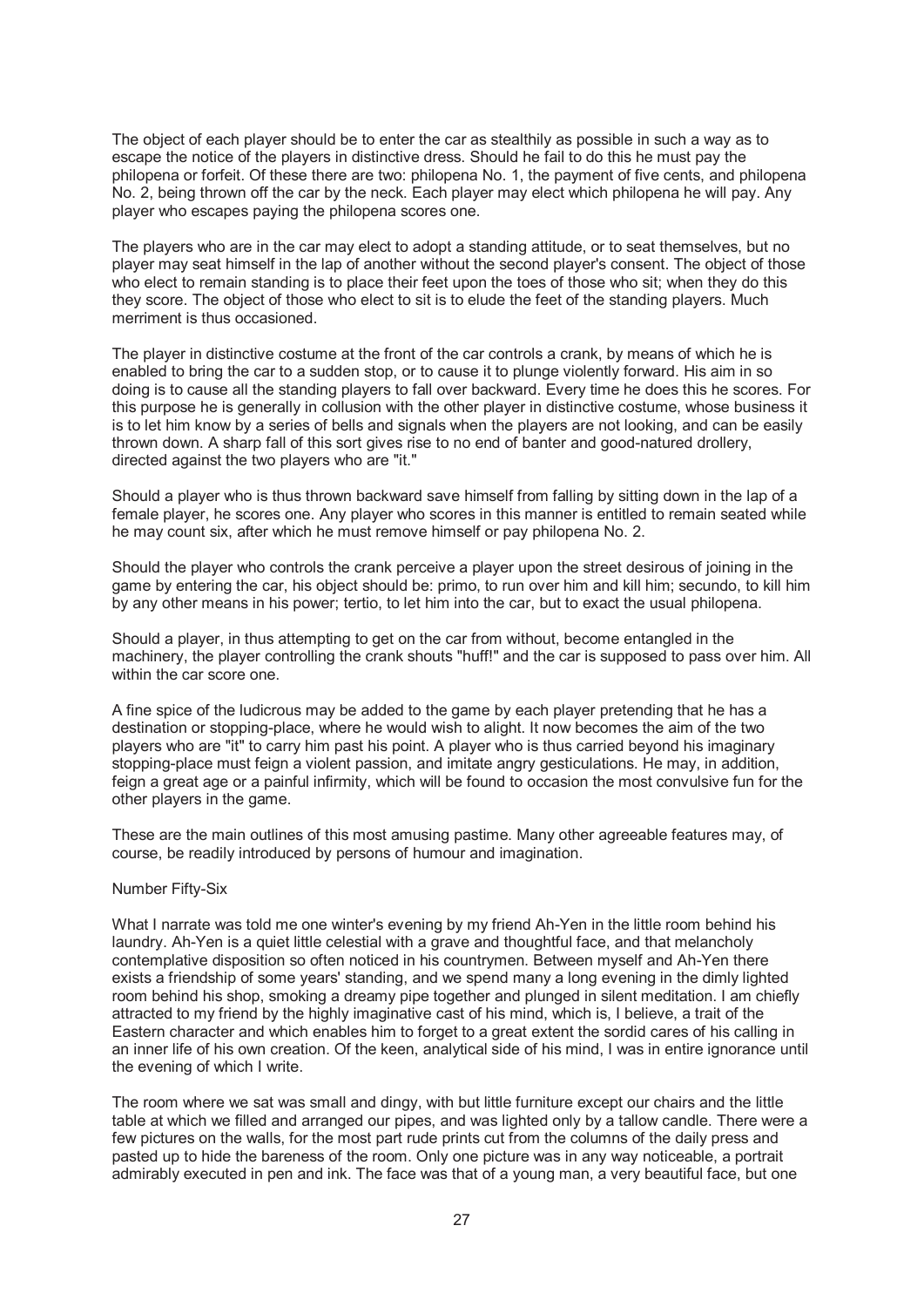The object of each player should be to enter the car as stealthily as possible in such a way as to escape the notice of the players in distinctive dress. Should he fail to do this he must pay the philopena or forfeit. Of these there are two: philopena No. 1, the payment of five cents, and philopena No. 2, being thrown off the car by the neck. Each player may elect which philopena he will pay. Any player who escapes paying the philopena scores one.

The players who are in the car may elect to adopt a standing attitude, or to seat themselves, but no player may seat himself in the lap of another without the second player's consent. The object of those who elect to remain standing is to place their feet upon the toes of those who sit; when they do this they score. The object of those who elect to sit is to elude the feet of the standing players. Much merriment is thus occasioned.

The player in distinctive costume at the front of the car controls a crank, by means of which he is enabled to bring the car to a sudden stop, or to cause it to plunge violently forward. His aim in so doing is to cause all the standing players to fall over backward. Every time he does this he scores. For this purpose he is generally in collusion with the other player in distinctive costume, whose business it is to let him know by a series of bells and signals when the players are not looking, and can be easily thrown down. A sharp fall of this sort gives rise to no end of banter and good-natured drollery, directed against the two players who are "it."

Should a player who is thus thrown backward save himself from falling by sitting down in the lap of a female player, he scores one. Any player who scores in this manner is entitled to remain seated while he may count six, after which he must remove himself or pay philopena No. 2.

Should the player who controls the crank perceive a player upon the street desirous of joining in the game by entering the car, his object should be: primo, to run over him and kill him; secundo, to kill him by any other means in his power; tertio, to let him into the car, but to exact the usual philopena.

Should a player, in thus attempting to get on the car from without, become entangled in the machinery, the player controlling the crank shouts "huff!" and the car is supposed to pass over him. All within the car score one.

A fine spice of the ludicrous may be added to the game by each player pretending that he has a destination or stopping-place, where he would wish to alight. It now becomes the aim of the two players who are "it" to carry him past his point. A player who is thus carried beyond his imaginary stopping-place must feign a violent passion, and imitate angry gesticulations. He may, in addition, feign a great age or a painful infirmity, which will be found to occasion the most convulsive fun for the other players in the game.

These are the main outlines of this most amusing pastime. Many other agreeable features may, of course, be readily introduced by persons of humour and imagination.

## Number Fifty-Six

What I narrate was told me one winter's evening by my friend Ah-Yen in the little room behind his laundry. Ah-Yen is a quiet little celestial with a grave and thoughtful face, and that melancholy contemplative disposition so often noticed in his countrymen. Between myself and Ah-Yen there exists a friendship of some years' standing, and we spend many a long evening in the dimly lighted room behind his shop, smoking a dreamy pipe together and plunged in silent meditation. I am chiefly attracted to my friend by the highly imaginative cast of his mind, which is, I believe, a trait of the Eastern character and which enables him to forget to a great extent the sordid cares of his calling in an inner life of his own creation. Of the keen, analytical side of his mind, I was in entire ignorance until the evening of which I write.

The room where we sat was small and dingy, with but little furniture except our chairs and the little table at which we filled and arranged our pipes, and was lighted only by a tallow candle. There were a few pictures on the walls, for the most part rude prints cut from the columns of the daily press and pasted up to hide the bareness of the room. Only one picture was in any way noticeable, a portrait admirably executed in pen and ink. The face was that of a young man, a very beautiful face, but one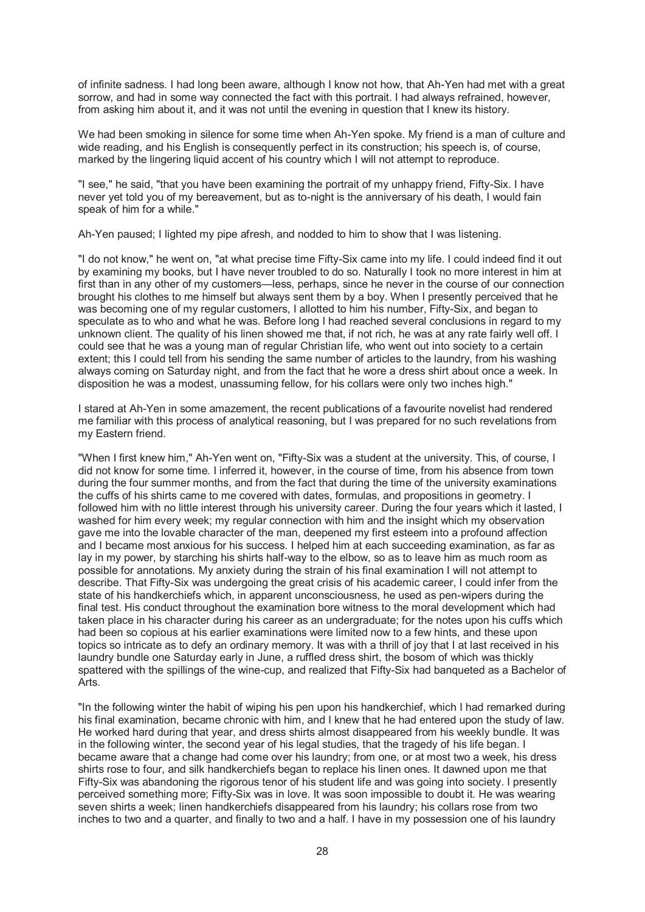of infinite sadness. I had long been aware, although I know not how, that Ah-Yen had met with a great sorrow, and had in some way connected the fact with this portrait. I had always refrained, however, from asking him about it, and it was not until the evening in question that I knew its history.

We had been smoking in silence for some time when Ah-Yen spoke. My friend is a man of culture and wide reading, and his English is consequently perfect in its construction; his speech is, of course, marked by the lingering liquid accent of his country which I will not attempt to reproduce.

"I see," he said, "that you have been examining the portrait of my unhappy friend, Fifty-Six. I have never yet told you of my bereavement, but as to-night is the anniversary of his death, I would fain speak of him for a while."

Ah-Yen paused; I lighted my pipe afresh, and nodded to him to show that I was listening.

"I do not know," he went on, "at what precise time Fifty-Six came into my life. I could indeed find it out by examining my books, but I have never troubled to do so. Naturally I took no more interest in him at first than in any other of my customers—less, perhaps, since he never in the course of our connection brought his clothes to me himself but always sent them by a boy. When I presently perceived that he was becoming one of my regular customers, I allotted to him his number, Fifty-Six, and began to speculate as to who and what he was. Before long I had reached several conclusions in regard to my unknown client. The quality of his linen showed me that, if not rich, he was at any rate fairly well off. I could see that he was a young man of regular Christian life, who went out into society to a certain extent; this I could tell from his sending the same number of articles to the laundry, from his washing always coming on Saturday night, and from the fact that he wore a dress shirt about once a week. In disposition he was a modest, unassuming fellow, for his collars were only two inches high."

I stared at Ah-Yen in some amazement, the recent publications of a favourite novelist had rendered me familiar with this process of analytical reasoning, but I was prepared for no such revelations from my Eastern friend.

"When I first knew him," Ah-Yen went on, "Fifty-Six was a student at the university. This, of course, I did not know for some time. I inferred it, however, in the course of time, from his absence from town during the four summer months, and from the fact that during the time of the university examinations the cuffs of his shirts came to me covered with dates, formulas, and propositions in geometry. I followed him with no little interest through his university career. During the four years which it lasted, I washed for him every week; my regular connection with him and the insight which my observation gave me into the lovable character of the man, deepened my first esteem into a profound affection and I became most anxious for his success. I helped him at each succeeding examination, as far as lay in my power, by starching his shirts half-way to the elbow, so as to leave him as much room as possible for annotations. My anxiety during the strain of his final examination I will not attempt to describe. That Fifty-Six was undergoing the great crisis of his academic career, I could infer from the state of his handkerchiefs which, in apparent unconsciousness, he used as pen-wipers during the final test. His conduct throughout the examination bore witness to the moral development which had taken place in his character during his career as an undergraduate; for the notes upon his cuffs which had been so copious at his earlier examinations were limited now to a few hints, and these upon topics so intricate as to defy an ordinary memory. It was with a thrill of joy that I at last received in his laundry bundle one Saturday early in June, a ruffled dress shirt, the bosom of which was thickly spattered with the spillings of the wine-cup, and realized that Fifty-Six had banqueted as a Bachelor of Arts.

"In the following winter the habit of wiping his pen upon his handkerchief, which I had remarked during his final examination, became chronic with him, and I knew that he had entered upon the study of law. He worked hard during that year, and dress shirts almost disappeared from his weekly bundle. It was in the following winter, the second year of his legal studies, that the tragedy of his life began. I became aware that a change had come over his laundry; from one, or at most two a week, his dress shirts rose to four, and silk handkerchiefs began to replace his linen ones. It dawned upon me that Fifty-Six was abandoning the rigorous tenor of his student life and was going into society. I presently perceived something more; Fifty-Six was in love. It was soon impossible to doubt it. He was wearing seven shirts a week; linen handkerchiefs disappeared from his laundry; his collars rose from two inches to two and a quarter, and finally to two and a half. I have in my possession one of his laundry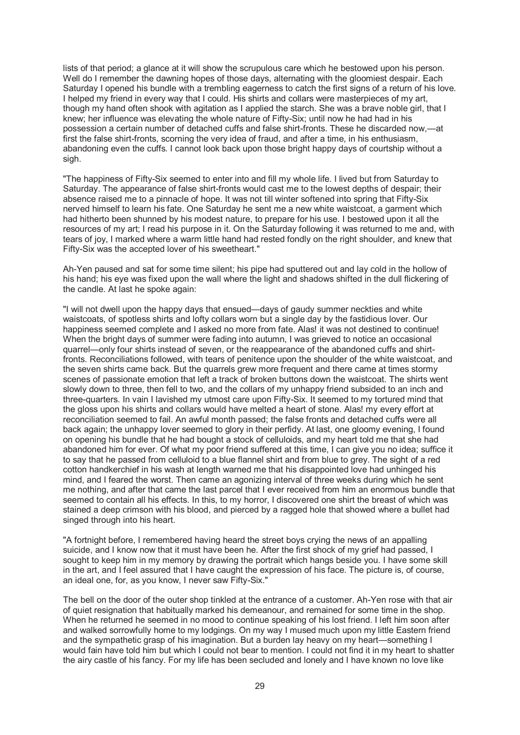lists of that period; a glance at it will show the scrupulous care which he bestowed upon his person. Well do I remember the dawning hopes of those days, alternating with the gloomiest despair. Each Saturday I opened his bundle with a trembling eagerness to catch the first signs of a return of his love. I helped my friend in every way that I could. His shirts and collars were masterpieces of my art, though my hand often shook with agitation as I applied the starch. She was a brave noble girl, that I knew; her influence was elevating the whole nature of Fifty-Six; until now he had had in his possession a certain number of detached cuffs and false shirt-fronts. These he discarded now,—at first the false shirt-fronts, scorning the very idea of fraud, and after a time, in his enthusiasm, abandoning even the cuffs. I cannot look back upon those bright happy days of courtship without a sigh.

"The happiness of Fifty-Six seemed to enter into and fill my whole life. I lived but from Saturday to Saturday. The appearance of false shirt-fronts would cast me to the lowest depths of despair; their absence raised me to a pinnacle of hope. It was not till winter softened into spring that Fifty-Six nerved himself to learn his fate. One Saturday he sent me a new white waistcoat, a garment which had hitherto been shunned by his modest nature, to prepare for his use. I bestowed upon it all the resources of my art; I read his purpose in it. On the Saturday following it was returned to me and, with tears of joy, I marked where a warm little hand had rested fondly on the right shoulder, and knew that Fifty-Six was the accepted lover of his sweetheart."

Ah-Yen paused and sat for some time silent; his pipe had sputtered out and lay cold in the hollow of his hand; his eye was fixed upon the wall where the light and shadows shifted in the dull flickering of the candle. At last he spoke again:

"I will not dwell upon the happy days that ensued—days of gaudy summer neckties and white waistcoats, of spotless shirts and lofty collars worn but a single day by the fastidious lover. Our happiness seemed complete and I asked no more from fate. Alas! it was not destined to continue! When the bright days of summer were fading into autumn, I was grieved to notice an occasional quarrel—only four shirts instead of seven, or the reappearance of the abandoned cuffs and shirt-fronts. Reconciliations followed, with tears of penitence upon the shoulder of the white waistcoat, and the seven shirts came back. But the quarrels grew more frequent and there came at times stormy scenes of passionate emotion that left a track of broken buttons down the waistcoat. The shirts went slowly down to three, then fell to two, and the collars of my unhappy friend subsided to an inch and three-quarters. In vain I lavished my utmost care upon Fifty-Six. It seemed to my tortured mind that the gloss upon his shirts and collars would have melted a heart of stone. Alas! my every effort at reconciliation seemed to fail. An awful month passed; the false fronts and detached cuffs were all back again; the unhappy lover seemed to glory in their perfidy. At last, one gloomy evening, I found on opening his bundle that he had bought a stock of celluloids, and my heart told me that she had abandoned him for ever. Of what my poor friend suffered at this time, I can give you no idea; suffice it to say that he passed from celluloid to a blue flannel shirt and from blue to grey. The sight of a red cotton handkerchief in his wash at length warned me that his disappointed love had unhinged his mind, and I feared the worst. Then came an agonizing interval of three weeks during which he sent me nothing, and after that came the last parcel that I ever received from him an enormous bundle that seemed to contain all his effects. In this, to my horror, I discovered one shirt the breast of which was stained a deep crimson with his blood, and pierced by a ragged hole that showed where a bullet had singed through into his heart.

"A fortnight before, I remembered having heard the street boys crying the news of an appalling suicide, and I know now that it must have been he. After the first shock of my grief had passed, I sought to keep him in my memory by drawing the portrait which hangs beside you. I have some skill in the art, and I feel assured that I have caught the expression of his face. The picture is, of course, an ideal one, for, as you know, I never saw Fifty-Six."

The bell on the door of the outer shop tinkled at the entrance of a customer. Ah-Yen rose with that air of quiet resignation that habitually marked his demeanour, and remained for some time in the shop. When he returned he seemed in no mood to continue speaking of his lost friend. I left him soon after and walked sorrowfully home to my lodgings. On my way I mused much upon my little Eastern friend and the sympathetic grasp of his imagination. But a burden lay heavy on my heart—something I would fain have told him but which I could not bear to mention. I could not find it in my heart to shatter the airy castle of his fancy. For my life has been secluded and lonely and I have known no love like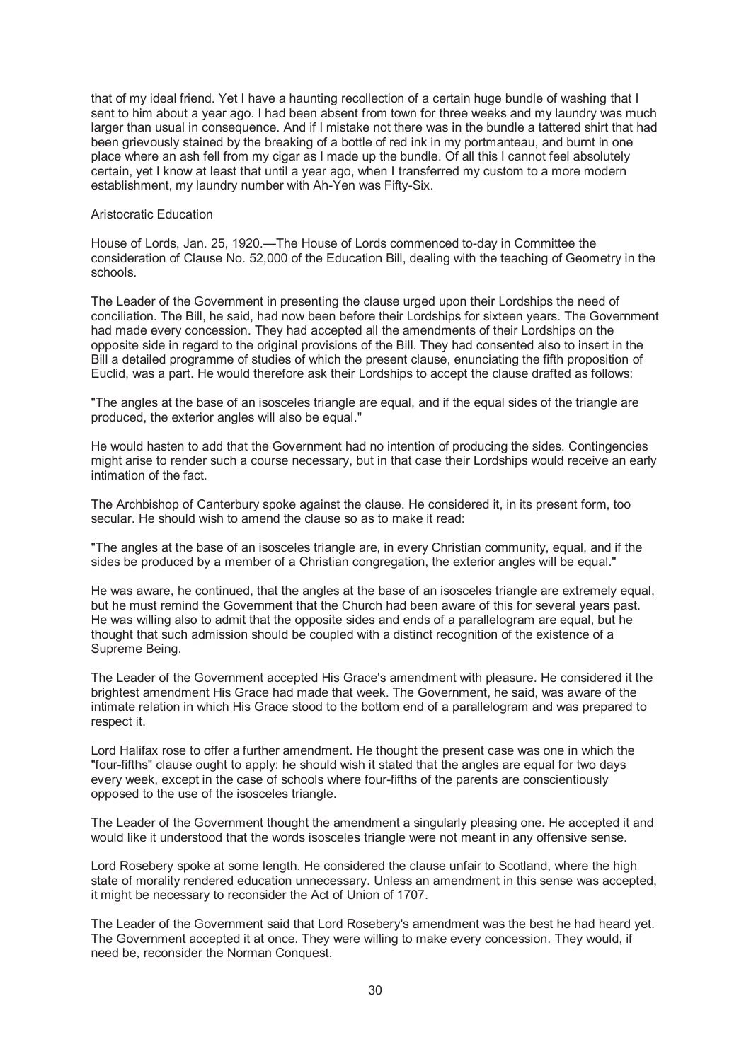that of my ideal friend. Yet I have a haunting recollection of a certain huge bundle of washing that I sent to him about a year ago. I had been absent from town for three weeks and my laundry was much larger than usual in consequence. And if I mistake not there was in the bundle a tattered shirt that had been grievously stained by the breaking of a bottle of red ink in my portmanteau, and burnt in one place where an ash fell from my cigar as I made up the bundle. Of all this I cannot feel absolutely certain, yet I know at least that until a year ago, when I transferred my custom to a more modern establishment, my laundry number with Ah-Yen was Fifty-Six.

## Aristocratic Education

House of Lords, Jan. 25, 1920.—The House of Lords commenced to-day in Committee the consideration of Clause No. 52,000 of the Education Bill, dealing with the teaching of Geometry in the schools.

The Leader of the Government in presenting the clause urged upon their Lordships the need of conciliation. The Bill, he said, had now been before their Lordships for sixteen years. The Government had made every concession. They had accepted all the amendments of their Lordships on the opposite side in regard to the original provisions of the Bill. They had consented also to insert in the Bill a detailed programme of studies of which the present clause, enunciating the fifth proposition of Euclid, was a part. He would therefore ask their Lordships to accept the clause drafted as follows:

"The angles at the base of an isosceles triangle are equal, and if the equal sides of the triangle are produced, the exterior angles will also be equal."

He would hasten to add that the Government had no intention of producing the sides. Contingencies might arise to render such a course necessary, but in that case their Lordships would receive an early intimation of the fact.

The Archbishop of Canterbury spoke against the clause. He considered it, in its present form, too secular. He should wish to amend the clause so as to make it read:

"The angles at the base of an isosceles triangle are, in every Christian community, equal, and if the sides be produced by a member of a Christian congregation, the exterior angles will be equal."

He was aware, he continued, that the angles at the base of an isosceles triangle are extremely equal, but he must remind the Government that the Church had been aware of this for several years past. He was willing also to admit that the opposite sides and ends of a parallelogram are equal, but he thought that such admission should be coupled with a distinct recognition of the existence of a Supreme Being.

The Leader of the Government accepted His Grace's amendment with pleasure. He considered it the brightest amendment His Grace had made that week. The Government, he said, was aware of the intimate relation in which His Grace stood to the bottom end of a parallelogram and was prepared to respect it.

Lord Halifax rose to offer a further amendment. He thought the present case was one in which the "four-fifths" clause ought to apply: he should wish it stated that the angles are equal for two days every week, except in the case of schools where four-fifths of the parents are conscientiously opposed to the use of the isosceles triangle.

The Leader of the Government thought the amendment a singularly pleasing one. He accepted it and would like it understood that the words isosceles triangle were not meant in any offensive sense.

Lord Rosebery spoke at some length. He considered the clause unfair to Scotland, where the high state of morality rendered education unnecessary. Unless an amendment in this sense was accepted, it might be necessary to reconsider the Act of Union of 1707.

The Leader of the Government said that Lord Rosebery's amendment was the best he had heard yet. The Government accepted it at once. They were willing to make every concession. They would, if need be, reconsider the Norman Conquest.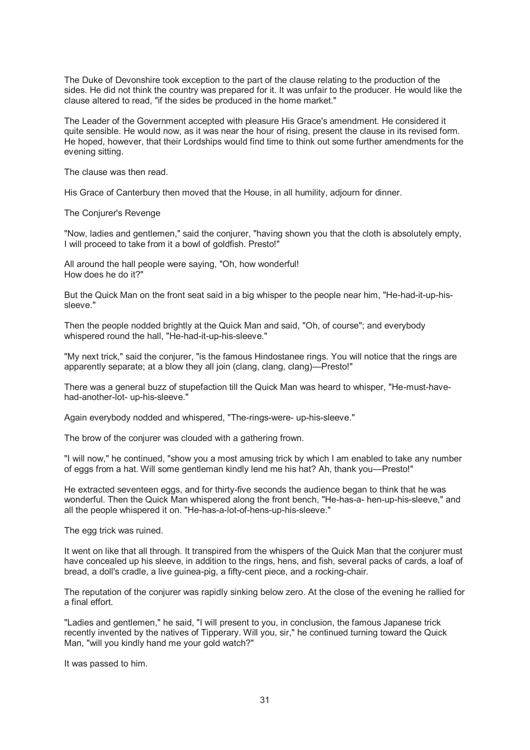The Duke of Devonshire took exception to the part of the clause relating to the production of the sides. He did not think the country was prepared for it. It was unfair to the producer. He would like the clause altered to read, "if the sides be produced in the home market."

The Leader of the Government accepted with pleasure His Grace's amendment. He considered it quite sensible. He would now, as it was near the hour of rising, present the clause in its revised form. He hoped, however, that their Lordships would find time to think out some further amendments for the evening sitting.

The clause was then read.

His Grace of Canterbury then moved that the House, in all humility, adjourn for dinner.

## The Conjurer's Revenge

"Now, ladies and gentlemen," said the conjurer, "having shown you that the cloth is absolutely empty, I will proceed to take from it a bowl of goldfish. Presto!"

All around the hall people were saying, "Oh, how wonderful!
How does he do it?"

But the Quick Man on the front seat said in a big whisper to the people near him, "He-had-it-up-his-sleeve."

Then the people nodded brightly at the Quick Man and said, "Oh, of course"; and everybody whispered round the hall, "He-had-it-up-his-sleeve."

"My next trick," said the conjurer, "is the famous Hindostanee rings. You will notice that the rings are apparently separate; at a blow they all join (clang, clang, clang)—Presto!"

There was a general buzz of stupefaction till the Quick Man was heard to whisper, "He-must-have-had-another-lot- up-his-sleeve."

Again everybody nodded and whispered, "The-rings-were- up-his-sleeve."

The brow of the conjurer was clouded with a gathering frown.

"I will now," he continued, "show you a most amusing trick by which I am enabled to take any number of eggs from a hat. Will some gentleman kindly lend me his hat? Ah, thank you—Presto!"

He extracted seventeen eggs, and for thirty-five seconds the audience began to think that he was wonderful. Then the Quick Man whispered along the front bench, "He-has-a- hen-up-his-sleeve," and all the people whispered it on. "He-has-a-lot-of-hens-up-his-sleeve."

The egg trick was ruined.

It went on like that all through. It transpired from the whispers of the Quick Man that the conjurer must have concealed up his sleeve, in addition to the rings, hens, and fish, several packs of cards, a loaf of bread, a doll's cradle, a live guinea-pig, a fifty-cent piece, and a rocking-chair.

The reputation of the conjurer was rapidly sinking below zero. At the close of the evening he rallied for a final effort.

"Ladies and gentlemen," he said, "I will present to you, in conclusion, the famous Japanese trick recently invented by the natives of Tipperary. Will you, sir," he continued turning toward the Quick Man, "will you kindly hand me your gold watch?"

It was passed to him.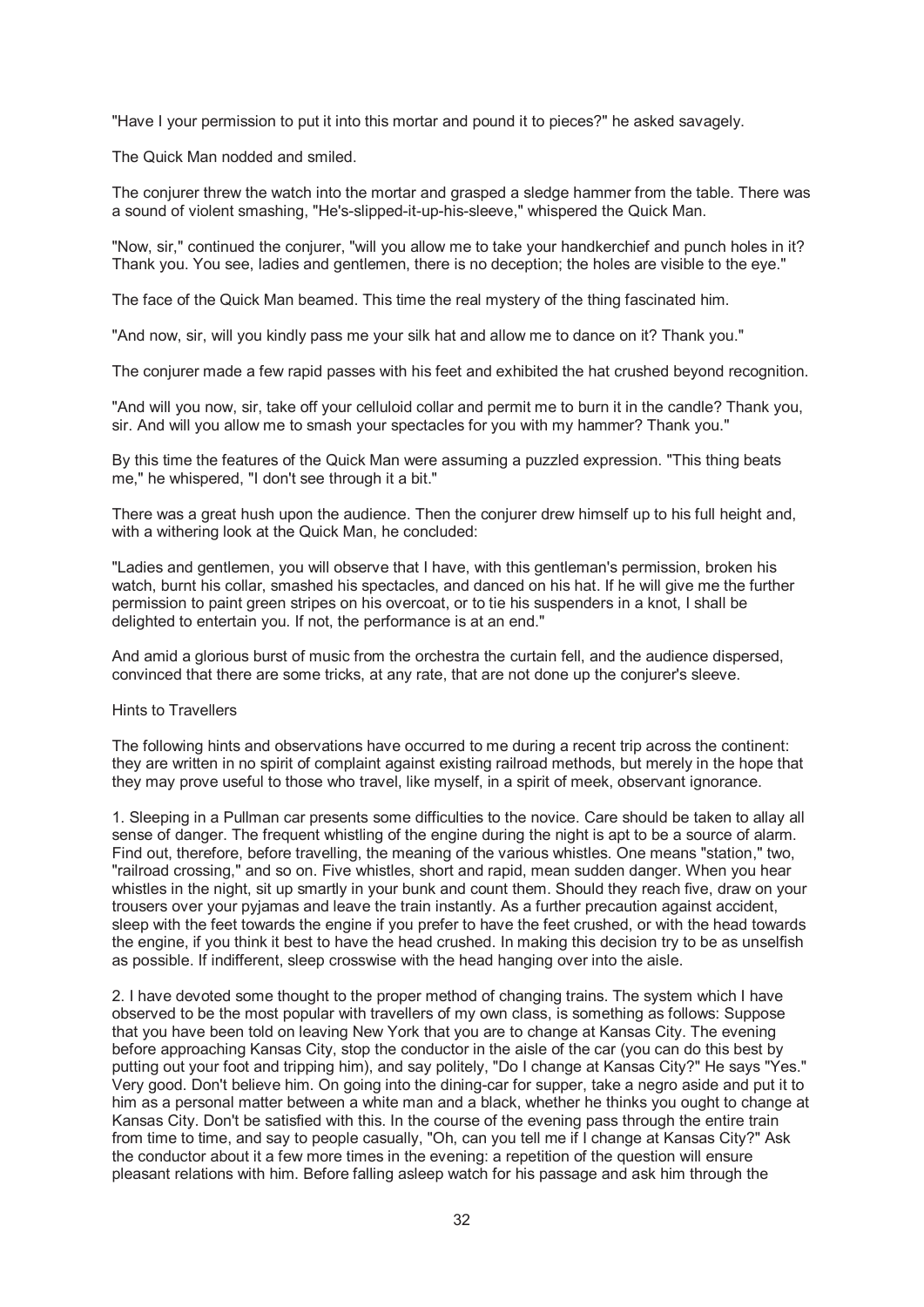"Have I your permission to put it into this mortar and pound it to pieces?" he asked savagely.

The Quick Man nodded and smiled.

The conjurer threw the watch into the mortar and grasped a sledge hammer from the table. There was a sound of violent smashing, "He's-slipped-it-up-his-sleeve," whispered the Quick Man.

"Now, sir," continued the conjurer, "will you allow me to take your handkerchief and punch holes in it? Thank you. You see, ladies and gentlemen, there is no deception; the holes are visible to the eye."

The face of the Quick Man beamed. This time the real mystery of the thing fascinated him.

"And now, sir, will you kindly pass me your silk hat and allow me to dance on it? Thank you."

The conjurer made a few rapid passes with his feet and exhibited the hat crushed beyond recognition.

"And will you now, sir, take off your celluloid collar and permit me to burn it in the candle? Thank you, sir. And will you allow me to smash your spectacles for you with my hammer? Thank you."

By this time the features of the Quick Man were assuming a puzzled expression. "This thing beats me," he whispered, "I don't see through it a bit."

There was a great hush upon the audience. Then the conjurer drew himself up to his full height and, with a withering look at the Quick Man, he concluded:

"Ladies and gentlemen, you will observe that I have, with this gentleman's permission, broken his watch, burnt his collar, smashed his spectacles, and danced on his hat. If he will give me the further permission to paint green stripes on his overcoat, or to tie his suspenders in a knot, I shall be delighted to entertain you. If not, the performance is at an end."

And amid a glorious burst of music from the orchestra the curtain fell, and the audience dispersed, convinced that there are some tricks, at any rate, that are not done up the conjurer's sleeve.

## Hints to Travellers

The following hints and observations have occurred to me during a recent trip across the continent: they are written in no spirit of complaint against existing railroad methods, but merely in the hope that they may prove useful to those who travel, like myself, in a spirit of meek, observant ignorance.

1. Sleeping in a Pullman car presents some difficulties to the novice. Care should be taken to allay all sense of danger. The frequent whistling of the engine during the night is apt to be a source of alarm. Find out, therefore, before travelling, the meaning of the various whistles. One means "station," two, "railroad crossing," and so on. Five whistles, short and rapid, mean sudden danger. When you hear whistles in the night, sit up smartly in your bunk and count them. Should they reach five, draw on your trousers over your pyjamas and leave the train instantly. As a further precaution against accident, sleep with the feet towards the engine if you prefer to have the feet crushed, or with the head towards the engine, if you think it best to have the head crushed. In making this decision try to be as unselfish as possible. If indifferent, sleep crosswise with the head hanging over into the aisle.

2. I have devoted some thought to the proper method of changing trains. The system which I have observed to be the most popular with travellers of my own class, is something as follows: Suppose that you have been told on leaving New York that you are to change at Kansas City. The evening before approaching Kansas City, stop the conductor in the aisle of the car (you can do this best by putting out your foot and tripping him), and say politely, "Do I change at Kansas City?" He says "Yes." Very good. Don't believe him. On going into the dining-car for supper, take a negro aside and put it to him as a personal matter between a white man and a black, whether he thinks you ought to change at Kansas City. Don't be satisfied with this. In the course of the evening pass through the entire train from time to time, and say to people casually, "Oh, can you tell me if I change at Kansas City?" Ask the conductor about it a few more times in the evening: a repetition of the question will ensure pleasant relations with him. Before falling asleep watch for his passage and ask him through the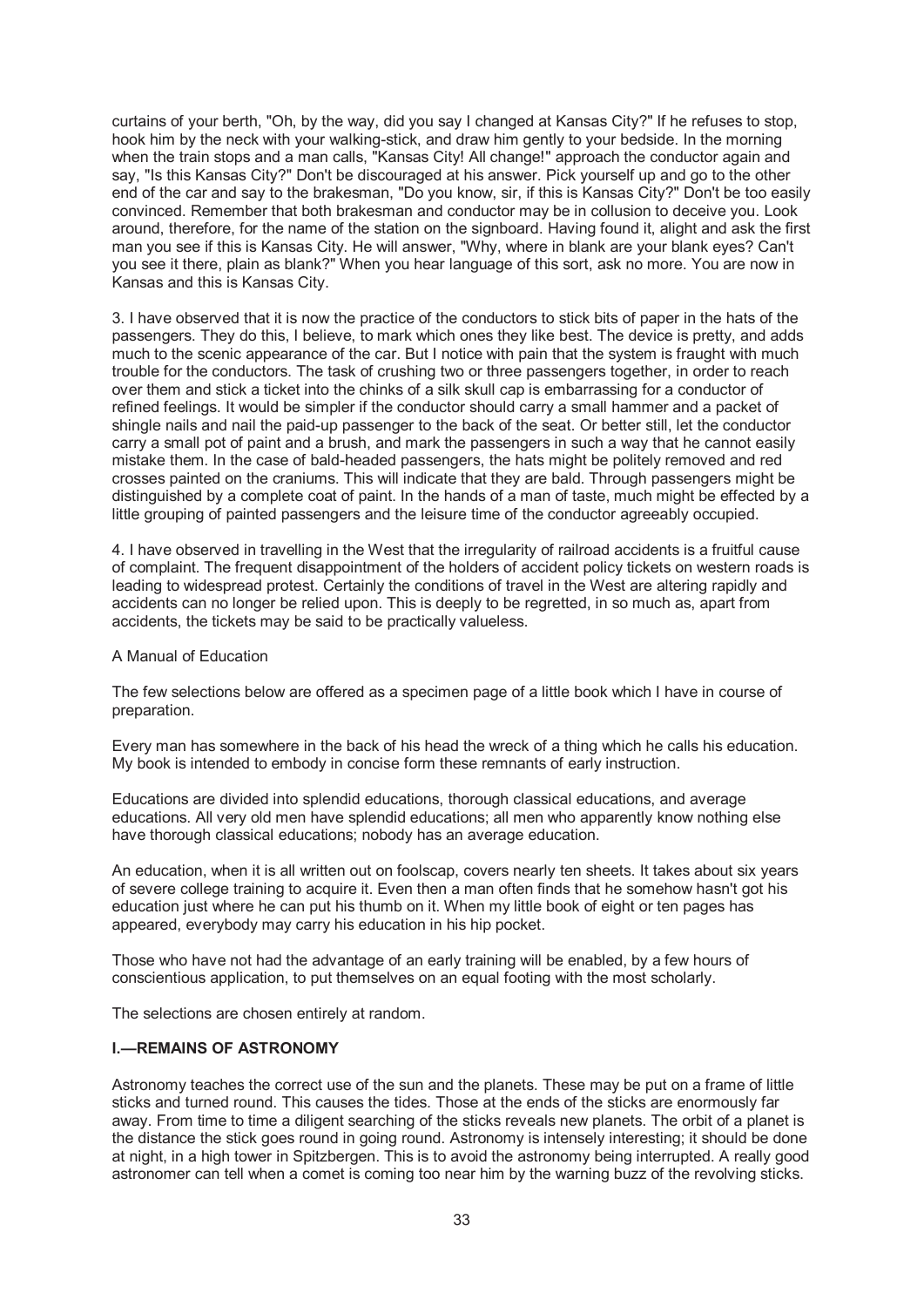curtains of your berth, "Oh, by the way, did you say I changed at Kansas City?" If he refuses to stop, hook him by the neck with your walking-stick, and draw him gently to your bedside. In the morning when the train stops and a man calls, "Kansas City! All change!" approach the conductor again and say, "Is this Kansas City?" Don't be discouraged at his answer. Pick yourself up and go to the other end of the car and say to the brakesman, "Do you know, sir, if this is Kansas City?" Don't be too easily convinced. Remember that both brakesman and conductor may be in collusion to deceive you. Look around, therefore, for the name of the station on the signboard. Having found it, alight and ask the first man you see if this is Kansas City. He will answer, "Why, where in blank are your blank eyes? Can't you see it there, plain as blank?" When you hear language of this sort, ask no more. You are now in Kansas and this is Kansas City.

3. I have observed that it is now the practice of the conductors to stick bits of paper in the hats of the passengers. They do this, I believe, to mark which ones they like best. The device is pretty, and adds much to the scenic appearance of the car. But I notice with pain that the system is fraught with much trouble for the conductors. The task of crushing two or three passengers together, in order to reach over them and stick a ticket into the chinks of a silk skull cap is embarrassing for a conductor of refined feelings. It would be simpler if the conductor should carry a small hammer and a packet of shingle nails and nail the paid-up passenger to the back of the seat. Or better still, let the conductor carry a small pot of paint and a brush, and mark the passengers in such a way that he cannot easily mistake them. In the case of bald-headed passengers, the hats might be politely removed and red crosses painted on the craniums. This will indicate that they are bald. Through passengers might be distinguished by a complete coat of paint. In the hands of a man of taste, much might be effected by a little grouping of painted passengers and the leisure time of the conductor agreeably occupied.

4. I have observed in travelling in the West that the irregularity of railroad accidents is a fruitful cause of complaint. The frequent disappointment of the holders of accident policy tickets on western roads is leading to widespread protest. Certainly the conditions of travel in the West are altering rapidly and accidents can no longer be relied upon. This is deeply to be regretted, in so much as, apart from accidents, the tickets may be said to be practically valueless.

## A Manual of Education

The few selections below are offered as a specimen page of a little book which I have in course of preparation.

Every man has somewhere in the back of his head the wreck of a thing which he calls his education. My book is intended to embody in concise form these remnants of early instruction.

Educations are divided into splendid educations, thorough classical educations, and average educations. All very old men have splendid educations; all men who apparently know nothing else have thorough classical educations; nobody has an average education.

An education, when it is all written out on foolscap, covers nearly ten sheets. It takes about six years of severe college training to acquire it. Even then a man often finds that he somehow hasn't got his education just where he can put his thumb on it. When my little book of eight or ten pages has appeared, everybody may carry his education in his hip pocket.

Those who have not had the advantage of an early training will be enabled, by a few hours of conscientious application, to put themselves on an equal footing with the most scholarly.

The selections are chosen entirely at random.

### I.—REMAINS OF ASTRONOMY

Astronomy teaches the correct use of the sun and the planets. These may be put on a frame of little sticks and turned round. This causes the tides. Those at the ends of the sticks are enormously far away. From time to time a diligent searching of the sticks reveals new planets. The orbit of a planet is the distance the stick goes round in going round. Astronomy is intensely interesting; it should be done at night, in a high tower in Spitzbergen. This is to avoid the astronomy being interrupted. A really good astronomer can tell when a comet is coming too near him by the warning buzz of the revolving sticks.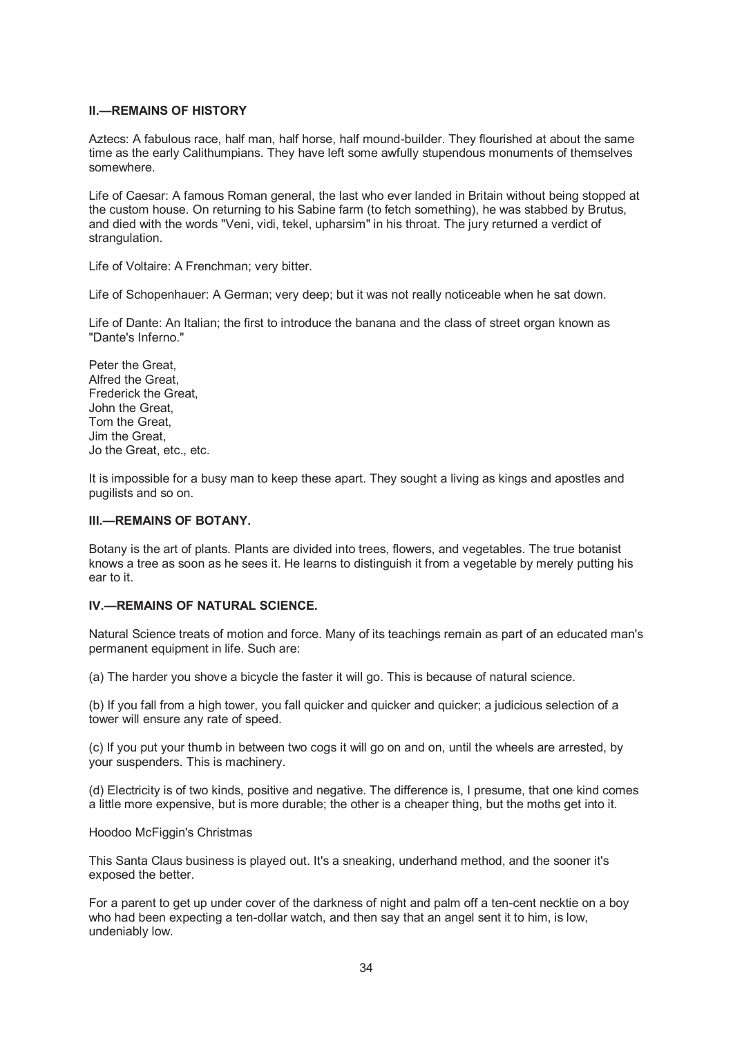### II.—REMAINS OF HISTORY

Aztecs: A fabulous race, half man, half horse, half mound-builder. They flourished at about the same time as the early Calithumpians. They have left some awfully stupendous monuments of themselves somewhere.

Life of Caesar: A famous Roman general, the last who ever landed in Britain without being stopped at the custom house. On returning to his Sabine farm (to fetch something), he was stabbed by Brutus, and died with the words "Veni, vidi, tekel, upharsim" in his throat. The jury returned a verdict of strangulation.

Life of Voltaire: A Frenchman; very bitter.

Life of Schopenhauer: A German; very deep; but it was not really noticeable when he sat down.

Life of Dante: An Italian; the first to introduce the banana and the class of street organ known as "Dante's Inferno."

Peter the Great,
Alfred the Great,
Frederick the Great,
John the Great,
Tom the Great,
Jim the Great,
Jo the Great, etc., etc.

It is impossible for a busy man to keep these apart. They sought a living as kings and apostles and pugilists and so on.

### III.—REMAINS OF BOTANY.

Botany is the art of plants. Plants are divided into trees, flowers, and vegetables. The true botanist knows a tree as soon as he sees it. He learns to distinguish it from a vegetable by merely putting his ear to it.

### IV.—REMAINS OF NATURAL SCIENCE.

Natural Science treats of motion and force. Many of its teachings remain as part of an educated man's permanent equipment in life. Such are:

(a) The harder you shove a bicycle the faster it will go. This is because of natural science.

(b) If you fall from a high tower, you fall quicker and quicker and quicker; a judicious selection of a tower will ensure any rate of speed.

(c) If you put your thumb in between two cogs it will go on and on, until the wheels are arrested, by your suspenders. This is machinery.

(d) Electricity is of two kinds, positive and negative. The difference is, I presume, that one kind comes a little more expensive, but is more durable; the other is a cheaper thing, but the moths get into it.

## Hoodoo McFiggin's Christmas

This Santa Claus business is played out. It's a sneaking, underhand method, and the sooner it's exposed the better.

For a parent to get up under cover of the darkness of night and palm off a ten-cent necktie on a boy who had been expecting a ten-dollar watch, and then say that an angel sent it to him, is low, undeniably low.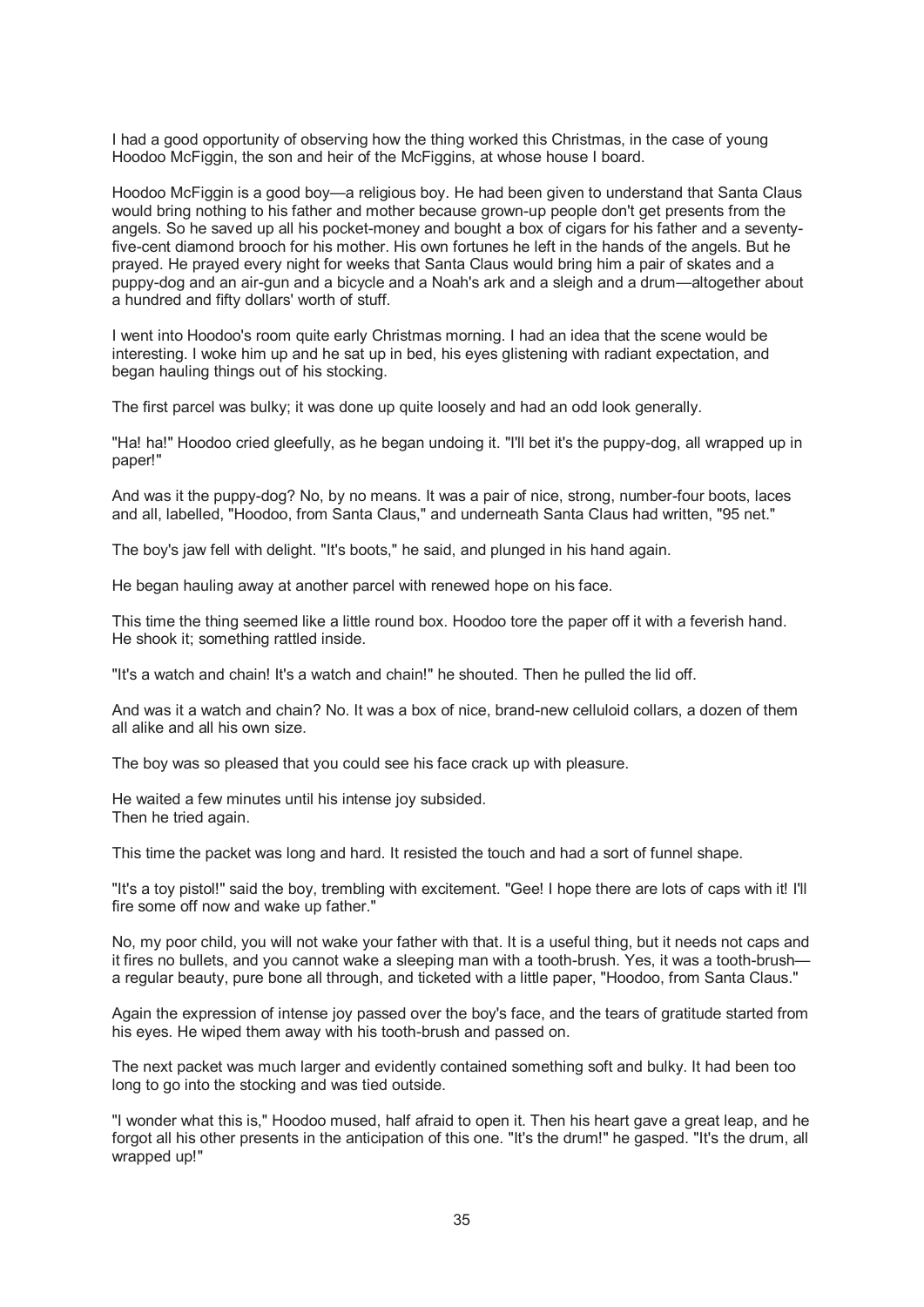I had a good opportunity of observing how the thing worked this Christmas, in the case of young Hoodoo McFiggin, the son and heir of the McFiggins, at whose house I board.

Hoodoo McFiggin is a good boy—a religious boy. He had been given to understand that Santa Claus would bring nothing to his father and mother because grown-up people don't get presents from the angels. So he saved up all his pocket-money and bought a box of cigars for his father and a seventy-five-cent diamond brooch for his mother. His own fortunes he left in the hands of the angels. But he prayed. He prayed every night for weeks that Santa Claus would bring him a pair of skates and a puppy-dog and an air-gun and a bicycle and a Noah's ark and a sleigh and a drum—altogether about a hundred and fifty dollars' worth of stuff.

I went into Hoodoo's room quite early Christmas morning. I had an idea that the scene would be interesting. I woke him up and he sat up in bed, his eyes glistening with radiant expectation, and began hauling things out of his stocking.

The first parcel was bulky; it was done up quite loosely and had an odd look generally.

"Ha! ha!" Hoodoo cried gleefully, as he began undoing it. "I'll bet it's the puppy-dog, all wrapped up in paper!"

And was it the puppy-dog? No, by no means. It was a pair of nice, strong, number-four boots, laces and all, labelled, "Hoodoo, from Santa Claus," and underneath Santa Claus had written, "95 net."

The boy's jaw fell with delight. "It's boots," he said, and plunged in his hand again.

He began hauling away at another parcel with renewed hope on his face.

This time the thing seemed like a little round box. Hoodoo tore the paper off it with a feverish hand. He shook it; something rattled inside.

"It's a watch and chain! It's a watch and chain!" he shouted. Then he pulled the lid off.

And was it a watch and chain? No. It was a box of nice, brand-new celluloid collars, a dozen of them all alike and all his own size.

The boy was so pleased that you could see his face crack up with pleasure.

He waited a few minutes until his intense joy subsided.
Then he tried again.

This time the packet was long and hard. It resisted the touch and had a sort of funnel shape.

"It's a toy pistol!" said the boy, trembling with excitement. "Gee! I hope there are lots of caps with it! I'll fire some off now and wake up father."

No, my poor child, you will not wake your father with that. It is a useful thing, but it needs not caps and it fires no bullets, and you cannot wake a sleeping man with a tooth-brush. Yes, it was a tooth-brush—a regular beauty, pure bone all through, and ticketed with a little paper, "Hoodoo, from Santa Claus."

Again the expression of intense joy passed over the boy's face, and the tears of gratitude started from his eyes. He wiped them away with his tooth-brush and passed on.

The next packet was much larger and evidently contained something soft and bulky. It had been too long to go into the stocking and was tied outside.

"I wonder what this is," Hoodoo mused, half afraid to open it. Then his heart gave a great leap, and he forgot all his other presents in the anticipation of this one. "It's the drum!" he gasped. "It's the drum, all wrapped up!"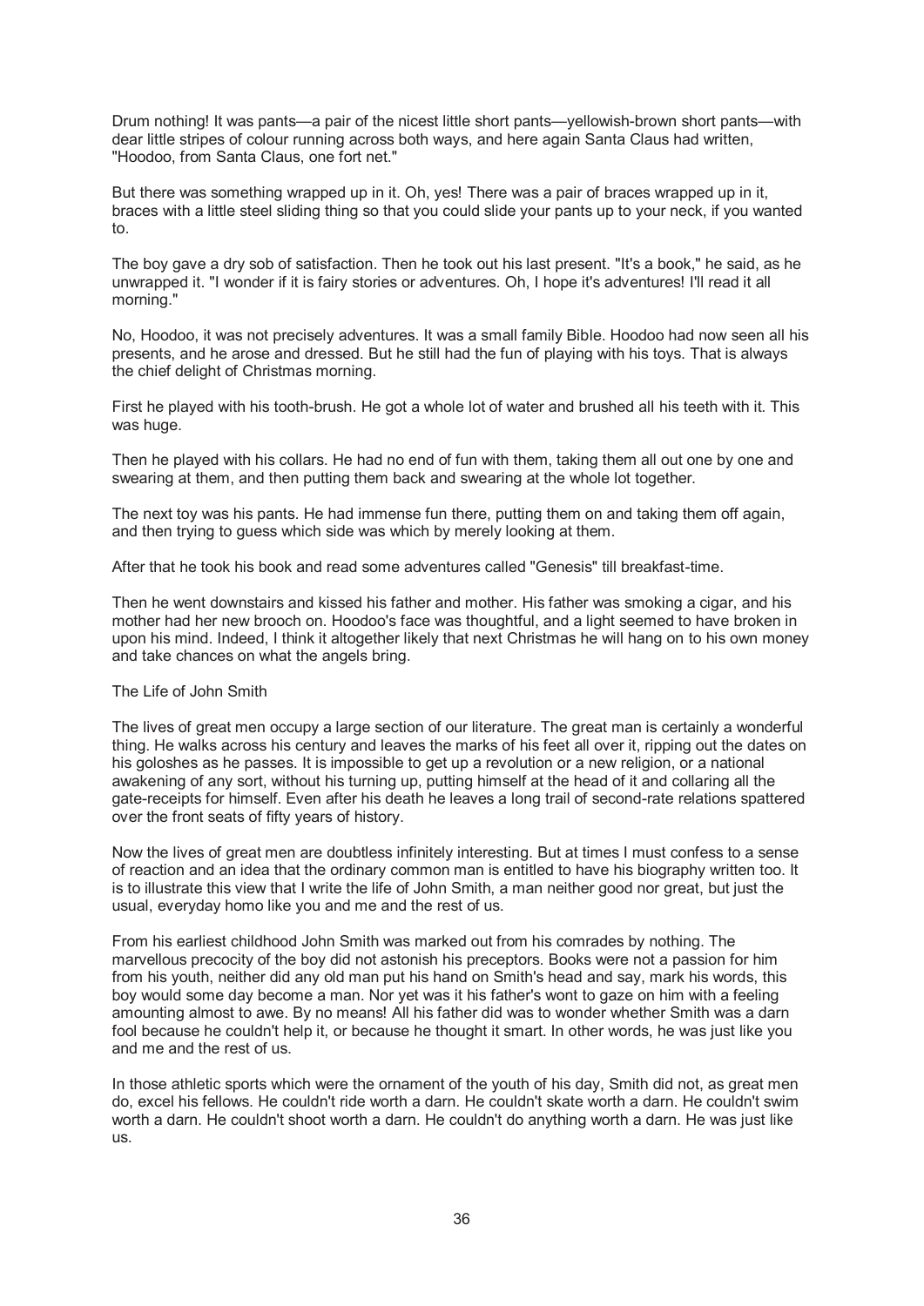Drum nothing! It was pants—a pair of the nicest little short pants—yellowish-brown short pants—with dear little stripes of colour running across both ways, and here again Santa Claus had written, "Hoodoo, from Santa Claus, one fort net."

But there was something wrapped up in it. Oh, yes! There was a pair of braces wrapped up in it, braces with a little steel sliding thing so that you could slide your pants up to your neck, if you wanted to.

The boy gave a dry sob of satisfaction. Then he took out his last present. "It's a book," he said, as he unwrapped it. "I wonder if it is fairy stories or adventures. Oh, I hope it's adventures! I'll read it all morning."

No, Hoodoo, it was not precisely adventures. It was a small family Bible. Hoodoo had now seen all his presents, and he arose and dressed. But he still had the fun of playing with his toys. That is always the chief delight of Christmas morning.

First he played with his tooth-brush. He got a whole lot of water and brushed all his teeth with it. This was huge.

Then he played with his collars. He had no end of fun with them, taking them all out one by one and swearing at them, and then putting them back and swearing at the whole lot together.

The next toy was his pants. He had immense fun there, putting them on and taking them off again, and then trying to guess which side was which by merely looking at them.

After that he took his book and read some adventures called "Genesis" till breakfast-time.

Then he went downstairs and kissed his father and mother. His father was smoking a cigar, and his mother had her new brooch on. Hoodoo's face was thoughtful, and a light seemed to have broken in upon his mind. Indeed, I think it altogether likely that next Christmas he will hang on to his own money and take chances on what the angels bring.

## The Life of John Smith

The lives of great men occupy a large section of our literature. The great man is certainly a wonderful thing. He walks across his century and leaves the marks of his feet all over it, ripping out the dates on his goloshes as he passes. It is impossible to get up a revolution or a new religion, or a national awakening of any sort, without his turning up, putting himself at the head of it and collaring all the gate-receipts for himself. Even after his death he leaves a long trail of second-rate relations spattered over the front seats of fifty years of history.

Now the lives of great men are doubtless infinitely interesting. But at times I must confess to a sense of reaction and an idea that the ordinary common man is entitled to have his biography written too. It is to illustrate this view that I write the life of John Smith, a man neither good nor great, but just the usual, everyday homo like you and me and the rest of us.

From his earliest childhood John Smith was marked out from his comrades by nothing. The marvellous precocity of the boy did not astonish his preceptors. Books were not a passion for him from his youth, neither did any old man put his hand on Smith's head and say, mark his words, this boy would some day become a man. Nor yet was it his father's wont to gaze on him with a feeling amounting almost to awe. By no means! All his father did was to wonder whether Smith was a darn fool because he couldn't help it, or because he thought it smart. In other words, he was just like you and me and the rest of us.

In those athletic sports which were the ornament of the youth of his day, Smith did not, as great men do, excel his fellows. He couldn't ride worth a darn. He couldn't skate worth a darn. He couldn't swim worth a darn. He couldn't shoot worth a darn. He couldn't do anything worth a darn. He was just like us.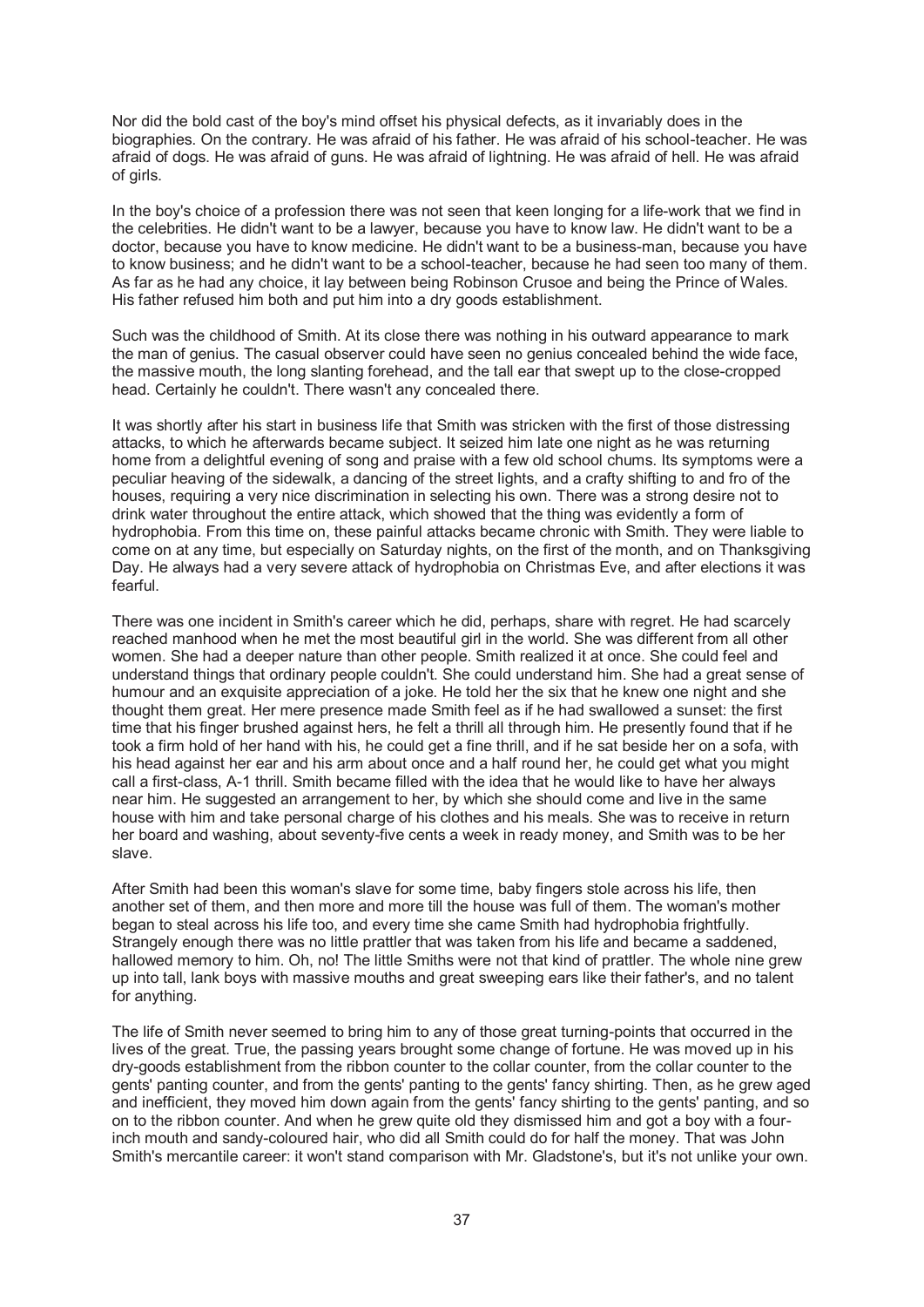Nor did the bold cast of the boy's mind offset his physical defects, as it invariably does in the biographies. On the contrary. He was afraid of his father. He was afraid of his school-teacher. He was afraid of dogs. He was afraid of guns. He was afraid of lightning. He was afraid of hell. He was afraid of girls.

In the boy's choice of a profession there was not seen that keen longing for a life-work that we find in the celebrities. He didn't want to be a lawyer, because you have to know law. He didn't want to be a doctor, because you have to know medicine. He didn't want to be a business-man, because you have to know business; and he didn't want to be a school-teacher, because he had seen too many of them. As far as he had any choice, it lay between being Robinson Crusoe and being the Prince of Wales. His father refused him both and put him into a dry goods establishment.

Such was the childhood of Smith. At its close there was nothing in his outward appearance to mark the man of genius. The casual observer could have seen no genius concealed behind the wide face, the massive mouth, the long slanting forehead, and the tall ear that swept up to the close-cropped head. Certainly he couldn't. There wasn't any concealed there.

It was shortly after his start in business life that Smith was stricken with the first of those distressing attacks, to which he afterwards became subject. It seized him late one night as he was returning home from a delightful evening of song and praise with a few old school chums. Its symptoms were a peculiar heaving of the sidewalk, a dancing of the street lights, and a crafty shifting to and fro of the houses, requiring a very nice discrimination in selecting his own. There was a strong desire not to drink water throughout the entire attack, which showed that the thing was evidently a form of hydrophobia. From this time on, these painful attacks became chronic with Smith. They were liable to come on at any time, but especially on Saturday nights, on the first of the month, and on Thanksgiving Day. He always had a very severe attack of hydrophobia on Christmas Eve, and after elections it was fearful.

There was one incident in Smith's career which he did, perhaps, share with regret. He had scarcely reached manhood when he met the most beautiful girl in the world. She was different from all other women. She had a deeper nature than other people. Smith realized it at once. She could feel and understand things that ordinary people couldn't. She could understand him. She had a great sense of humour and an exquisite appreciation of a joke. He told her the six that he knew one night and she thought them great. Her mere presence made Smith feel as if he had swallowed a sunset: the first time that his finger brushed against hers, he felt a thrill all through him. He presently found that if he took a firm hold of her hand with his, he could get a fine thrill, and if he sat beside her on a sofa, with his head against her ear and his arm about once and a half round her, he could get what you might call a first-class, A-1 thrill. Smith became filled with the idea that he would like to have her always near him. He suggested an arrangement to her, by which she should come and live in the same house with him and take personal charge of his clothes and his meals. She was to receive in return her board and washing, about seventy-five cents a week in ready money, and Smith was to be her slave.

After Smith had been this woman's slave for some time, baby fingers stole across his life, then another set of them, and then more and more till the house was full of them. The woman's mother began to steal across his life too, and every time she came Smith had hydrophobia frightfully. Strangely enough there was no little prattler that was taken from his life and became a saddened, hallowed memory to him. Oh, no! The little Smiths were not that kind of prattler. The whole nine grew up into tall, lank boys with massive mouths and great sweeping ears like their father's, and no talent for anything.

The life of Smith never seemed to bring him to any of those great turning-points that occurred in the lives of the great. True, the passing years brought some change of fortune. He was moved up in his dry-goods establishment from the ribbon counter to the collar counter, from the collar counter to the gents' panting counter, and from the gents' panting to the gents' fancy shirting. Then, as he grew aged and inefficient, they moved him down again from the gents' fancy shirting to the gents' panting, and so on to the ribbon counter. And when he grew quite old they dismissed him and got a boy with a four-inch mouth and sandy-coloured hair, who did all Smith could do for half the money. That was John Smith's mercantile career: it won't stand comparison with Mr. Gladstone's, but it's not unlike your own.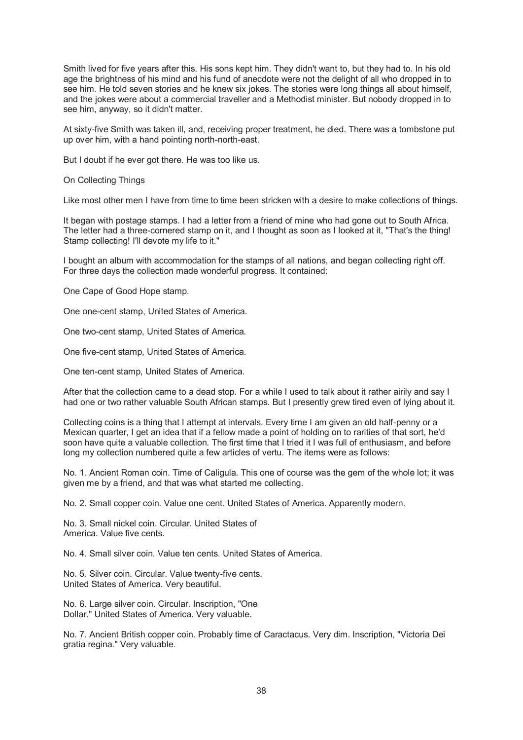Smith lived for five years after this. His sons kept him. They didn't want to, but they had to. In his old age the brightness of his mind and his fund of anecdote were not the delight of all who dropped in to see him. He told seven stories and he knew six jokes. The stories were long things all about himself, and the jokes were about a commercial traveller and a Methodist minister. But nobody dropped in to see him, anyway, so it didn't matter.

At sixty-five Smith was taken ill, and, receiving proper treatment, he died. There was a tombstone put up over him, with a hand pointing north-north-east.

But I doubt if he ever got there. He was too like us.

## On Collecting Things

Like most other men I have from time to time been stricken with a desire to make collections of things.

It began with postage stamps. I had a letter from a friend of mine who had gone out to South Africa. The letter had a three-cornered stamp on it, and I thought as soon as I looked at it, "That's the thing! Stamp collecting! I'll devote my life to it."

I bought an album with accommodation for the stamps of all nations, and began collecting right off. For three days the collection made wonderful progress. It contained:

One Cape of Good Hope stamp.

One one-cent stamp, United States of America.

One two-cent stamp, United States of America.

One five-cent stamp, United States of America.

One ten-cent stamp, United States of America.

After that the collection came to a dead stop. For a while I used to talk about it rather airily and say I had one or two rather valuable South African stamps. But I presently grew tired even of lying about it.

Collecting coins is a thing that I attempt at intervals. Every time I am given an old half-penny or a Mexican quarter, I get an idea that if a fellow made a point of holding on to rarities of that sort, he'd soon have quite a valuable collection. The first time that I tried it I was full of enthusiasm, and before long my collection numbered quite a few articles of vertu. The items were as follows:

No. 1. Ancient Roman coin. Time of Caligula. This one of course was the gem of the whole lot; it was given me by a friend, and that was what started me collecting.

No. 2. Small copper coin. Value one cent. United States of America. Apparently modern.

No. 3. Small nickel coin. Circular. United States of America. Value five cents.

No. 4. Small silver coin. Value ten cents. United States of America.

No. 5. Silver coin. Circular. Value twenty-five cents. United States of America. Very beautiful.

No. 6. Large silver coin. Circular. Inscription, "One Dollar." United States of America. Very valuable.

No. 7. Ancient British copper coin. Probably time of Caractacus. Very dim. Inscription, "Victoria Dei gratia regina." Very valuable.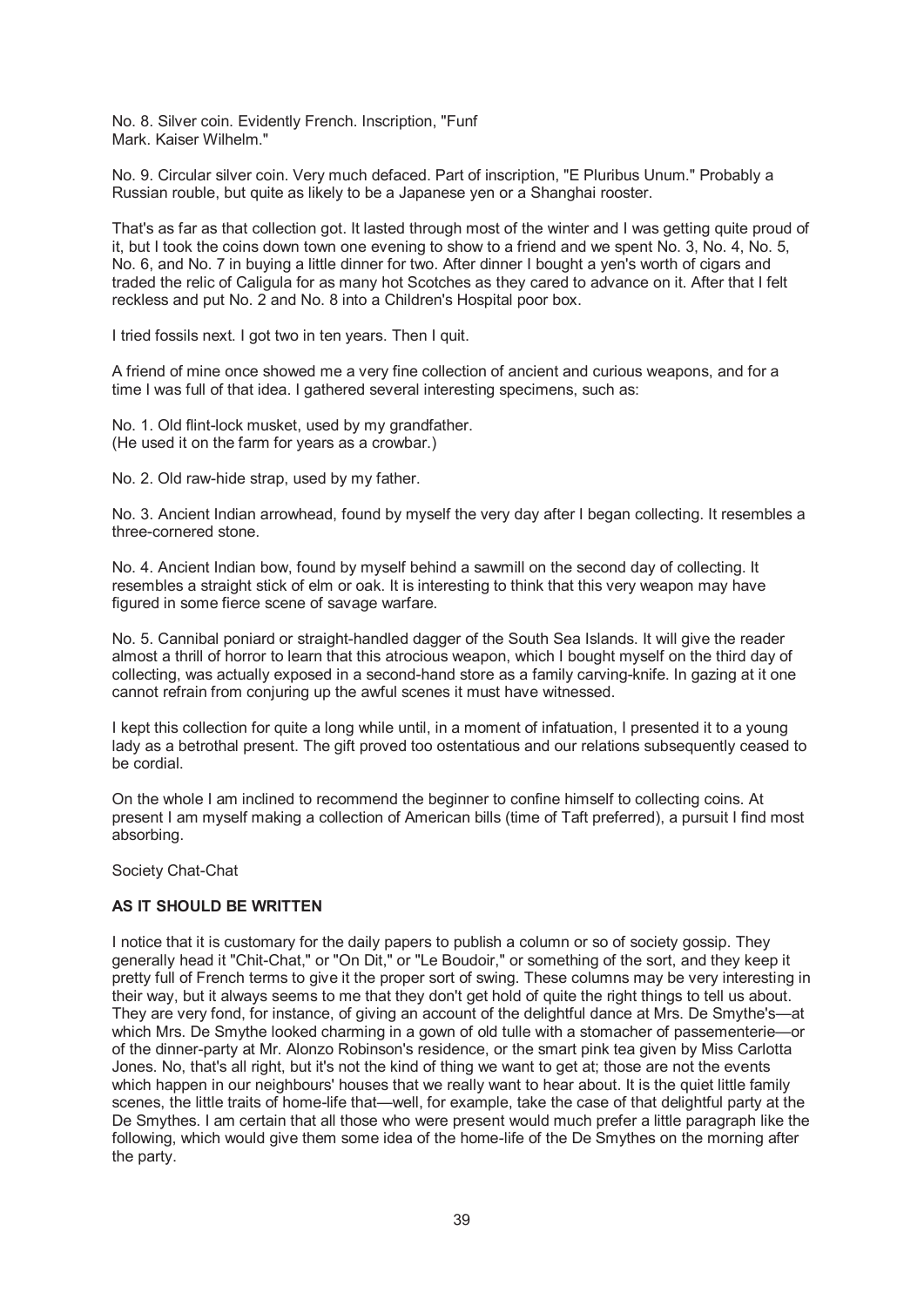No. 8. Silver coin. Evidently French. Inscription, "Funf Mark. Kaiser Wilhelm."

No. 9. Circular silver coin. Very much defaced. Part of inscription, "E Pluribus Unum." Probably a Russian rouble, but quite as likely to be a Japanese yen or a Shanghai rooster.

That's as far as that collection got. It lasted through most of the winter and I was getting quite proud of it, but I took the coins down town one evening to show to a friend and we spent No. 3, No. 4, No. 5, No. 6, and No. 7 in buying a little dinner for two. After dinner I bought a yen's worth of cigars and traded the relic of Caligula for as many hot Scotches as they cared to advance on it. After that I felt reckless and put No. 2 and No. 8 into a Children's Hospital poor box.

I tried fossils next. I got two in ten years. Then I quit.

A friend of mine once showed me a very fine collection of ancient and curious weapons, and for a time I was full of that idea. I gathered several interesting specimens, such as:

No. 1. Old flint-lock musket, used by my grandfather.
(He used it on the farm for years as a crowbar.)

No. 2. Old raw-hide strap, used by my father.

No. 3. Ancient Indian arrowhead, found by myself the very day after I began collecting. It resembles a three-cornered stone.

No. 4. Ancient Indian bow, found by myself behind a sawmill on the second day of collecting. It resembles a straight stick of elm or oak. It is interesting to think that this very weapon may have figured in some fierce scene of savage warfare.

No. 5. Cannibal poniard or straight-handled dagger of the South Sea Islands. It will give the reader almost a thrill of horror to learn that this atrocious weapon, which I bought myself on the third day of collecting, was actually exposed in a second-hand store as a family carving-knife. In gazing at it one cannot refrain from conjuring up the awful scenes it must have witnessed.

I kept this collection for quite a long while until, in a moment of infatuation, I presented it to a young lady as a betrothal present. The gift proved too ostentatious and our relations subsequently ceased to be cordial.

On the whole I am inclined to recommend the beginner to confine himself to collecting coins. At present I am myself making a collection of American bills (time of Taft preferred), a pursuit I find most absorbing.

Society Chat-Chat

**AS IT SHOULD BE WRITTEN**

I notice that it is customary for the daily papers to publish a column or so of society gossip. They generally head it "Chit-Chat," or "On Dit," or "Le Boudoir," or something of the sort, and they keep it pretty full of French terms to give it the proper sort of swing. These columns may be very interesting in their way, but it always seems to me that they don't get hold of quite the right things to tell us about. They are very fond, for instance, of giving an account of the delightful dance at Mrs. De Smythe's—at which Mrs. De Smythe looked charming in a gown of old tulle with a stomacher of passementerie—or of the dinner-party at Mr. Alonzo Robinson's residence, or the smart pink tea given by Miss Carlotta Jones. No, that's all right, but it's not the kind of thing we want to get at; those are not the events which happen in our neighbours' houses that we really want to hear about. It is the quiet little family scenes, the little traits of home-life that—well, for example, take the case of that delightful party at the De Smythes. I am certain that all those who were present would much prefer a little paragraph like the following, which would give them some idea of the home-life of the De Smythes on the morning after the party.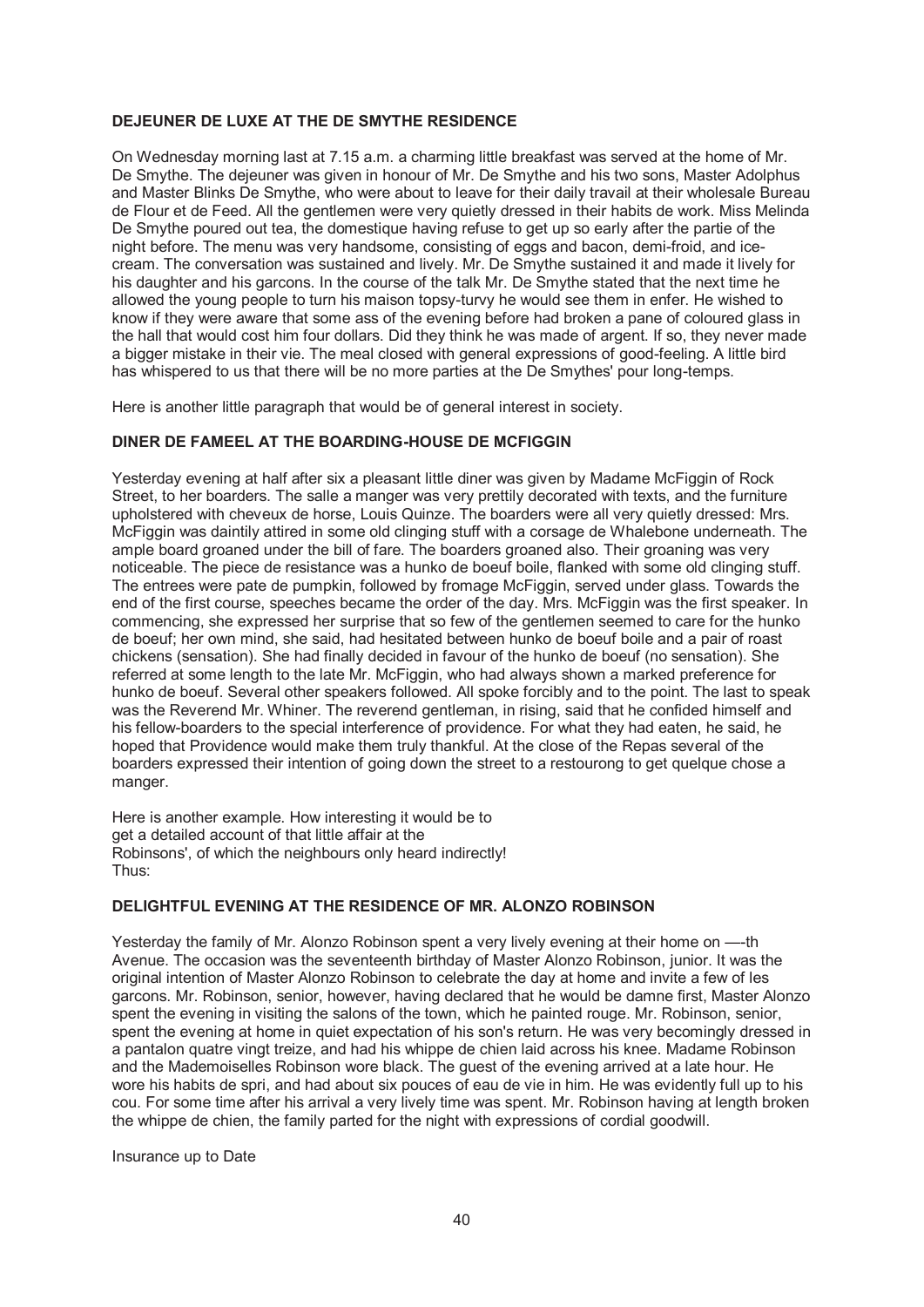### DEJEUNER DE LUXE AT THE DE SMYTHE RESIDENCE

On Wednesday morning last at 7.15 a.m. a charming little breakfast was served at the home of Mr. De Smythe. The dejeuner was given in honour of Mr. De Smythe and his two sons, Master Adolphus and Master Blinks De Smythe, who were about to leave for their daily travail at their wholesale Bureau de Flour et de Feed. All the gentlemen were very quietly dressed in their habits de work. Miss Melinda De Smythe poured out tea, the domestique having refuse to get up so early after the partie of the night before. The menu was very handsome, consisting of eggs and bacon, demi-froid, and ice-cream. The conversation was sustained and lively. Mr. De Smythe sustained it and made it lively for his daughter and his garcons. In the course of the talk Mr. De Smythe stated that the next time he allowed the young people to turn his maison topsy-turvy he would see them in enfer. He wished to know if they were aware that some ass of the evening before had broken a pane of coloured glass in the hall that would cost him four dollars. Did they think he was made of argent. If so, they never made a bigger mistake in their vie. The meal closed with general expressions of good-feeling. A little bird has whispered to us that there will be no more parties at the De Smythes' pour long-temps.

Here is another little paragraph that would be of general interest in society.

### DINER DE FAMEEL AT THE BOARDING-HOUSE DE MCFIGGIN

Yesterday evening at half after six a pleasant little diner was given by Madame McFiggin of Rock Street, to her boarders. The salle a manger was very prettily decorated with texts, and the furniture upholstered with cheveux de horse, Louis Quinze. The boarders were all very quietly dressed: Mrs. McFiggin was daintily attired in some old clinging stuff with a corsage de Whalebone underneath. The ample board groaned under the bill of fare. The boarders groaned also. Their groaning was very noticeable. The piece de resistance was a hunko de boeuf boile, flanked with some old clinging stuff. The entrees were pate de pumpkin, followed by fromage McFiggin, served under glass. Towards the end of the first course, speeches became the order of the day. Mrs. McFiggin was the first speaker. In commencing, she expressed her surprise that so few of the gentlemen seemed to care for the hunko de boeuf; her own mind, she said, had hesitated between hunko de boeuf boile and a pair of roast chickens (sensation). She had finally decided in favour of the hunko de boeuf (no sensation). She referred at some length to the late Mr. McFiggin, who had always shown a marked preference for hunko de boeuf. Several other speakers followed. All spoke forcibly and to the point. The last to speak was the Reverend Mr. Whiner. The reverend gentleman, in rising, said that he confided himself and his fellow-boarders to the special interference of providence. For what they had eaten, he said, he hoped that Providence would make them truly thankful. At the close of the Repas several of the boarders expressed their intention of going down the street to a restourong to get quelque chose a manger.

Here is another example. How interesting it would be to get a detailed account of that little affair at the Robinsons', of which the neighbours only heard indirectly! Thus:

### DELIGHTFUL EVENING AT THE RESIDENCE OF MR. ALONZO ROBINSON

Yesterday the family of Mr. Alonzo Robinson spent a very lively evening at their home on —-th Avenue. The occasion was the seventeenth birthday of Master Alonzo Robinson, junior. It was the original intention of Master Alonzo Robinson to celebrate the day at home and invite a few of les garcons. Mr. Robinson, senior, however, having declared that he would be damne first, Master Alonzo spent the evening in visiting the salons of the town, which he painted rouge. Mr. Robinson, senior, spent the evening at home in quiet expectation of his son's return. He was very becomingly dressed in a pantalon quatre vingt treize, and had his whippe de chien laid across his knee. Madame Robinson and the Mademoiselles Robinson wore black. The guest of the evening arrived at a late hour. He wore his habits de spri, and had about six pouces of eau de vie in him. He was evidently full up to his cou. For some time after his arrival a very lively time was spent. Mr. Robinson having at length broken the whippe de chien, the family parted for the night with expressions of cordial goodwill.

Insurance up to Date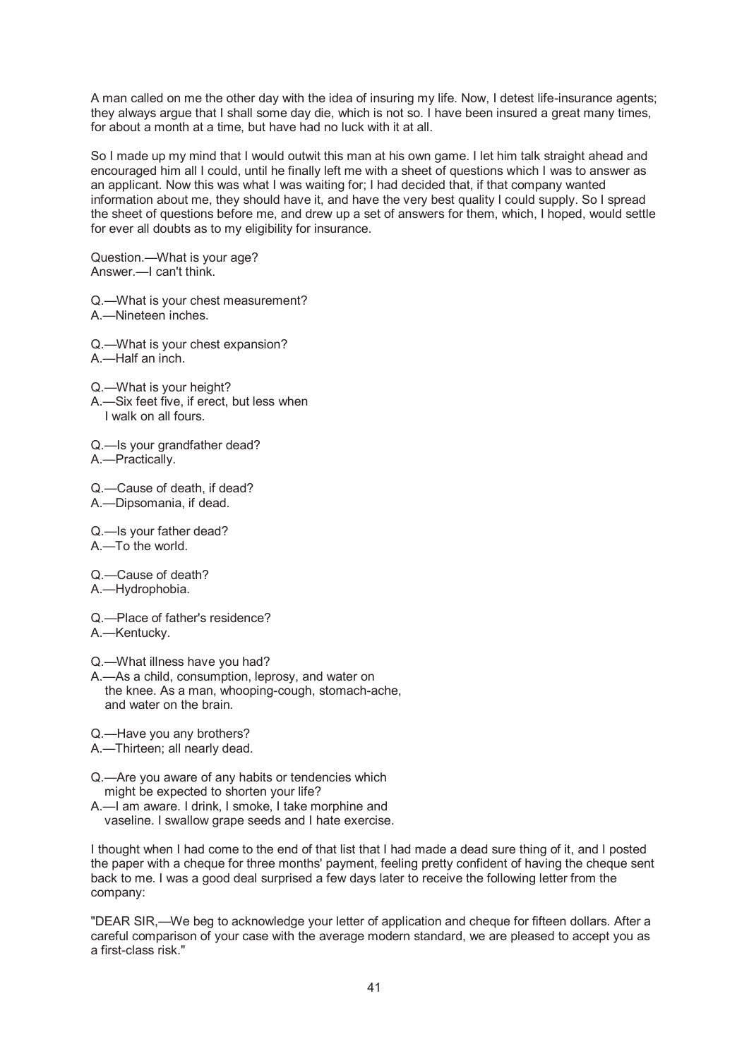A man called on me the other day with the idea of insuring my life. Now, I detest life-insurance agents; they always argue that I shall some day die, which is not so. I have been insured a great many times, for about a month at a time, but have had no luck with it at all.

So I made up my mind that I would outwit this man at his own game. I let him talk straight ahead and encouraged him all I could, until he finally left me with a sheet of questions which I was to answer as an applicant. Now this was what I was waiting for; I had decided that, if that company wanted information about me, they should have it, and have the very best quality I could supply. So I spread the sheet of questions before me, and drew up a set of answers for them, which, I hoped, would settle for ever all doubts as to my eligibility for insurance.

Question.—What is your age?
Answer.—I can't think.

Q.—What is your chest measurement?
A.—Nineteen inches.

Q.—What is your chest expansion?
A.—Half an inch.

Q.—What is your height?
A.—Six feet five, if erect, but less when I walk on all fours.

Q.—Is your grandfather dead?
A.—Practically.

Q.—Cause of death, if dead?
A.—Dipsomania, if dead.

Q.—Is your father dead?
A.—To the world.

Q.—Cause of death?
A.—Hydrophobia.

Q.—Place of father's residence?
A.—Kentucky.

Q.—What illness have you had?
A.—As a child, consumption, leprosy, and water on the knee. As a man, whooping-cough, stomach-ache, and water on the brain.

Q.—Have you any brothers?
A.—Thirteen; all nearly dead.

Q.—Are you aware of any habits or tendencies which might be expected to shorten your life?
A.—I am aware. I drink, I smoke, I take morphine and vaseline. I swallow grape seeds and I hate exercise.

I thought when I had come to the end of that list that I had made a dead sure thing of it, and I posted the paper with a cheque for three months' payment, feeling pretty confident of having the cheque sent back to me. I was a good deal surprised a few days later to receive the following letter from the company:

"DEAR SIR,—We beg to acknowledge your letter of application and cheque for fifteen dollars. After a careful comparison of your case with the average modern standard, we are pleased to accept you as a first-class risk."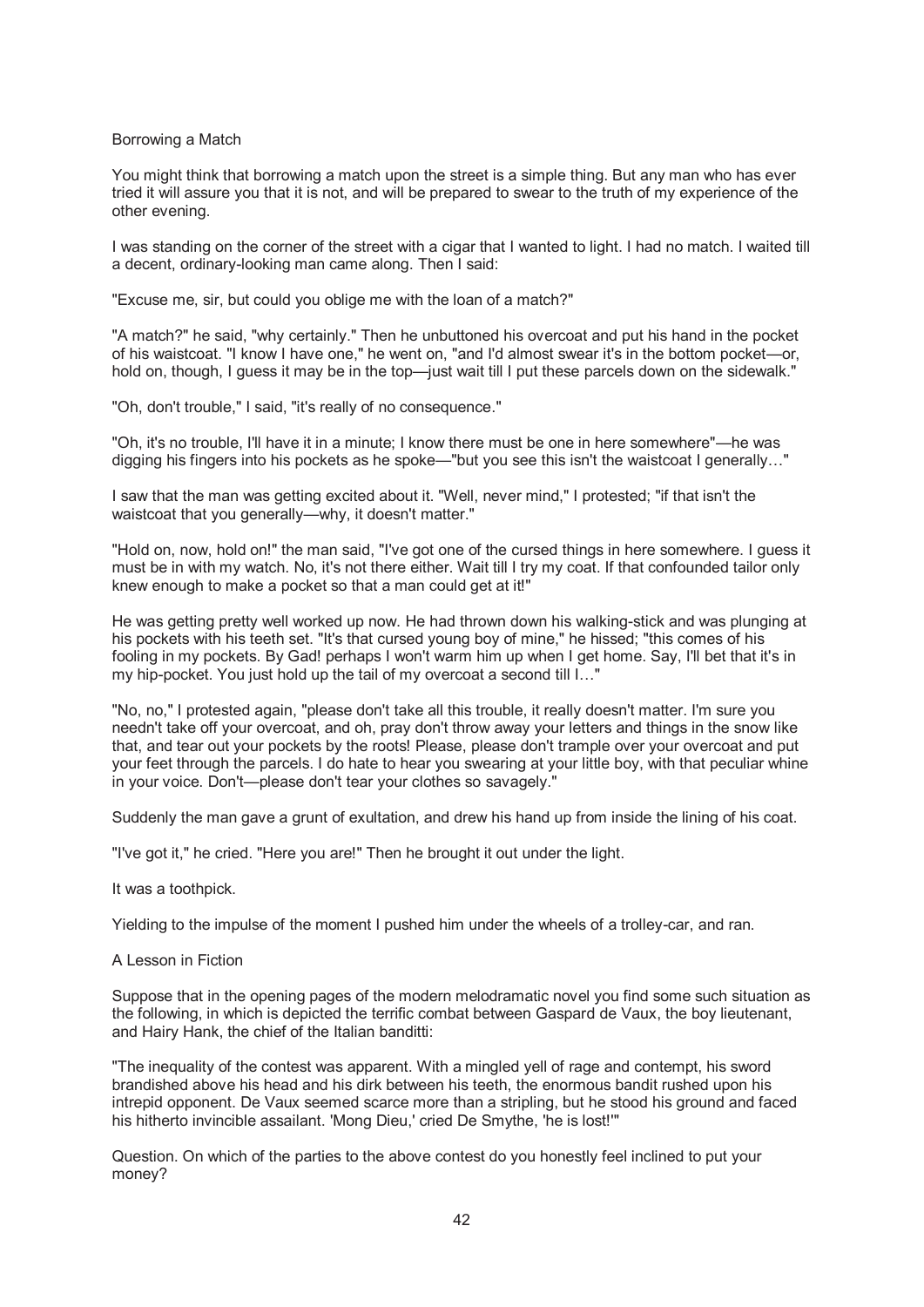## Borrowing a Match

You might think that borrowing a match upon the street is a simple thing. But any man who has ever tried it will assure you that it is not, and will be prepared to swear to the truth of my experience of the other evening.

I was standing on the corner of the street with a cigar that I wanted to light. I had no match. I waited till a decent, ordinary-looking man came along. Then I said:

"Excuse me, sir, but could you oblige me with the loan of a match?"

"A match?" he said, "why certainly." Then he unbuttoned his overcoat and put his hand in the pocket of his waistcoat. "I know I have one," he went on, "and I'd almost swear it's in the bottom pocket—or, hold on, though, I guess it may be in the top—just wait till I put these parcels down on the sidewalk."

"Oh, don't trouble," I said, "it's really of no consequence."

"Oh, it's no trouble, I'll have it in a minute; I know there must be one in here somewhere"—he was digging his fingers into his pockets as he spoke—"but you see this isn't the waistcoat I generally…"

I saw that the man was getting excited about it. "Well, never mind," I protested; "if that isn't the waistcoat that you generally—why, it doesn't matter."

"Hold on, now, hold on!" the man said, "I've got one of the cursed things in here somewhere. I guess it must be in with my watch. No, it's not there either. Wait till I try my coat. If that confounded tailor only knew enough to make a pocket so that a man could get at it!"

He was getting pretty well worked up now. He had thrown down his walking-stick and was plunging at his pockets with his teeth set. "It's that cursed young boy of mine," he hissed; "this comes of his fooling in my pockets. By Gad! perhaps I won't warm him up when I get home. Say, I'll bet that it's in my hip-pocket. You just hold up the tail of my overcoat a second till I…"

"No, no," I protested again, "please don't take all this trouble, it really doesn't matter. I'm sure you needn't take off your overcoat, and oh, pray don't throw away your letters and things in the snow like that, and tear out your pockets by the roots! Please, please don't trample over your overcoat and put your feet through the parcels. I do hate to hear you swearing at your little boy, with that peculiar whine in your voice. Don't—please don't tear your clothes so savagely."

Suddenly the man gave a grunt of exultation, and drew his hand up from inside the lining of his coat.

"I've got it," he cried. "Here you are!" Then he brought it out under the light.

It was a toothpick.

Yielding to the impulse of the moment I pushed him under the wheels of a trolley-car, and ran.

## A Lesson in Fiction

Suppose that in the opening pages of the modern melodramatic novel you find some such situation as the following, in which is depicted the terrific combat between Gaspard de Vaux, the boy lieutenant, and Hairy Hank, the chief of the Italian banditti:

"The inequality of the contest was apparent. With a mingled yell of rage and contempt, his sword brandished above his head and his dirk between his teeth, the enormous bandit rushed upon his intrepid opponent. De Vaux seemed scarce more than a stripling, but he stood his ground and faced his hitherto invincible assailant. 'Mong Dieu,' cried De Smythe, 'he is lost!'"

Question. On which of the parties to the above contest do you honestly feel inclined to put your money?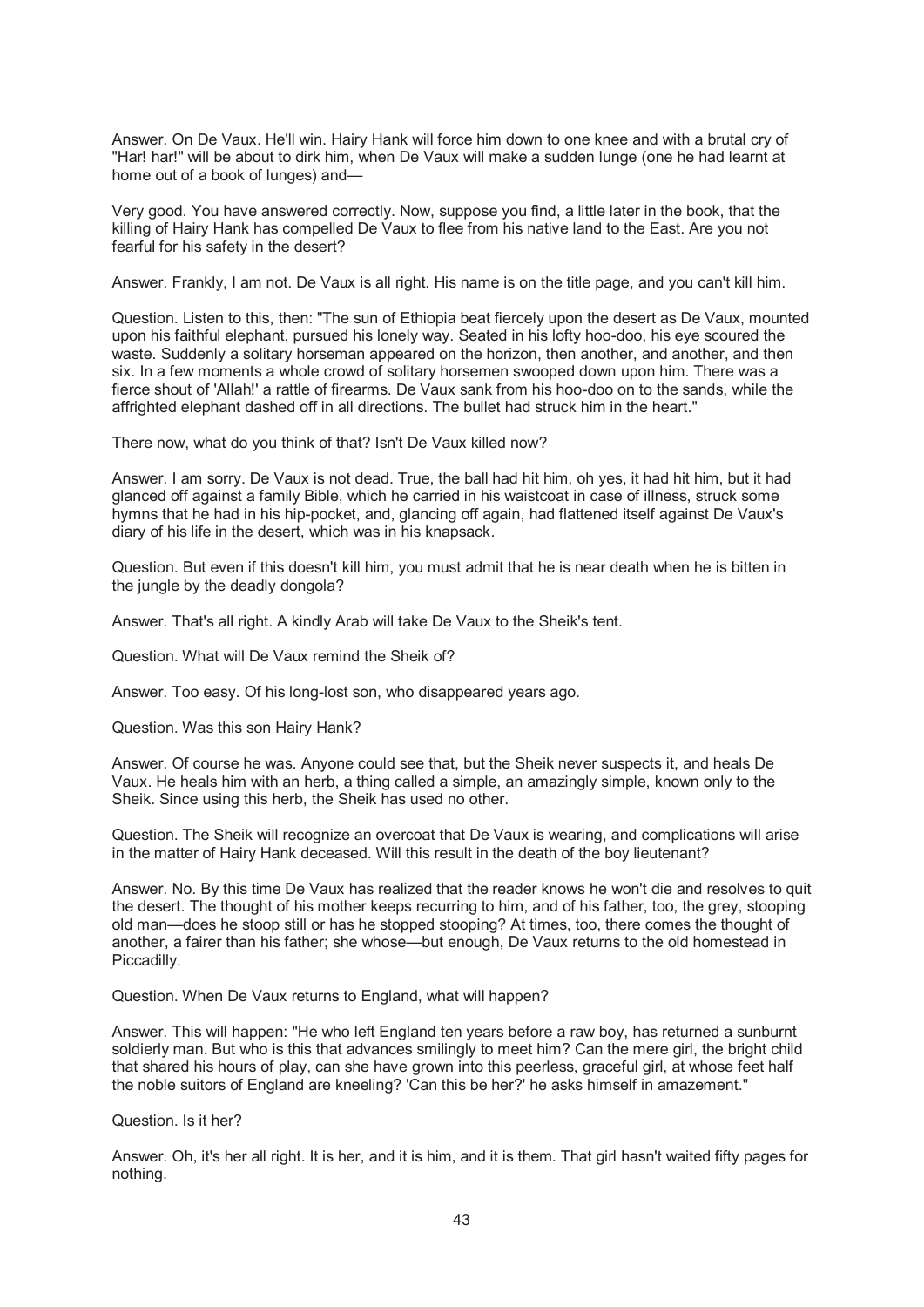Answer. On De Vaux. He'll win. Hairy Hank will force him down to one knee and with a brutal cry of "Har! har!" will be about to dirk him, when De Vaux will make a sudden lunge (one he had learnt at home out of a book of lunges) and—

Very good. You have answered correctly. Now, suppose you find, a little later in the book, that the killing of Hairy Hank has compelled De Vaux to flee from his native land to the East. Are you not fearful for his safety in the desert?

Answer. Frankly, I am not. De Vaux is all right. His name is on the title page, and you can't kill him.

Question. Listen to this, then: "The sun of Ethiopia beat fiercely upon the desert as De Vaux, mounted upon his faithful elephant, pursued his lonely way. Seated in his lofty hoo-doo, his eye scoured the waste. Suddenly a solitary horseman appeared on the horizon, then another, and another, and then six. In a few moments a whole crowd of solitary horsemen swooped down upon him. There was a fierce shout of 'Allah!' a rattle of firearms. De Vaux sank from his hoo-doo on to the sands, while the affrighted elephant dashed off in all directions. The bullet had struck him in the heart."

There now, what do you think of that? Isn't De Vaux killed now?

Answer. I am sorry. De Vaux is not dead. True, the ball had hit him, oh yes, it had hit him, but it had glanced off against a family Bible, which he carried in his waistcoat in case of illness, struck some hymns that he had in his hip-pocket, and, glancing off again, had flattened itself against De Vaux's diary of his life in the desert, which was in his knapsack.

Question. But even if this doesn't kill him, you must admit that he is near death when he is bitten in the jungle by the deadly dongola?

Answer. That's all right. A kindly Arab will take De Vaux to the Sheik's tent.

Question. What will De Vaux remind the Sheik of?

Answer. Too easy. Of his long-lost son, who disappeared years ago.

Question. Was this son Hairy Hank?

Answer. Of course he was. Anyone could see that, but the Sheik never suspects it, and heals De Vaux. He heals him with an herb, a thing called a simple, an amazingly simple, known only to the Sheik. Since using this herb, the Sheik has used no other.

Question. The Sheik will recognize an overcoat that De Vaux is wearing, and complications will arise in the matter of Hairy Hank deceased. Will this result in the death of the boy lieutenant?

Answer. No. By this time De Vaux has realized that the reader knows he won't die and resolves to quit the desert. The thought of his mother keeps recurring to him, and of his father, too, the grey, stooping old man—does he stoop still or has he stopped stooping? At times, too, there comes the thought of another, a fairer than his father; she whose—but enough, De Vaux returns to the old homestead in Piccadilly.

Question. When De Vaux returns to England, what will happen?

Answer. This will happen: "He who left England ten years before a raw boy, has returned a sunburnt soldierly man. But who is this that advances smilingly to meet him? Can the mere girl, the bright child that shared his hours of play, can she have grown into this peerless, graceful girl, at whose feet half the noble suitors of England are kneeling? 'Can this be her?' he asks himself in amazement."

Question. Is it her?

Answer. Oh, it's her all right. It is her, and it is him, and it is them. That girl hasn't waited fifty pages for nothing.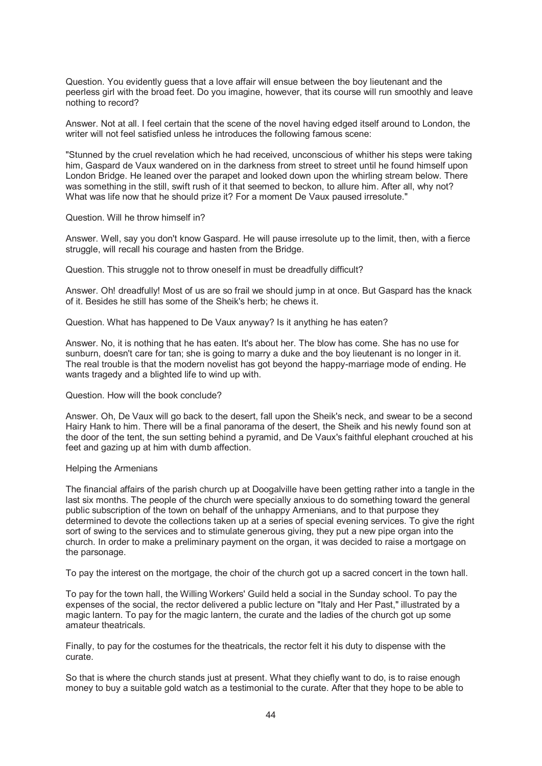Question. You evidently guess that a love affair will ensue between the boy lieutenant and the peerless girl with the broad feet. Do you imagine, however, that its course will run smoothly and leave nothing to record?

Answer. Not at all. I feel certain that the scene of the novel having edged itself around to London, the writer will not feel satisfied unless he introduces the following famous scene:

"Stunned by the cruel revelation which he had received, unconscious of whither his steps were taking him, Gaspard de Vaux wandered on in the darkness from street to street until he found himself upon London Bridge. He leaned over the parapet and looked down upon the whirling stream below. There was something in the still, swift rush of it that seemed to beckon, to allure him. After all, why not? What was life now that he should prize it? For a moment De Vaux paused irresolute."

Question. Will he throw himself in?

Answer. Well, say you don't know Gaspard. He will pause irresolute up to the limit, then, with a fierce struggle, will recall his courage and hasten from the Bridge.

Question. This struggle not to throw oneself in must be dreadfully difficult?

Answer. Oh! dreadfully! Most of us are so frail we should jump in at once. But Gaspard has the knack of it. Besides he still has some of the Sheik's herb; he chews it.

Question. What has happened to De Vaux anyway? Is it anything he has eaten?

Answer. No, it is nothing that he has eaten. It's about her. The blow has come. She has no use for sunburn, doesn't care for tan; she is going to marry a duke and the boy lieutenant is no longer in it. The real trouble is that the modern novelist has got beyond the happy-marriage mode of ending. He wants tragedy and a blighted life to wind up with.

Question. How will the book conclude?

Answer. Oh, De Vaux will go back to the desert, fall upon the Sheik's neck, and swear to be a second Hairy Hank to him. There will be a final panorama of the desert, the Sheik and his newly found son at the door of the tent, the sun setting behind a pyramid, and De Vaux's faithful elephant crouched at his feet and gazing up at him with dumb affection.

## Helping the Armenians

The financial affairs of the parish church up at Doogalville have been getting rather into a tangle in the last six months. The people of the church were specially anxious to do something toward the general public subscription of the town on behalf of the unhappy Armenians, and to that purpose they determined to devote the collections taken up at a series of special evening services. To give the right sort of swing to the services and to stimulate generous giving, they put a new pipe organ into the church. In order to make a preliminary payment on the organ, it was decided to raise a mortgage on the parsonage.

To pay the interest on the mortgage, the choir of the church got up a sacred concert in the town hall.

To pay for the town hall, the Willing Workers' Guild held a social in the Sunday school. To pay the expenses of the social, the rector delivered a public lecture on "Italy and Her Past," illustrated by a magic lantern. To pay for the magic lantern, the curate and the ladies of the church got up some amateur theatricals.

Finally, to pay for the costumes for the theatricals, the rector felt it his duty to dispense with the curate.

So that is where the church stands just at present. What they chiefly want to do, is to raise enough money to buy a suitable gold watch as a testimonial to the curate. After that they hope to be able to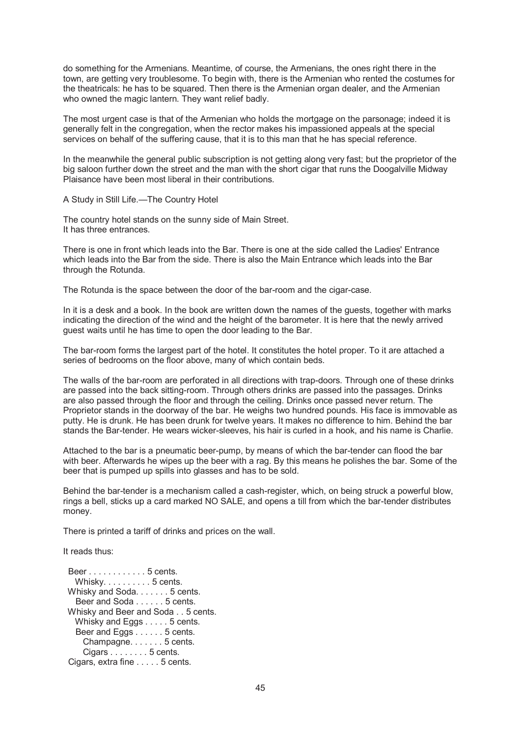do something for the Armenians. Meantime, of course, the Armenians, the ones right there in the town, are getting very troublesome. To begin with, there is the Armenian who rented the costumes for the theatricals: he has to be squared. Then there is the Armenian organ dealer, and the Armenian who owned the magic lantern. They want relief badly.

The most urgent case is that of the Armenian who holds the mortgage on the parsonage; indeed it is generally felt in the congregation, when the rector makes his impassioned appeals at the special services on behalf of the suffering cause, that it is to this man that he has special reference.

In the meanwhile the general public subscription is not getting along very fast; but the proprietor of the big saloon further down the street and the man with the short cigar that runs the Doogalville Midway Plaisance have been most liberal in their contributions.

## A Study in Still Life.—The Country Hotel

The country hotel stands on the sunny side of Main Street.
It has three entrances.

There is one in front which leads into the Bar. There is one at the side called the Ladies' Entrance which leads into the Bar from the side. There is also the Main Entrance which leads into the Bar through the Rotunda.

The Rotunda is the space between the door of the bar-room and the cigar-case.

In it is a desk and a book. In the book are written down the names of the guests, together with marks indicating the direction of the wind and the height of the barometer. It is here that the newly arrived guest waits until he has time to open the door leading to the Bar.

The bar-room forms the largest part of the hotel. It constitutes the hotel proper. To it are attached a series of bedrooms on the floor above, many of which contain beds.

The walls of the bar-room are perforated in all directions with trap-doors. Through one of these drinks are passed into the back sitting-room. Through others drinks are passed into the passages. Drinks are also passed through the floor and through the ceiling. Drinks once passed never return. The Proprietor stands in the doorway of the bar. He weighs two hundred pounds. His face is immovable as putty. He is drunk. He has been drunk for twelve years. It makes no difference to him. Behind the bar stands the Bar-tender. He wears wicker-sleeves, his hair is curled in a hook, and his name is Charlie.

Attached to the bar is a pneumatic beer-pump, by means of which the bar-tender can flood the bar with beer. Afterwards he wipes up the beer with a rag. By this means he polishes the bar. Some of the beer that is pumped up spills into glasses and has to be sold.

Behind the bar-tender is a mechanism called a cash-register, which, on being struck a powerful blow, rings a bell, sticks up a card marked NO SALE, and opens a till from which the bar-tender distributes money.

There is printed a tariff of drinks and prices on the wall.

It reads thus:

```
 Beer . . . . . . . . . . . . 5 cents.
   Whisky. . . . . . . . . . 5 cents.
 Whisky and Soda. . . . . . . 5 cents.
   Beer and Soda . . . . . . 5 cents.
 Whisky and Beer and Soda . . 5 cents.
   Whisky and Eggs . . . . . 5 cents.
   Beer and Eggs . . . . . . 5 cents.
     Champagne. . . . . . . 5 cents.
     Cigars . . . . . . . . 5 cents.
 Cigars, extra fine . . . . . 5 cents.
```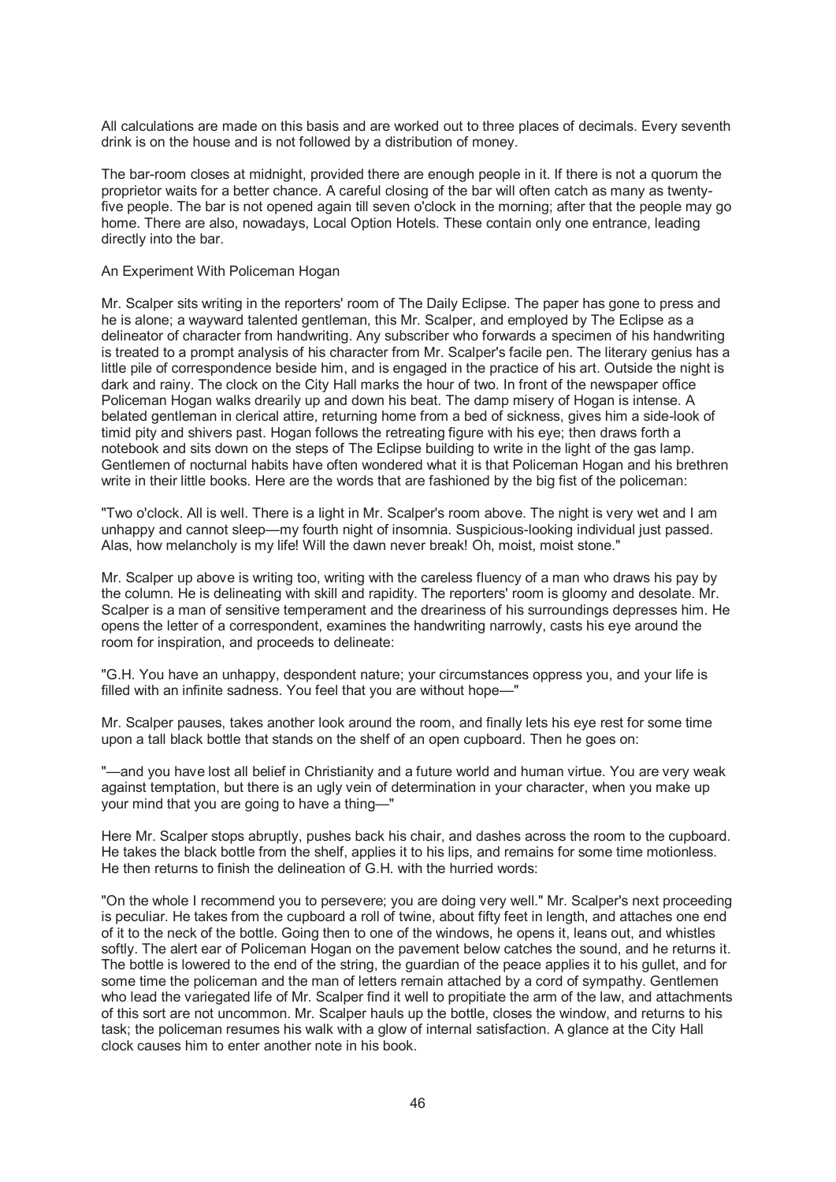All calculations are made on this basis and are worked out to three places of decimals. Every seventh drink is on the house and is not followed by a distribution of money.

The bar-room closes at midnight, provided there are enough people in it. If there is not a quorum the proprietor waits for a better chance. A careful closing of the bar will often catch as many as twenty-five people. The bar is not opened again till seven o'clock in the morning; after that the people may go home. There are also, nowadays, Local Option Hotels. These contain only one entrance, leading directly into the bar.

## An Experiment With Policeman Hogan

Mr. Scalper sits writing in the reporters' room of The Daily Eclipse. The paper has gone to press and he is alone; a wayward talented gentleman, this Mr. Scalper, and employed by The Eclipse as a delineator of character from handwriting. Any subscriber who forwards a specimen of his handwriting is treated to a prompt analysis of his character from Mr. Scalper's facile pen. The literary genius has a little pile of correspondence beside him, and is engaged in the practice of his art. Outside the night is dark and rainy. The clock on the City Hall marks the hour of two. In front of the newspaper office Policeman Hogan walks drearily up and down his beat. The damp misery of Hogan is intense. A belated gentleman in clerical attire, returning home from a bed of sickness, gives him a side-look of timid pity and shivers past. Hogan follows the retreating figure with his eye; then draws forth a notebook and sits down on the steps of The Eclipse building to write in the light of the gas lamp. Gentlemen of nocturnal habits have often wondered what it is that Policeman Hogan and his brethren write in their little books. Here are the words that are fashioned by the big fist of the policeman:

"Two o'clock. All is well. There is a light in Mr. Scalper's room above. The night is very wet and I am unhappy and cannot sleep—my fourth night of insomnia. Suspicious-looking individual just passed. Alas, how melancholy is my life! Will the dawn never break! Oh, moist, moist stone."

Mr. Scalper up above is writing too, writing with the careless fluency of a man who draws his pay by the column. He is delineating with skill and rapidity. The reporters' room is gloomy and desolate. Mr. Scalper is a man of sensitive temperament and the dreariness of his surroundings depresses him. He opens the letter of a correspondent, examines the handwriting narrowly, casts his eye around the room for inspiration, and proceeds to delineate:

"G.H. You have an unhappy, despondent nature; your circumstances oppress you, and your life is filled with an infinite sadness. You feel that you are without hope—"

Mr. Scalper pauses, takes another look around the room, and finally lets his eye rest for some time upon a tall black bottle that stands on the shelf of an open cupboard. Then he goes on:

"—and you have lost all belief in Christianity and a future world and human virtue. You are very weak against temptation, but there is an ugly vein of determination in your character, when you make up your mind that you are going to have a thing—"

Here Mr. Scalper stops abruptly, pushes back his chair, and dashes across the room to the cupboard. He takes the black bottle from the shelf, applies it to his lips, and remains for some time motionless. He then returns to finish the delineation of G.H. with the hurried words:

"On the whole I recommend you to persevere; you are doing very well." Mr. Scalper's next proceeding is peculiar. He takes from the cupboard a roll of twine, about fifty feet in length, and attaches one end of it to the neck of the bottle. Going then to one of the windows, he opens it, leans out, and whistles softly. The alert ear of Policeman Hogan on the pavement below catches the sound, and he returns it. The bottle is lowered to the end of the string, the guardian of the peace applies it to his gullet, and for some time the policeman and the man of letters remain attached by a cord of sympathy. Gentlemen who lead the variegated life of Mr. Scalper find it well to propitiate the arm of the law, and attachments of this sort are not uncommon. Mr. Scalper hauls up the bottle, closes the window, and returns to his task; the policeman resumes his walk with a glow of internal satisfaction. A glance at the City Hall clock causes him to enter another note in his book.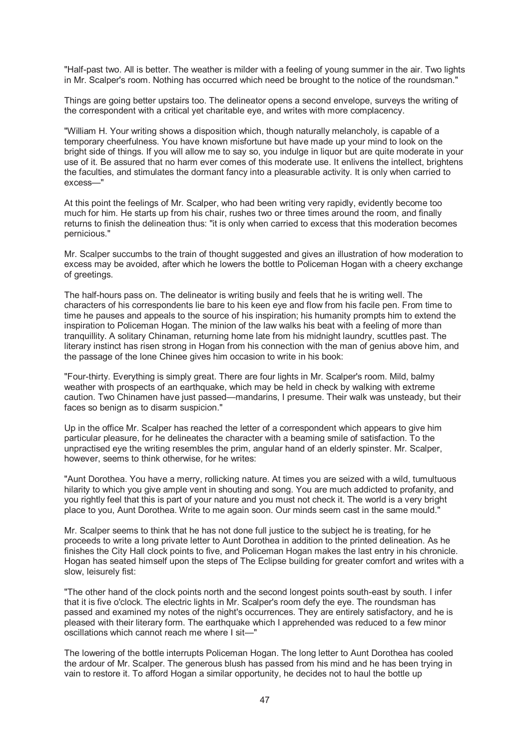"Half-past two. All is better. The weather is milder with a feeling of young summer in the air. Two lights in Mr. Scalper's room. Nothing has occurred which need be brought to the notice of the roundsman."

Things are going better upstairs too. The delineator opens a second envelope, surveys the writing of the correspondent with a critical yet charitable eye, and writes with more complacency.

"William H. Your writing shows a disposition which, though naturally melancholy, is capable of a temporary cheerfulness. You have known misfortune but have made up your mind to look on the bright side of things. If you will allow me to say so, you indulge in liquor but are quite moderate in your use of it. Be assured that no harm ever comes of this moderate use. It enlivens the intellect, brightens the faculties, and stimulates the dormant fancy into a pleasurable activity. It is only when carried to excess—"

At this point the feelings of Mr. Scalper, who had been writing very rapidly, evidently become too much for him. He starts up from his chair, rushes two or three times around the room, and finally returns to finish the delineation thus: "it is only when carried to excess that this moderation becomes pernicious."

Mr. Scalper succumbs to the train of thought suggested and gives an illustration of how moderation to excess may be avoided, after which he lowers the bottle to Policeman Hogan with a cheery exchange of greetings.

The half-hours pass on. The delineator is writing busily and feels that he is writing well. The characters of his correspondents lie bare to his keen eye and flow from his facile pen. From time to time he pauses and appeals to the source of his inspiration; his humanity prompts him to extend the inspiration to Policeman Hogan. The minion of the law walks his beat with a feeling of more than tranquillity. A solitary Chinaman, returning home late from his midnight laundry, scuttles past. The literary instinct has risen strong in Hogan from his connection with the man of genius above him, and the passage of the lone Chinee gives him occasion to write in his book:

"Four-thirty. Everything is simply great. There are four lights in Mr. Scalper's room. Mild, balmy weather with prospects of an earthquake, which may be held in check by walking with extreme caution. Two Chinamen have just passed—mandarins, I presume. Their walk was unsteady, but their faces so benign as to disarm suspicion."

Up in the office Mr. Scalper has reached the letter of a correspondent which appears to give him particular pleasure, for he delineates the character with a beaming smile of satisfaction. To the unpractised eye the writing resembles the prim, angular hand of an elderly spinster. Mr. Scalper, however, seems to think otherwise, for he writes:

"Aunt Dorothea. You have a merry, rollicking nature. At times you are seized with a wild, tumultuous hilarity to which you give ample vent in shouting and song. You are much addicted to profanity, and you rightly feel that this is part of your nature and you must not check it. The world is a very bright place to you, Aunt Dorothea. Write to me again soon. Our minds seem cast in the same mould."

Mr. Scalper seems to think that he has not done full justice to the subject he is treating, for he proceeds to write a long private letter to Aunt Dorothea in addition to the printed delineation. As he finishes the City Hall clock points to five, and Policeman Hogan makes the last entry in his chronicle. Hogan has seated himself upon the steps of The Eclipse building for greater comfort and writes with a slow, leisurely fist:

"The other hand of the clock points north and the second longest points south-east by south. I infer that it is five o'clock. The electric lights in Mr. Scalper's room defy the eye. The roundsman has passed and examined my notes of the night's occurrences. They are entirely satisfactory, and he is pleased with their literary form. The earthquake which I apprehended was reduced to a few minor oscillations which cannot reach me where I sit—"

The lowering of the bottle interrupts Policeman Hogan. The long letter to Aunt Dorothea has cooled the ardour of Mr. Scalper. The generous blush has passed from his mind and he has been trying in vain to restore it. To afford Hogan a similar opportunity, he decides not to haul the bottle up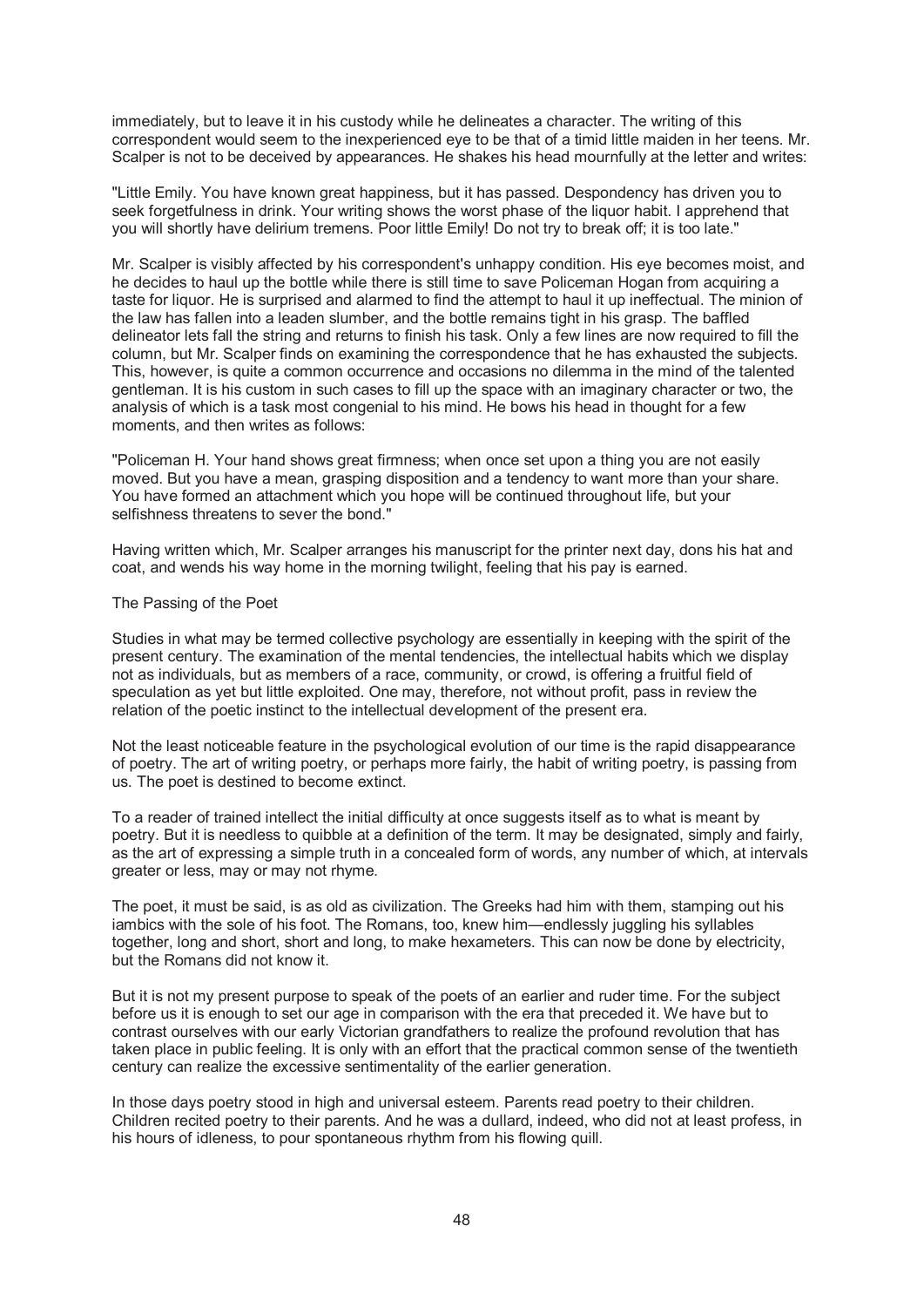immediately, but to leave it in his custody while he delineates a character. The writing of this correspondent would seem to the inexperienced eye to be that of a timid little maiden in her teens. Mr. Scalper is not to be deceived by appearances. He shakes his head mournfully at the letter and writes:

"Little Emily. You have known great happiness, but it has passed. Despondency has driven you to seek forgetfulness in drink. Your writing shows the worst phase of the liquor habit. I apprehend that you will shortly have delirium tremens. Poor little Emily! Do not try to break off; it is too late."

Mr. Scalper is visibly affected by his correspondent's unhappy condition. His eye becomes moist, and he decides to haul up the bottle while there is still time to save Policeman Hogan from acquiring a taste for liquor. He is surprised and alarmed to find the attempt to haul it up ineffectual. The minion of the law has fallen into a leaden slumber, and the bottle remains tight in his grasp. The baffled delineator lets fall the string and returns to finish his task. Only a few lines are now required to fill the column, but Mr. Scalper finds on examining the correspondence that he has exhausted the subjects. This, however, is quite a common occurrence and occasions no dilemma in the mind of the talented gentleman. It is his custom in such cases to fill up the space with an imaginary character or two, the analysis of which is a task most congenial to his mind. He bows his head in thought for a few moments, and then writes as follows:

"Policeman H. Your hand shows great firmness; when once set upon a thing you are not easily moved. But you have a mean, grasping disposition and a tendency to want more than your share. You have formed an attachment which you hope will be continued throughout life, but your selfishness threatens to sever the bond."

Having written which, Mr. Scalper arranges his manuscript for the printer next day, dons his hat and coat, and wends his way home in the morning twilight, feeling that his pay is earned.

## The Passing of the Poet

Studies in what may be termed collective psychology are essentially in keeping with the spirit of the present century. The examination of the mental tendencies, the intellectual habits which we display not as individuals, but as members of a race, community, or crowd, is offering a fruitful field of speculation as yet but little exploited. One may, therefore, not without profit, pass in review the relation of the poetic instinct to the intellectual development of the present era.

Not the least noticeable feature in the psychological evolution of our time is the rapid disappearance of poetry. The art of writing poetry, or perhaps more fairly, the habit of writing poetry, is passing from us. The poet is destined to become extinct.

To a reader of trained intellect the initial difficulty at once suggests itself as to what is meant by poetry. But it is needless to quibble at a definition of the term. It may be designated, simply and fairly, as the art of expressing a simple truth in a concealed form of words, any number of which, at intervals greater or less, may or may not rhyme.

The poet, it must be said, is as old as civilization. The Greeks had him with them, stamping out his iambics with the sole of his foot. The Romans, too, knew him—endlessly juggling his syllables together, long and short, short and long, to make hexameters. This can now be done by electricity, but the Romans did not know it.

But it is not my present purpose to speak of the poets of an earlier and ruder time. For the subject before us it is enough to set our age in comparison with the era that preceded it. We have but to contrast ourselves with our early Victorian grandfathers to realize the profound revolution that has taken place in public feeling. It is only with an effort that the practical common sense of the twentieth century can realize the excessive sentimentality of the earlier generation.

In those days poetry stood in high and universal esteem. Parents read poetry to their children. Children recited poetry to their parents. And he was a dullard, indeed, who did not at least profess, in his hours of idleness, to pour spontaneous rhythm from his flowing quill.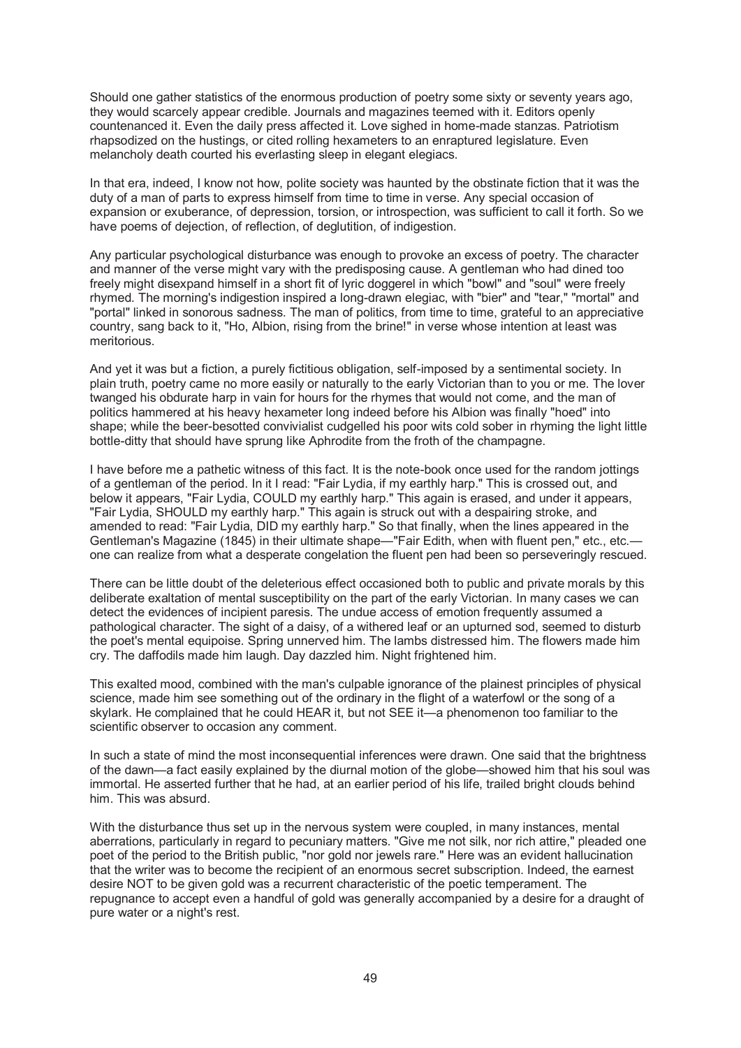Should one gather statistics of the enormous production of poetry some sixty or seventy years ago, they would scarcely appear credible. Journals and magazines teemed with it. Editors openly countenanced it. Even the daily press affected it. Love sighed in home-made stanzas. Patriotism rhapsodized on the hustings, or cited rolling hexameters to an enraptured legislature. Even melancholy death courted his everlasting sleep in elegant elegiacs.

In that era, indeed, I know not how, polite society was haunted by the obstinate fiction that it was the duty of a man of parts to express himself from time to time in verse. Any special occasion of expansion or exuberance, of depression, torsion, or introspection, was sufficient to call it forth. So we have poems of dejection, of reflection, of deglutition, of indigestion.

Any particular psychological disturbance was enough to provoke an excess of poetry. The character and manner of the verse might vary with the predisposing cause. A gentleman who had dined too freely might disexpand himself in a short fit of lyric doggerel in which "bowl" and "soul" were freely rhymed. The morning's indigestion inspired a long-drawn elegiac, with "bier" and "tear," "mortal" and "portal" linked in sonorous sadness. The man of politics, from time to time, grateful to an appreciative country, sang back to it, "Ho, Albion, rising from the brine!" in verse whose intention at least was meritorious.

And yet it was but a fiction, a purely fictitious obligation, self-imposed by a sentimental society. In plain truth, poetry came no more easily or naturally to the early Victorian than to you or me. The lover twanged his obdurate harp in vain for hours for the rhymes that would not come, and the man of politics hammered at his heavy hexameter long indeed before his Albion was finally "hoed" into shape; while the beer-besotted convivialist cudgelled his poor wits cold sober in rhyming the light little bottle-ditty that should have sprung like Aphrodite from the froth of the champagne.

I have before me a pathetic witness of this fact. It is the note-book once used for the random jottings of a gentleman of the period. In it I read: "Fair Lydia, if my earthly harp." This is crossed out, and below it appears, "Fair Lydia, COULD my earthly harp." This again is erased, and under it appears, "Fair Lydia, SHOULD my earthly harp." This again is struck out with a despairing stroke, and amended to read: "Fair Lydia, DID my earthly harp." So that finally, when the lines appeared in the Gentleman's Magazine (1845) in their ultimate shape—"Fair Edith, when with fluent pen," etc., etc.—one can realize from what a desperate congelation the fluent pen had been so perseveringly rescued.

There can be little doubt of the deleterious effect occasioned both to public and private morals by this deliberate exaltation of mental susceptibility on the part of the early Victorian. In many cases we can detect the evidences of incipient paresis. The undue access of emotion frequently assumed a pathological character. The sight of a daisy, of a withered leaf or an upturned sod, seemed to disturb the poet's mental equipoise. Spring unnerved him. The lambs distressed him. The flowers made him cry. The daffodils made him laugh. Day dazzled him. Night frightened him.

This exalted mood, combined with the man's culpable ignorance of the plainest principles of physical science, made him see something out of the ordinary in the flight of a waterfowl or the song of a skylark. He complained that he could HEAR it, but not SEE it—a phenomenon too familiar to the scientific observer to occasion any comment.

In such a state of mind the most inconsequential inferences were drawn. One said that the brightness of the dawn—a fact easily explained by the diurnal motion of the globe—showed him that his soul was immortal. He asserted further that he had, at an earlier period of his life, trailed bright clouds behind him. This was absurd.

With the disturbance thus set up in the nervous system were coupled, in many instances, mental aberrations, particularly in regard to pecuniary matters. "Give me not silk, nor rich attire," pleaded one poet of the period to the British public, "nor gold nor jewels rare." Here was an evident hallucination that the writer was to become the recipient of an enormous secret subscription. Indeed, the earnest desire NOT to be given gold was a recurrent characteristic of the poetic temperament. The repugnance to accept even a handful of gold was generally accompanied by a desire for a draught of pure water or a night's rest.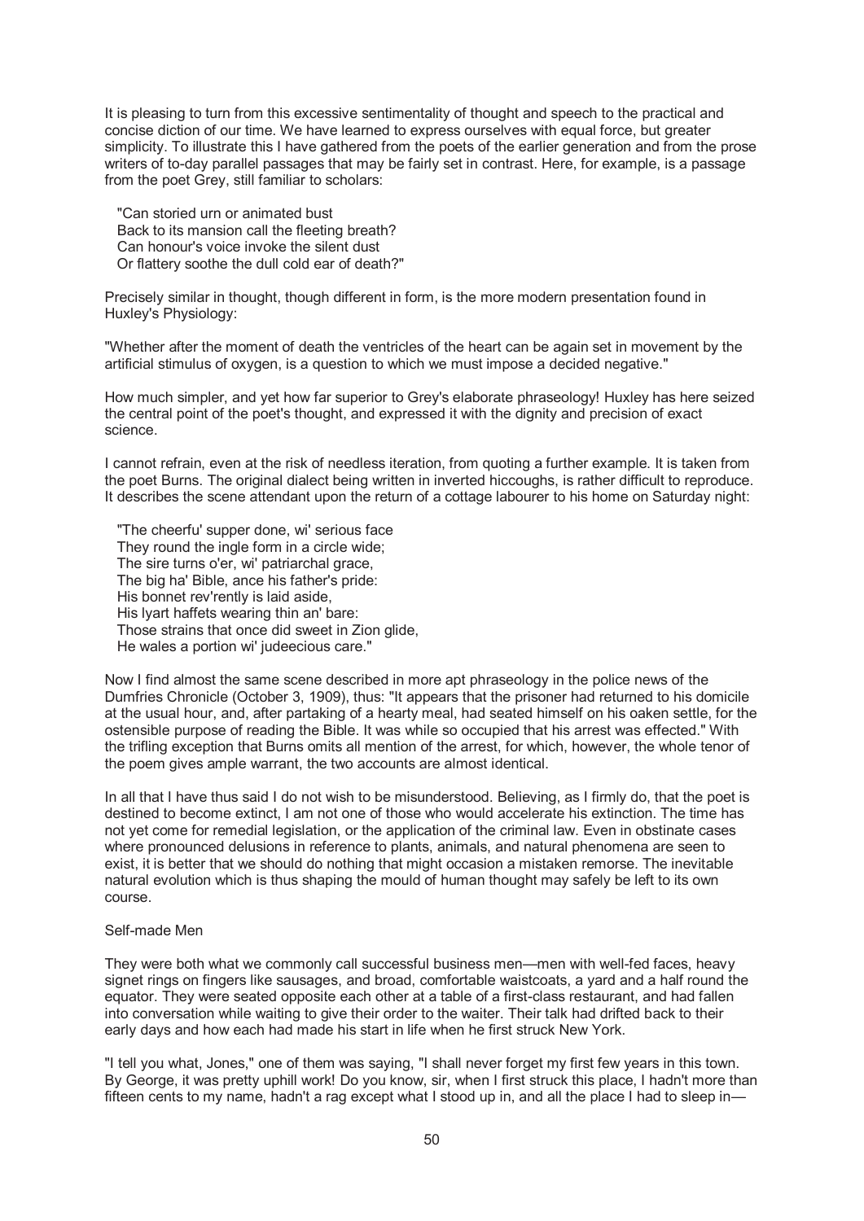It is pleasing to turn from this excessive sentimentality of thought and speech to the practical and concise diction of our time. We have learned to express ourselves with equal force, but greater simplicity. To illustrate this I have gathered from the poets of the earlier generation and from the prose writers of to-day parallel passages that may be fairly set in contrast. Here, for example, is a passage from the poet Grey, still familiar to scholars:

> "Can storied urn or animated bust
> Back to its mansion call the fleeting breath?
> Can honour's voice invoke the silent dust
> Or flattery soothe the dull cold ear of death?"

Precisely similar in thought, though different in form, is the more modern presentation found in Huxley's Physiology:

"Whether after the moment of death the ventricles of the heart can be again set in movement by the artificial stimulus of oxygen, is a question to which we must impose a decided negative."

How much simpler, and yet how far superior to Grey's elaborate phraseology! Huxley has here seized the central point of the poet's thought, and expressed it with the dignity and precision of exact science.

I cannot refrain, even at the risk of needless iteration, from quoting a further example. It is taken from the poet Burns. The original dialect being written in inverted hiccoughs, is rather difficult to reproduce. It describes the scene attendant upon the return of a cottage labourer to his home on Saturday night:

> "The cheerfu' supper done, wi' serious face
> They round the ingle form in a circle wide;
> The sire turns o'er, wi' patriarchal grace,
> The big ha' Bible, ance his father's pride:
> His bonnet rev'rently is laid aside,
> His lyart haffets wearing thin an' bare:
> Those strains that once did sweet in Zion glide,
> He wales a portion wi' judeecious care."

Now I find almost the same scene described in more apt phraseology in the police news of the Dumfries Chronicle (October 3, 1909), thus: "It appears that the prisoner had returned to his domicile at the usual hour, and, after partaking of a hearty meal, had seated himself on his oaken settle, for the ostensible purpose of reading the Bible. It was while so occupied that his arrest was effected." With the trifling exception that Burns omits all mention of the arrest, for which, however, the whole tenor of the poem gives ample warrant, the two accounts are almost identical.

In all that I have thus said I do not wish to be misunderstood. Believing, as I firmly do, that the poet is destined to become extinct, I am not one of those who would accelerate his extinction. The time has not yet come for remedial legislation, or the application of the criminal law. Even in obstinate cases where pronounced delusions in reference to plants, animals, and natural phenomena are seen to exist, it is better that we should do nothing that might occasion a mistaken remorse. The inevitable natural evolution which is thus shaping the mould of human thought may safely be left to its own course.

## Self-made Men

They were both what we commonly call successful business men—men with well-fed faces, heavy signet rings on fingers like sausages, and broad, comfortable waistcoats, a yard and a half round the equator. They were seated opposite each other at a table of a first-class restaurant, and had fallen into conversation while waiting to give their order to the waiter. Their talk had drifted back to their early days and how each had made his start in life when he first struck New York.

"I tell you what, Jones," one of them was saying, "I shall never forget my first few years in this town. By George, it was pretty uphill work! Do you know, sir, when I first struck this place, I hadn't more than fifteen cents to my name, hadn't a rag except what I stood up in, and all the place I had to sleep in—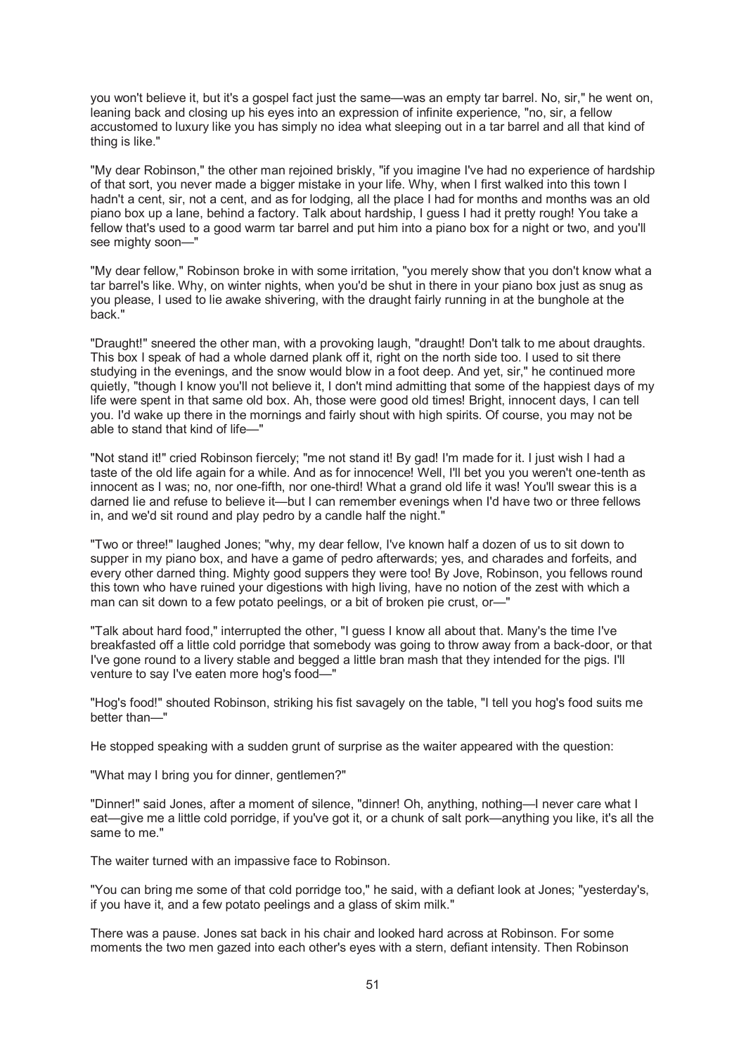you won't believe it, but it's a gospel fact just the same—was an empty tar barrel. No, sir," he went on, leaning back and closing up his eyes into an expression of infinite experience, "no, sir, a fellow accustomed to luxury like you has simply no idea what sleeping out in a tar barrel and all that kind of thing is like."

"My dear Robinson," the other man rejoined briskly, "if you imagine I've had no experience of hardship of that sort, you never made a bigger mistake in your life. Why, when I first walked into this town I hadn't a cent, sir, not a cent, and as for lodging, all the place I had for months and months was an old piano box up a lane, behind a factory. Talk about hardship, I guess I had it pretty rough! You take a fellow that's used to a good warm tar barrel and put him into a piano box for a night or two, and you'll see mighty soon—"

"My dear fellow," Robinson broke in with some irritation, "you merely show that you don't know what a tar barrel's like. Why, on winter nights, when you'd be shut in there in your piano box just as snug as you please, I used to lie awake shivering, with the draught fairly running in at the bunghole at the back."

"Draught!" sneered the other man, with a provoking laugh, "draught! Don't talk to me about draughts. This box I speak of had a whole darned plank off it, right on the north side too. I used to sit there studying in the evenings, and the snow would blow in a foot deep. And yet, sir," he continued more quietly, "though I know you'll not believe it, I don't mind admitting that some of the happiest days of my life were spent in that same old box. Ah, those were good old times! Bright, innocent days, I can tell you. I'd wake up there in the mornings and fairly shout with high spirits. Of course, you may not be able to stand that kind of life—"

"Not stand it!" cried Robinson fiercely; "me not stand it! By gad! I'm made for it. I just wish I had a taste of the old life again for a while. And as for innocence! Well, I'll bet you you weren't one-tenth as innocent as I was; no, nor one-fifth, nor one-third! What a grand old life it was! You'll swear this is a darned lie and refuse to believe it—but I can remember evenings when I'd have two or three fellows in, and we'd sit round and play pedro by a candle half the night."

"Two or three!" laughed Jones; "why, my dear fellow, I've known half a dozen of us to sit down to supper in my piano box, and have a game of pedro afterwards; yes, and charades and forfeits, and every other darned thing. Mighty good suppers they were too! By Jove, Robinson, you fellows round this town who have ruined your digestions with high living, have no notion of the zest with which a man can sit down to a few potato peelings, or a bit of broken pie crust, or—"

"Talk about hard food," interrupted the other, "I guess I know all about that. Many's the time I've breakfasted off a little cold porridge that somebody was going to throw away from a back-door, or that I've gone round to a livery stable and begged a little bran mash that they intended for the pigs. I'll venture to say I've eaten more hog's food—"

"Hog's food!" shouted Robinson, striking his fist savagely on the table, "I tell you hog's food suits me better than—"

He stopped speaking with a sudden grunt of surprise as the waiter appeared with the question:

"What may I bring you for dinner, gentlemen?"

"Dinner!" said Jones, after a moment of silence, "dinner! Oh, anything, nothing—I never care what I eat—give me a little cold porridge, if you've got it, or a chunk of salt pork—anything you like, it's all the same to me."

The waiter turned with an impassive face to Robinson.

"You can bring me some of that cold porridge too," he said, with a defiant look at Jones; "yesterday's, if you have it, and a few potato peelings and a glass of skim milk."

There was a pause. Jones sat back in his chair and looked hard across at Robinson. For some moments the two men gazed into each other's eyes with a stern, defiant intensity. Then Robinson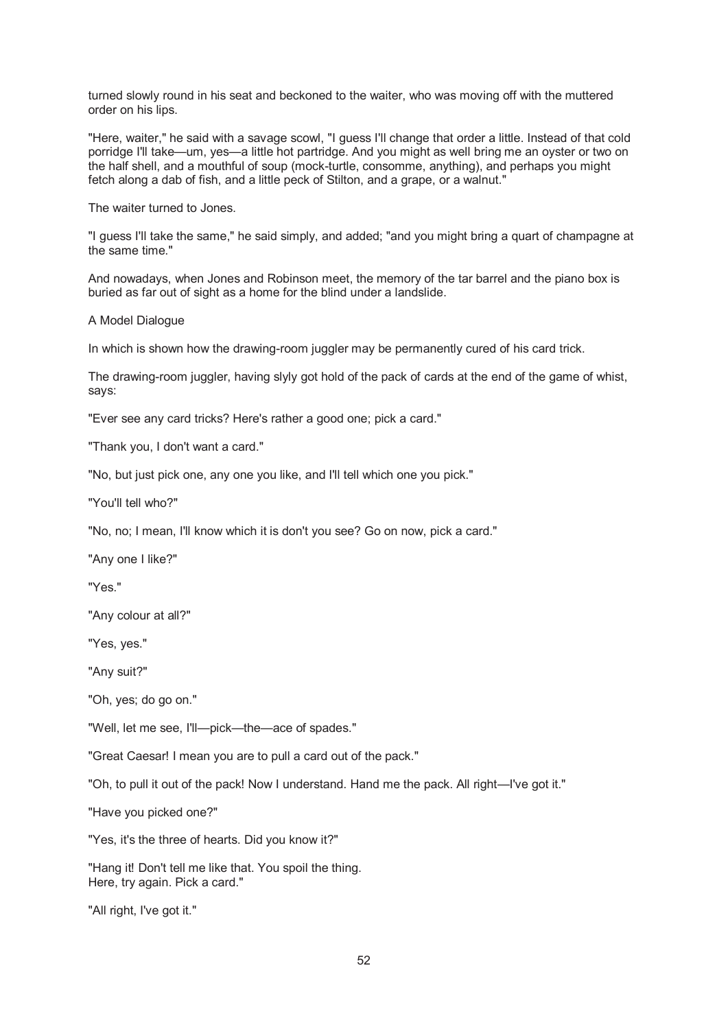turned slowly round in his seat and beckoned to the waiter, who was moving off with the muttered order on his lips.

"Here, waiter," he said with a savage scowl, "I guess I'll change that order a little. Instead of that cold porridge I'll take—um, yes—a little hot partridge. And you might as well bring me an oyster or two on the half shell, and a mouthful of soup (mock-turtle, consomme, anything), and perhaps you might fetch along a dab of fish, and a little peck of Stilton, and a grape, or a walnut."

The waiter turned to Jones.

"I guess I'll take the same," he said simply, and added; "and you might bring a quart of champagne at the same time."

And nowadays, when Jones and Robinson meet, the memory of the tar barrel and the piano box is buried as far out of sight as a home for the blind under a landslide.

## A Model Dialogue

In which is shown how the drawing-room juggler may be permanently cured of his card trick.

The drawing-room juggler, having slyly got hold of the pack of cards at the end of the game of whist, says:

"Ever see any card tricks? Here's rather a good one; pick a card."

"Thank you, I don't want a card."

"No, but just pick one, any one you like, and I'll tell which one you pick."

"You'll tell who?"

"No, no; I mean, I'll know which it is don't you see? Go on now, pick a card."

"Any one I like?"

"Yes."

"Any colour at all?"

"Yes, yes."

"Any suit?"

"Oh, yes; do go on."

"Well, let me see, I'll—pick—the—ace of spades."

"Great Caesar! I mean you are to pull a card out of the pack."

"Oh, to pull it out of the pack! Now I understand. Hand me the pack. All right—I've got it."

"Have you picked one?"

"Yes, it's the three of hearts. Did you know it?"

"Hang it! Don't tell me like that. You spoil the thing.
Here, try again. Pick a card."

"All right, I've got it."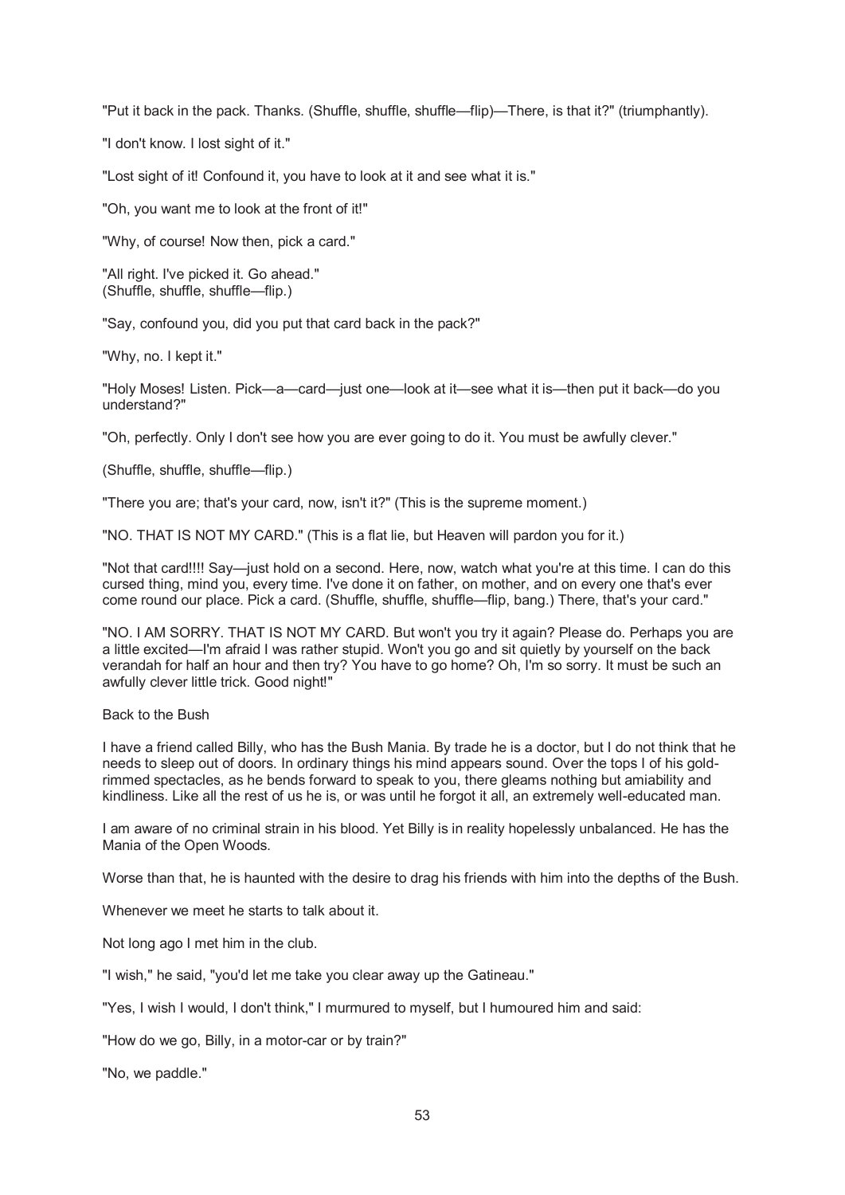"Put it back in the pack. Thanks. (Shuffle, shuffle, shuffle—flip)—There, is that it?" (triumphantly).

"I don't know. I lost sight of it."

"Lost sight of it! Confound it, you have to look at it and see what it is."

"Oh, you want me to look at the front of it!"

"Why, of course! Now then, pick a card."

"All right. I've picked it. Go ahead."
(Shuffle, shuffle, shuffle—flip.)

"Say, confound you, did you put that card back in the pack?"

"Why, no. I kept it."

"Holy Moses! Listen. Pick—a—card—just one—look at it—see what it is—then put it back—do you understand?"

"Oh, perfectly. Only I don't see how you are ever going to do it. You must be awfully clever."

(Shuffle, shuffle, shuffle—flip.)

"There you are; that's your card, now, isn't it?" (This is the supreme moment.)

"NO. THAT IS NOT MY CARD." (This is a flat lie, but Heaven will pardon you for it.)

"Not that card!!!! Say—just hold on a second. Here, now, watch what you're at this time. I can do this cursed thing, mind you, every time. I've done it on father, on mother, and on every one that's ever come round our place. Pick a card. (Shuffle, shuffle, shuffle—flip, bang.) There, that's your card."

"NO. I AM SORRY. THAT IS NOT MY CARD. But won't you try it again? Please do. Perhaps you are a little excited—I'm afraid I was rather stupid. Won't you go and sit quietly by yourself on the back verandah for half an hour and then try? You have to go home? Oh, I'm so sorry. It must be such an awfully clever little trick. Good night!"

## Back to the Bush

I have a friend called Billy, who has the Bush Mania. By trade he is a doctor, but I do not think that he needs to sleep out of doors. In ordinary things his mind appears sound. Over the tops I of his gold-rimmed spectacles, as he bends forward to speak to you, there gleams nothing but amiability and kindliness. Like all the rest of us he is, or was until he forgot it all, an extremely well-educated man.

I am aware of no criminal strain in his blood. Yet Billy is in reality hopelessly unbalanced. He has the Mania of the Open Woods.

Worse than that, he is haunted with the desire to drag his friends with him into the depths of the Bush.

Whenever we meet he starts to talk about it.

Not long ago I met him in the club.

"I wish," he said, "you'd let me take you clear away up the Gatineau."

"Yes, I wish I would, I don't think," I murmured to myself, but I humoured him and said:

"How do we go, Billy, in a motor-car or by train?"

"No, we paddle."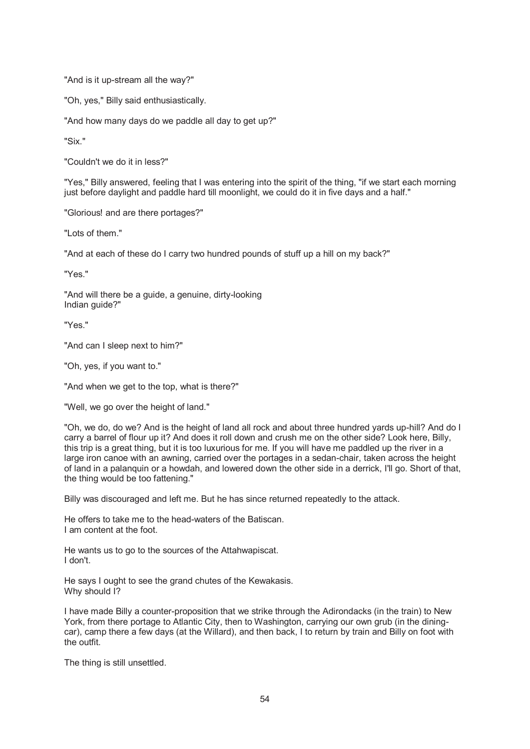"And is it up-stream all the way?"

"Oh, yes," Billy said enthusiastically.

"And how many days do we paddle all day to get up?"

"Six."

"Couldn't we do it in less?"

"Yes," Billy answered, feeling that I was entering into the spirit of the thing, "if we start each morning just before daylight and paddle hard till moonlight, we could do it in five days and a half."

"Glorious! and are there portages?"

"Lots of them."

"And at each of these do I carry two hundred pounds of stuff up a hill on my back?"

"Yes."

"And will there be a guide, a genuine, dirty-looking Indian guide?"

"Yes."

"And can I sleep next to him?"

"Oh, yes, if you want to."

"And when we get to the top, what is there?"

"Well, we go over the height of land."

"Oh, we do, do we? And is the height of land all rock and about three hundred yards up-hill? And do I carry a barrel of flour up it? And does it roll down and crush me on the other side? Look here, Billy, this trip is a great thing, but it is too luxurious for me. If you will have me paddled up the river in a large iron canoe with an awning, carried over the portages in a sedan-chair, taken across the height of land in a palanquin or a howdah, and lowered down the other side in a derrick, I'll go. Short of that, the thing would be too fattening."

Billy was discouraged and left me. But he has since returned repeatedly to the attack.

He offers to take me to the head-waters of the Batiscan.
I am content at the foot.

He wants us to go to the sources of the Attahwapiscat.
I don't.

He says I ought to see the grand chutes of the Kewakasis.
Why should I?

I have made Billy a counter-proposition that we strike through the Adirondacks (in the train) to New York, from there portage to Atlantic City, then to Washington, carrying our own grub (in the dining-car), camp there a few days (at the Willard), and then back, I to return by train and Billy on foot with the outfit.

The thing is still unsettled.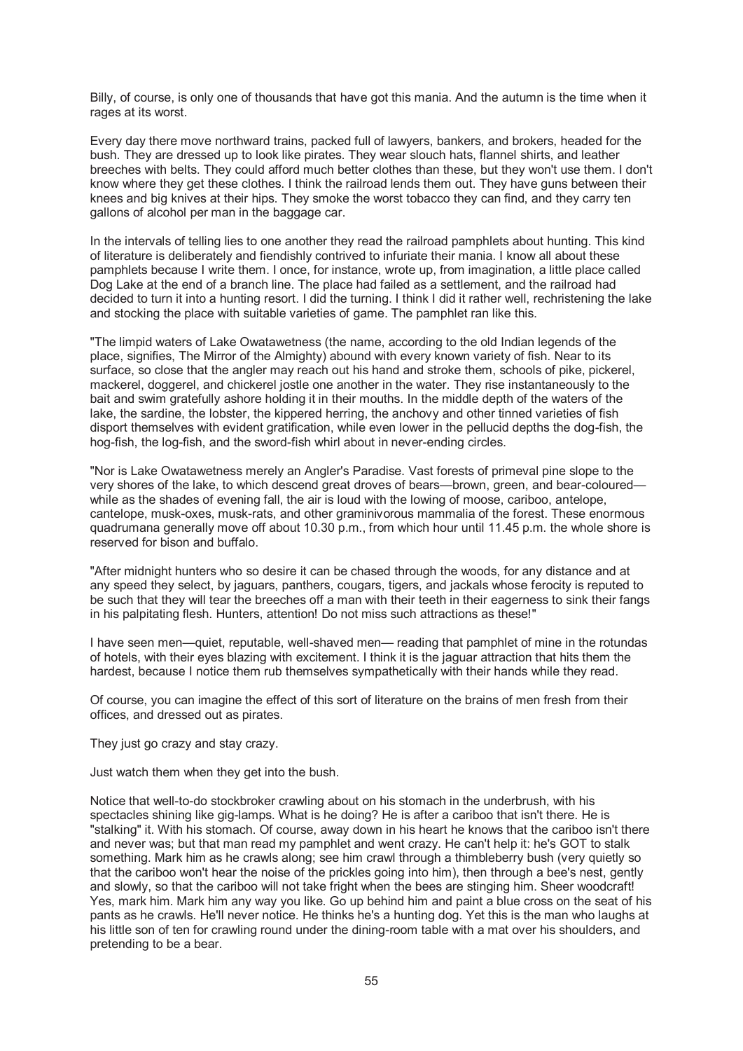Billy, of course, is only one of thousands that have got this mania. And the autumn is the time when it rages at its worst.

Every day there move northward trains, packed full of lawyers, bankers, and brokers, headed for the bush. They are dressed up to look like pirates. They wear slouch hats, flannel shirts, and leather breeches with belts. They could afford much better clothes than these, but they won't use them. I don't know where they get these clothes. I think the railroad lends them out. They have guns between their knees and big knives at their hips. They smoke the worst tobacco they can find, and they carry ten gallons of alcohol per man in the baggage car.

In the intervals of telling lies to one another they read the railroad pamphlets about hunting. This kind of literature is deliberately and fiendishly contrived to infuriate their mania. I know all about these pamphlets because I write them. I once, for instance, wrote up, from imagination, a little place called Dog Lake at the end of a branch line. The place had failed as a settlement, and the railroad had decided to turn it into a hunting resort. I did the turning. I think I did it rather well, rechristening the lake and stocking the place with suitable varieties of game. The pamphlet ran like this.

"The limpid waters of Lake Owatawetness (the name, according to the old Indian legends of the place, signifies, The Mirror of the Almighty) abound with every known variety of fish. Near to its surface, so close that the angler may reach out his hand and stroke them, schools of pike, pickerel, mackerel, doggerel, and chickerel jostle one another in the water. They rise instantaneously to the bait and swim gratefully ashore holding it in their mouths. In the middle depth of the waters of the lake, the sardine, the lobster, the kippered herring, the anchovy and other tinned varieties of fish disport themselves with evident gratification, while even lower in the pellucid depths the dog-fish, the hog-fish, the log-fish, and the sword-fish whirl about in never-ending circles.

"Nor is Lake Owatawetness merely an Angler's Paradise. Vast forests of primeval pine slope to the very shores of the lake, to which descend great droves of bears—brown, green, and bear-coloured—while as the shades of evening fall, the air is loud with the lowing of moose, cariboo, antelope, cantelope, musk-oxes, musk-rats, and other graminivorous mammalia of the forest. These enormous quadrumana generally move off about 10.30 p.m., from which hour until 11.45 p.m. the whole shore is reserved for bison and buffalo.

"After midnight hunters who so desire it can be chased through the woods, for any distance and at any speed they select, by jaguars, panthers, cougars, tigers, and jackals whose ferocity is reputed to be such that they will tear the breeches off a man with their teeth in their eagerness to sink their fangs in his palpitating flesh. Hunters, attention! Do not miss such attractions as these!"

I have seen men—quiet, reputable, well-shaved men— reading that pamphlet of mine in the rotundas of hotels, with their eyes blazing with excitement. I think it is the jaguar attraction that hits them the hardest, because I notice them rub themselves sympathetically with their hands while they read.

Of course, you can imagine the effect of this sort of literature on the brains of men fresh from their offices, and dressed out as pirates.

They just go crazy and stay crazy.

Just watch them when they get into the bush.

Notice that well-to-do stockbroker crawling about on his stomach in the underbrush, with his spectacles shining like gig-lamps. What is he doing? He is after a cariboo that isn't there. He is "stalking" it. With his stomach. Of course, away down in his heart he knows that the cariboo isn't there and never was; but that man read my pamphlet and went crazy. He can't help it: he's GOT to stalk something. Mark him as he crawls along; see him crawl through a thimbleberry bush (very quietly so that the cariboo won't hear the noise of the prickles going into him), then through a bee's nest, gently and slowly, so that the cariboo will not take fright when the bees are stinging him. Sheer woodcraft! Yes, mark him. Mark him any way you like. Go up behind him and paint a blue cross on the seat of his pants as he crawls. He'll never notice. He thinks he's a hunting dog. Yet this is the man who laughs at his little son of ten for crawling round under the dining-room table with a mat over his shoulders, and pretending to be a bear.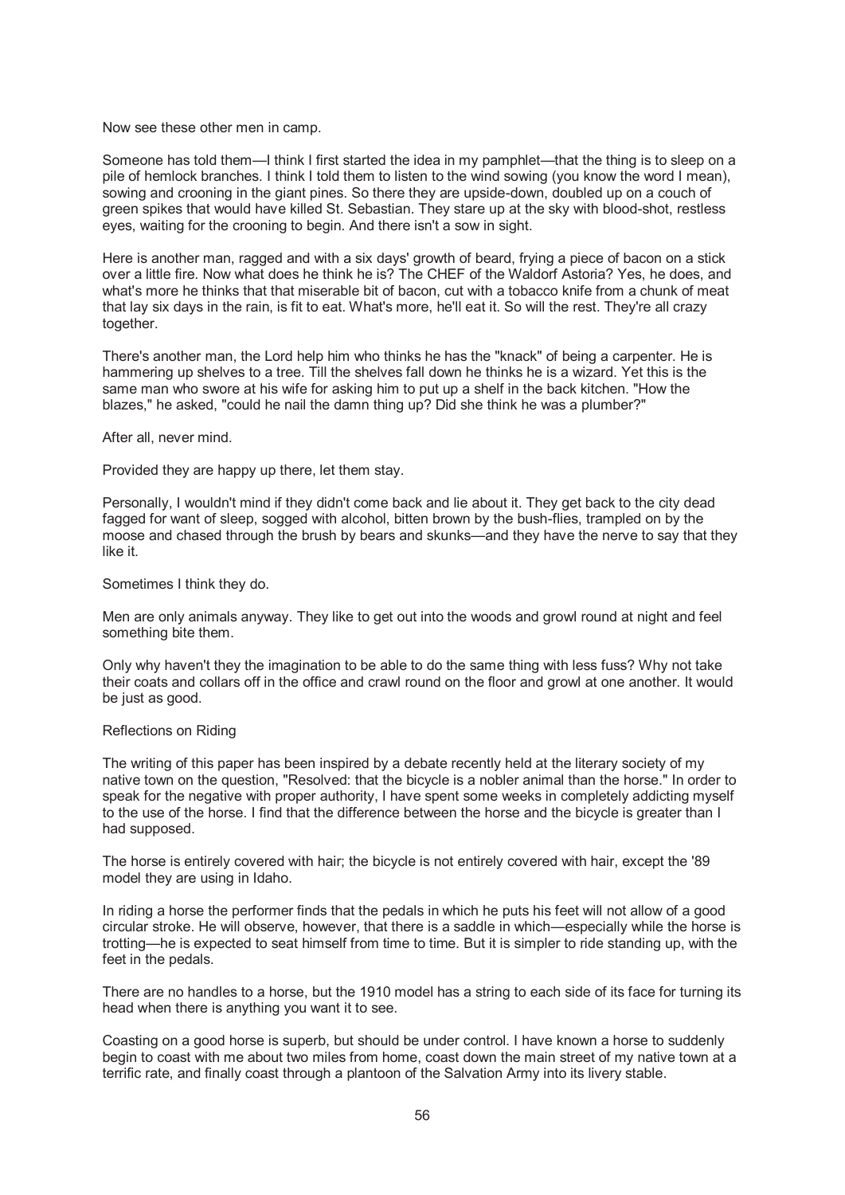Now see these other men in camp.

Someone has told them—I think I first started the idea in my pamphlet—that the thing is to sleep on a pile of hemlock branches. I think I told them to listen to the wind sowing (you know the word I mean), sowing and crooning in the giant pines. So there they are upside-down, doubled up on a couch of green spikes that would have killed St. Sebastian. They stare up at the sky with blood-shot, restless eyes, waiting for the crooning to begin. And there isn't a sow in sight.

Here is another man, ragged and with a six days' growth of beard, frying a piece of bacon on a stick over a little fire. Now what does he think he is? The CHEF of the Waldorf Astoria? Yes, he does, and what's more he thinks that that miserable bit of bacon, cut with a tobacco knife from a chunk of meat that lay six days in the rain, is fit to eat. What's more, he'll eat it. So will the rest. They're all crazy together.

There's another man, the Lord help him who thinks he has the "knack" of being a carpenter. He is hammering up shelves to a tree. Till the shelves fall down he thinks he is a wizard. Yet this is the same man who swore at his wife for asking him to put up a shelf in the back kitchen. "How the blazes," he asked, "could he nail the damn thing up? Did she think he was a plumber?"

After all, never mind.

Provided they are happy up there, let them stay.

Personally, I wouldn't mind if they didn't come back and lie about it. They get back to the city dead fagged for want of sleep, sogged with alcohol, bitten brown by the bush-flies, trampled on by the moose and chased through the brush by bears and skunks—and they have the nerve to say that they like it.

Sometimes I think they do.

Men are only animals anyway. They like to get out into the woods and growl round at night and feel something bite them.

Only why haven't they the imagination to be able to do the same thing with less fuss? Why not take their coats and collars off in the office and crawl round on the floor and growl at one another. It would be just as good.

## Reflections on Riding

The writing of this paper has been inspired by a debate recently held at the literary society of my native town on the question, "Resolved: that the bicycle is a nobler animal than the horse." In order to speak for the negative with proper authority, I have spent some weeks in completely addicting myself to the use of the horse. I find that the difference between the horse and the bicycle is greater than I had supposed.

The horse is entirely covered with hair; the bicycle is not entirely covered with hair, except the '89 model they are using in Idaho.

In riding a horse the performer finds that the pedals in which he puts his feet will not allow of a good circular stroke. He will observe, however, that there is a saddle in which—especially while the horse is trotting—he is expected to seat himself from time to time. But it is simpler to ride standing up, with the feet in the pedals.

There are no handles to a horse, but the 1910 model has a string to each side of its face for turning its head when there is anything you want it to see.

Coasting on a good horse is superb, but should be under control. I have known a horse to suddenly begin to coast with me about two miles from home, coast down the main street of my native town at a terrific rate, and finally coast through a plantoon of the Salvation Army into its livery stable.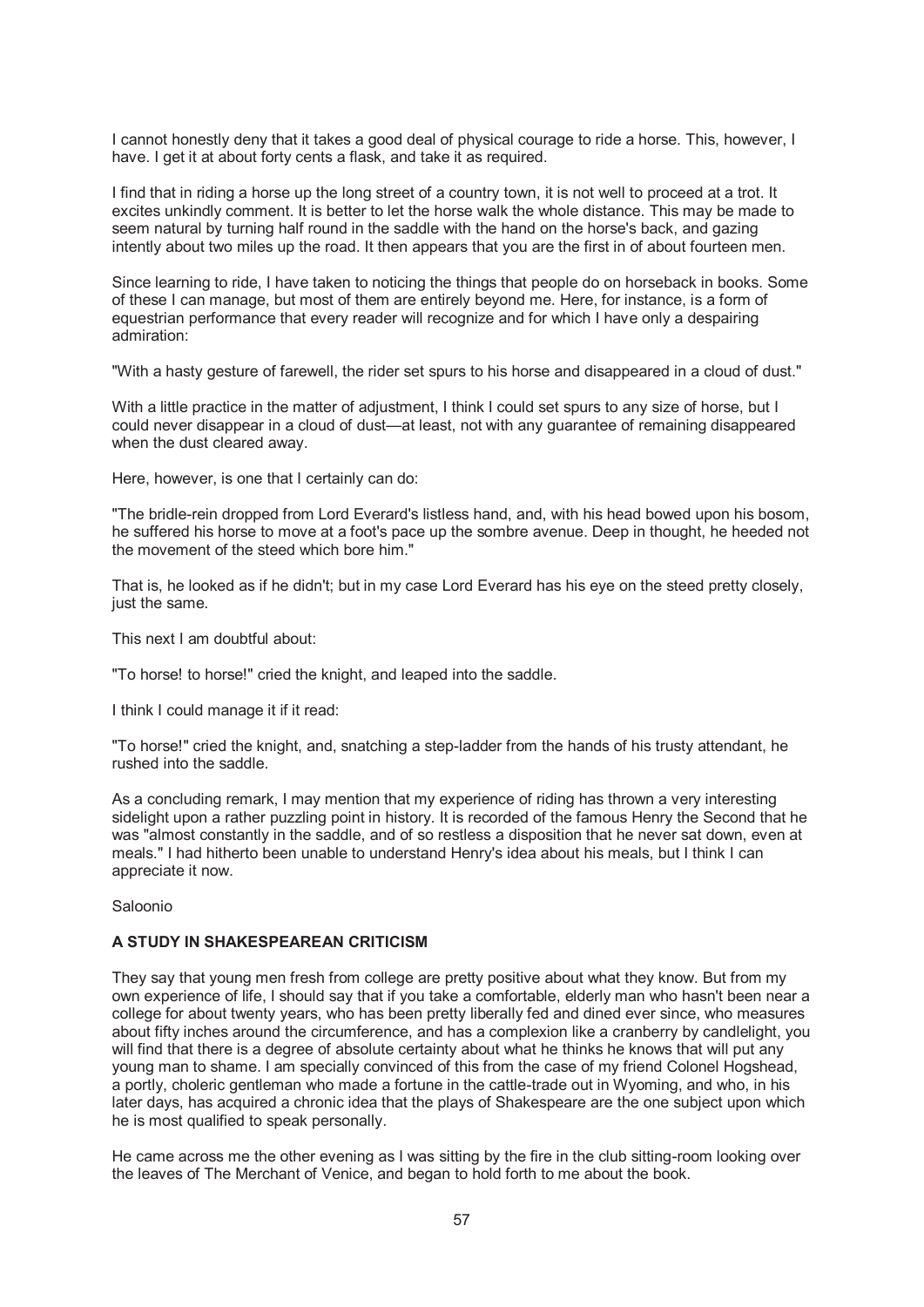I cannot honestly deny that it takes a good deal of physical courage to ride a horse. This, however, I have. I get it at about forty cents a flask, and take it as required.

I find that in riding a horse up the long street of a country town, it is not well to proceed at a trot. It excites unkindly comment. It is better to let the horse walk the whole distance. This may be made to seem natural by turning half round in the saddle with the hand on the horse's back, and gazing intently about two miles up the road. It then appears that you are the first in of about fourteen men.

Since learning to ride, I have taken to noticing the things that people do on horseback in books. Some of these I can manage, but most of them are entirely beyond me. Here, for instance, is a form of equestrian performance that every reader will recognize and for which I have only a despairing admiration:

"With a hasty gesture of farewell, the rider set spurs to his horse and disappeared in a cloud of dust."

With a little practice in the matter of adjustment, I think I could set spurs to any size of horse, but I could never disappear in a cloud of dust—at least, not with any guarantee of remaining disappeared when the dust cleared away.

Here, however, is one that I certainly can do:

"The bridle-rein dropped from Lord Everard's listless hand, and, with his head bowed upon his bosom, he suffered his horse to move at a foot's pace up the sombre avenue. Deep in thought, he heeded not the movement of the steed which bore him."

That is, he looked as if he didn't; but in my case Lord Everard has his eye on the steed pretty closely, just the same.

This next I am doubtful about:

"To horse! to horse!" cried the knight, and leaped into the saddle.

I think I could manage it if it read:

"To horse!" cried the knight, and, snatching a step-ladder from the hands of his trusty attendant, he rushed into the saddle.

As a concluding remark, I may mention that my experience of riding has thrown a very interesting sidelight upon a rather puzzling point in history. It is recorded of the famous Henry the Second that he was "almost constantly in the saddle, and of so restless a disposition that he never sat down, even at meals." I had hitherto been unable to understand Henry's idea about his meals, but I think I can appreciate it now.

Saloonio

### A STUDY IN SHAKESPEAREAN CRITICISM

They say that young men fresh from college are pretty positive about what they know. But from my own experience of life, I should say that if you take a comfortable, elderly man who hasn't been near a college for about twenty years, who has been pretty liberally fed and dined ever since, who measures about fifty inches around the circumference, and has a complexion like a cranberry by candlelight, you will find that there is a degree of absolute certainty about what he thinks he knows that will put any young man to shame. I am specially convinced of this from the case of my friend Colonel Hogshead, a portly, choleric gentleman who made a fortune in the cattle-trade out in Wyoming, and who, in his later days, has acquired a chronic idea that the plays of Shakespeare are the one subject upon which he is most qualified to speak personally.

He came across me the other evening as I was sitting by the fire in the club sitting-room looking over the leaves of The Merchant of Venice, and began to hold forth to me about the book.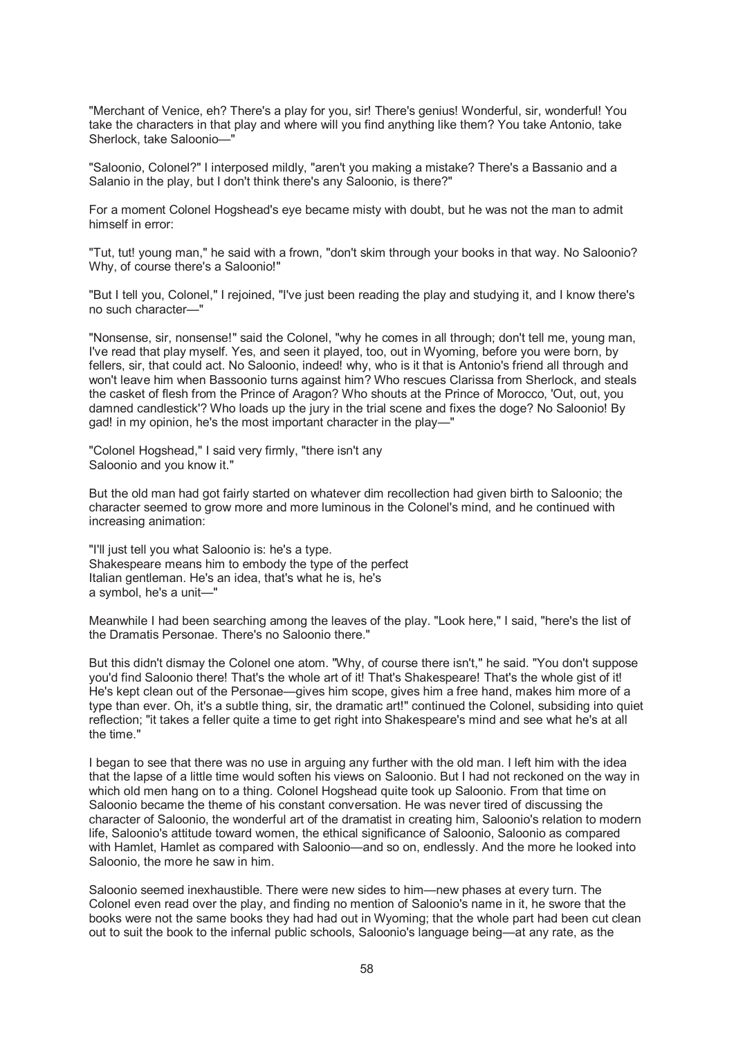"Merchant of Venice, eh? There's a play for you, sir! There's genius! Wonderful, sir, wonderful! You take the characters in that play and where will you find anything like them? You take Antonio, take Sherlock, take Saloonio—"

"Saloonio, Colonel?" I interposed mildly, "aren't you making a mistake? There's a Bassanio and a Salanio in the play, but I don't think there's any Saloonio, is there?"

For a moment Colonel Hogshead's eye became misty with doubt, but he was not the man to admit himself in error:

"Tut, tut! young man," he said with a frown, "don't skim through your books in that way. No Saloonio? Why, of course there's a Saloonio!"

"But I tell you, Colonel," I rejoined, "I've just been reading the play and studying it, and I know there's no such character—"

"Nonsense, sir, nonsense!" said the Colonel, "why he comes in all through; don't tell me, young man, I've read that play myself. Yes, and seen it played, too, out in Wyoming, before you were born, by fellers, sir, that could act. No Saloonio, indeed! why, who is it that is Antonio's friend all through and won't leave him when Bassoonio turns against him? Who rescues Clarissa from Sherlock, and steals the casket of flesh from the Prince of Aragon? Who shouts at the Prince of Morocco, 'Out, out, you damned candlestick'? Who loads up the jury in the trial scene and fixes the doge? No Saloonio! By gad! in my opinion, he's the most important character in the play—"

"Colonel Hogshead," I said very firmly, "there isn't any Saloonio and you know it."

But the old man had got fairly started on whatever dim recollection had given birth to Saloonio; the character seemed to grow more and more luminous in the Colonel's mind, and he continued with increasing animation:

"I'll just tell you what Saloonio is: he's a type. Shakespeare means him to embody the type of the perfect Italian gentleman. He's an idea, that's what he is, he's a symbol, he's a unit—"

Meanwhile I had been searching among the leaves of the play. "Look here," I said, "here's the list of the Dramatis Personae. There's no Saloonio there."

But this didn't dismay the Colonel one atom. "Why, of course there isn't," he said. "You don't suppose you'd find Saloonio there! That's the whole art of it! That's Shakespeare! That's the whole gist of it! He's kept clean out of the Personae—gives him scope, gives him a free hand, makes him more of a type than ever. Oh, it's a subtle thing, sir, the dramatic art!" continued the Colonel, subsiding into quiet reflection; "it takes a feller quite a time to get right into Shakespeare's mind and see what he's at all the time."

I began to see that there was no use in arguing any further with the old man. I left him with the idea that the lapse of a little time would soften his views on Saloonio. But I had not reckoned on the way in which old men hang on to a thing. Colonel Hogshead quite took up Saloonio. From that time on Saloonio became the theme of his constant conversation. He was never tired of discussing the character of Saloonio, the wonderful art of the dramatist in creating him, Saloonio's relation to modern life, Saloonio's attitude toward women, the ethical significance of Saloonio, Saloonio as compared with Hamlet, Hamlet as compared with Saloonio—and so on, endlessly. And the more he looked into Saloonio, the more he saw in him.

Saloonio seemed inexhaustible. There were new sides to him—new phases at every turn. The Colonel even read over the play, and finding no mention of Saloonio's name in it, he swore that the books were not the same books they had had out in Wyoming; that the whole part had been cut clean out to suit the book to the infernal public schools, Saloonio's language being—at any rate, as the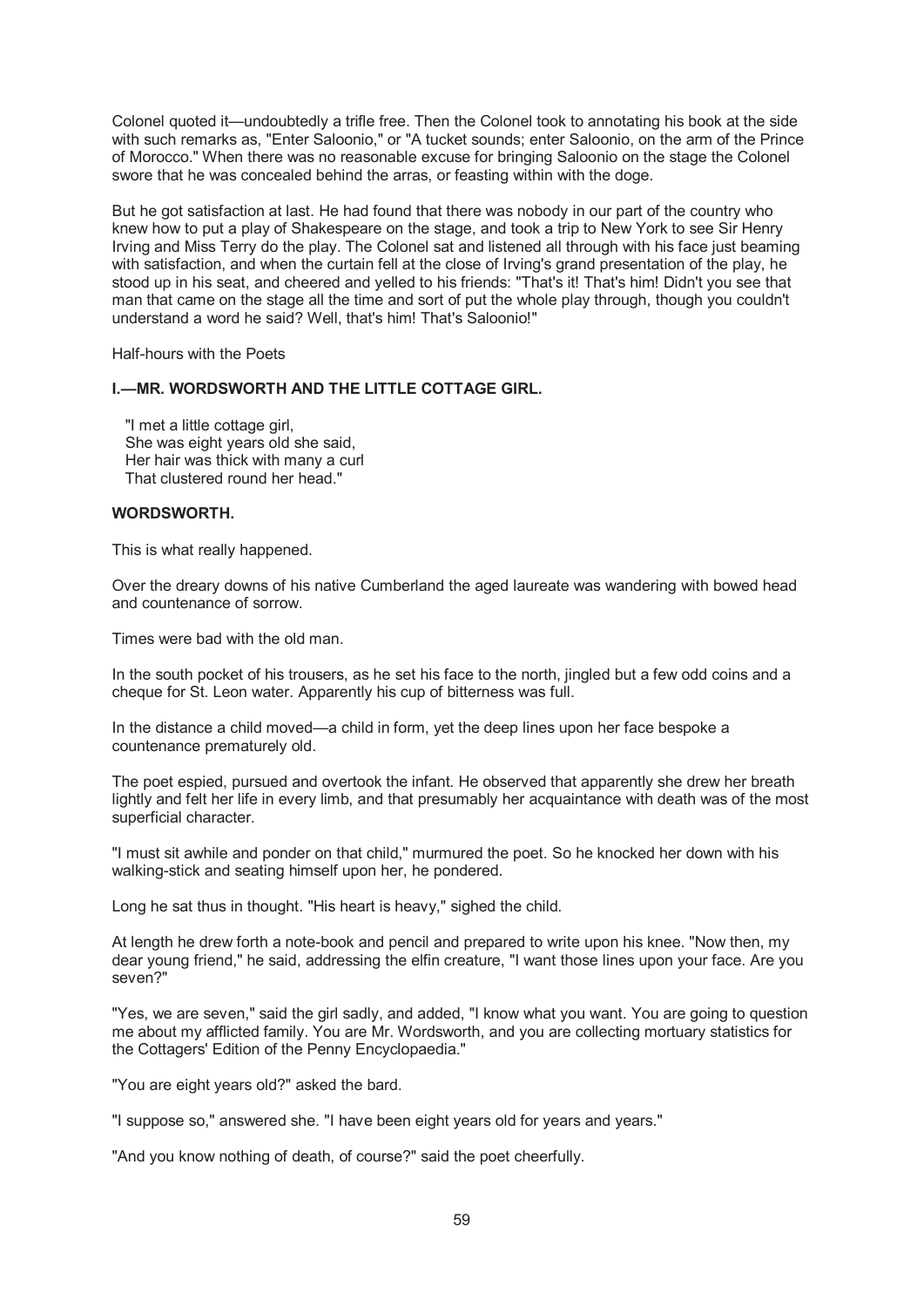Colonel quoted it—undoubtedly a trifle free. Then the Colonel took to annotating his book at the side with such remarks as, "Enter Saloonio," or "A tucket sounds; enter Saloonio, on the arm of the Prince of Morocco." When there was no reasonable excuse for bringing Saloonio on the stage the Colonel swore that he was concealed behind the arras, or feasting within with the doge.

But he got satisfaction at last. He had found that there was nobody in our part of the country who knew how to put a play of Shakespeare on the stage, and took a trip to New York to see Sir Henry Irving and Miss Terry do the play. The Colonel sat and listened all through with his face just beaming with satisfaction, and when the curtain fell at the close of Irving's grand presentation of the play, he stood up in his seat, and cheered and yelled to his friends: "That's it! That's him! Didn't you see that man that came on the stage all the time and sort of put the whole play through, though you couldn't understand a word he said? Well, that's him! That's Saloonio!"

Half-hours with the Poets

### I.—MR. WORDSWORTH AND THE LITTLE COTTAGE GIRL.

"I met a little cottage girl,  
She was eight years old she said,  
Her hair was thick with many a curl  
That clustered round her head."

**WORDSWORTH.**

This is what really happened.

Over the dreary downs of his native Cumberland the aged laureate was wandering with bowed head and countenance of sorrow.

Times were bad with the old man.

In the south pocket of his trousers, as he set his face to the north, jingled but a few odd coins and a cheque for St. Leon water. Apparently his cup of bitterness was full.

In the distance a child moved—a child in form, yet the deep lines upon her face bespoke a countenance prematurely old.

The poet espied, pursued and overtook the infant. He observed that apparently she drew her breath lightly and felt her life in every limb, and that presumably her acquaintance with death was of the most superficial character.

"I must sit awhile and ponder on that child," murmured the poet. So he knocked her down with his walking-stick and seating himself upon her, he pondered.

Long he sat thus in thought. "His heart is heavy," sighed the child.

At length he drew forth a note-book and pencil and prepared to write upon his knee. "Now then, my dear young friend," he said, addressing the elfin creature, "I want those lines upon your face. Are you seven?"

"Yes, we are seven," said the girl sadly, and added, "I know what you want. You are going to question me about my afflicted family. You are Mr. Wordsworth, and you are collecting mortuary statistics for the Cottagers' Edition of the Penny Encyclopaedia."

"You are eight years old?" asked the bard.

"I suppose so," answered she. "I have been eight years old for years and years."

"And you know nothing of death, of course?" said the poet cheerfully.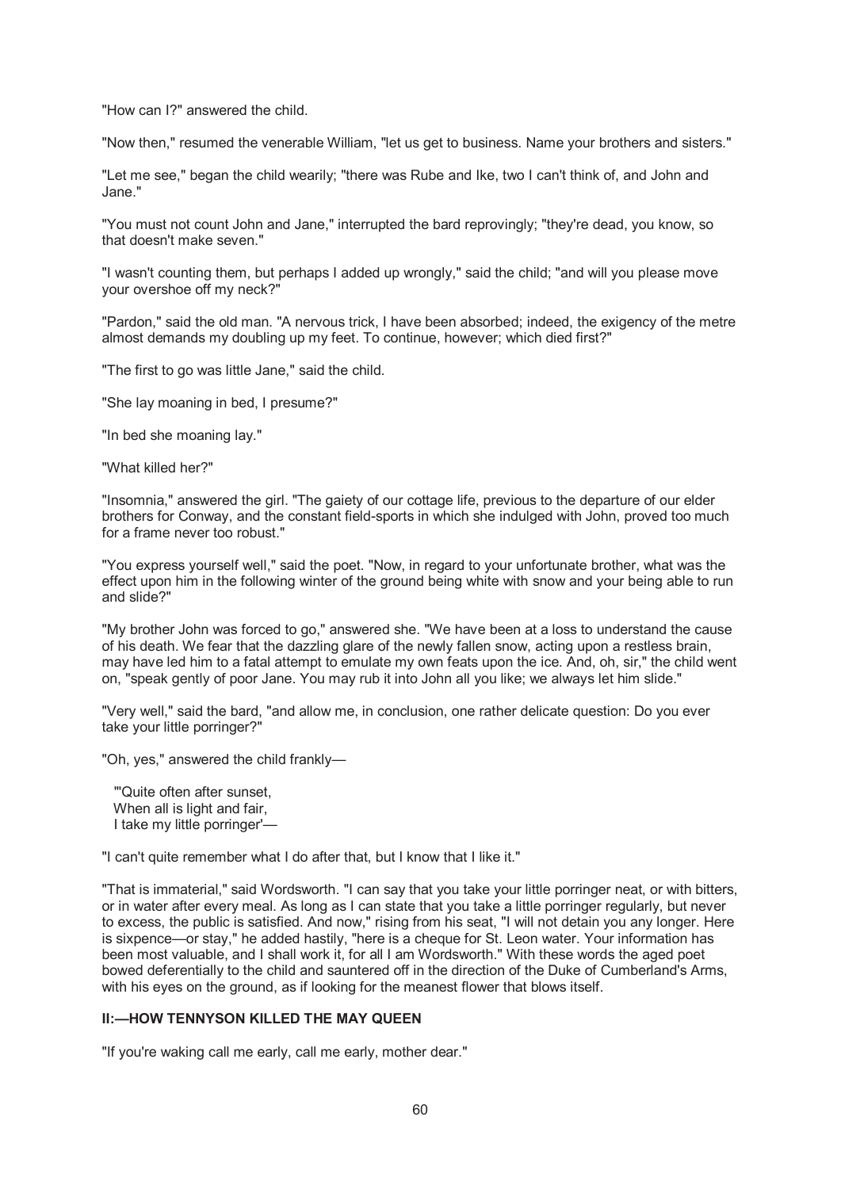"How can I?" answered the child.

"Now then," resumed the venerable William, "let us get to business. Name your brothers and sisters."

"Let me see," began the child wearily; "there was Rube and Ike, two I can't think of, and John and Jane."

"You must not count John and Jane," interrupted the bard reprovingly; "they're dead, you know, so that doesn't make seven."

"I wasn't counting them, but perhaps I added up wrongly," said the child; "and will you please move your overshoe off my neck?"

"Pardon," said the old man. "A nervous trick, I have been absorbed; indeed, the exigency of the metre almost demands my doubling up my feet. To continue, however; which died first?"

"The first to go was little Jane," said the child.

"She lay moaning in bed, I presume?"

"In bed she moaning lay."

"What killed her?"

"Insomnia," answered the girl. "The gaiety of our cottage life, previous to the departure of our elder brothers for Conway, and the constant field-sports in which she indulged with John, proved too much for a frame never too robust."

"You express yourself well," said the poet. "Now, in regard to your unfortunate brother, what was the effect upon him in the following winter of the ground being white with snow and your being able to run and slide?"

"My brother John was forced to go," answered she. "We have been at a loss to understand the cause of his death. We fear that the dazzling glare of the newly fallen snow, acting upon a restless brain, may have led him to a fatal attempt to emulate my own feats upon the ice. And, oh, sir," the child went on, "speak gently of poor Jane. You may rub it into John all you like; we always let him slide."

"Very well," said the bard, "and allow me, in conclusion, one rather delicate question: Do you ever take your little porringer?"

"Oh, yes," answered the child frankly—

"'Quite often after sunset,  
When all is light and fair,  
I take my little porringer'—

"I can't quite remember what I do after that, but I know that I like it."

"That is immaterial," said Wordsworth. "I can say that you take your little porringer neat, or with bitters, or in water after every meal. As long as I can state that you take a little porringer regularly, but never to excess, the public is satisfied. And now," rising from his seat, "I will not detain you any longer. Here is sixpence—or stay," he added hastily, "here is a cheque for St. Leon water. Your information has been most valuable, and I shall work it, for all I am Wordsworth." With these words the aged poet bowed deferentially to the child and sauntered off in the direction of the Duke of Cumberland's Arms, with his eyes on the ground, as if looking for the meanest flower that blows itself.

## II:—HOW TENNYSON KILLED THE MAY QUEEN

"If you're waking call me early, call me early, mother dear."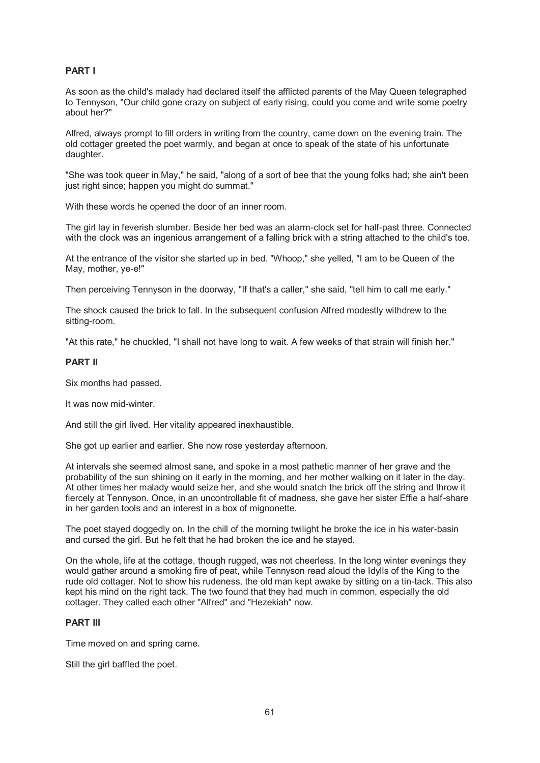**PART I**

As soon as the child's malady had declared itself the afflicted parents of the May Queen telegraphed to Tennyson, "Our child gone crazy on subject of early rising, could you come and write some poetry about her?"

Alfred, always prompt to fill orders in writing from the country, came down on the evening train. The old cottager greeted the poet warmly, and began at once to speak of the state of his unfortunate daughter.

"She was took queer in May," he said, "along of a sort of bee that the young folks had; she ain't been just right since; happen you might do summat."

With these words he opened the door of an inner room.

The girl lay in feverish slumber. Beside her bed was an alarm-clock set for half-past three. Connected with the clock was an ingenious arrangement of a falling brick with a string attached to the child's toe.

At the entrance of the visitor she started up in bed. "Whoop," she yelled, "I am to be Queen of the May, mother, ye-e!"

Then perceiving Tennyson in the doorway, "If that's a caller," she said, "tell him to call me early."

The shock caused the brick to fall. In the subsequent confusion Alfred modestly withdrew to the sitting-room.

"At this rate," he chuckled, "I shall not have long to wait. A few weeks of that strain will finish her."

**PART II**

Six months had passed.

It was now mid-winter.

And still the girl lived. Her vitality appeared inexhaustible.

She got up earlier and earlier. She now rose yesterday afternoon.

At intervals she seemed almost sane, and spoke in a most pathetic manner of her grave and the probability of the sun shining on it early in the morning, and her mother walking on it later in the day. At other times her malady would seize her, and she would snatch the brick off the string and throw it fiercely at Tennyson. Once, in an uncontrollable fit of madness, she gave her sister Effie a half-share in her garden tools and an interest in a box of mignonette.

The poet stayed doggedly on. In the chill of the morning twilight he broke the ice in his water-basin and cursed the girl. But he felt that he had broken the ice and he stayed.

On the whole, life at the cottage, though rugged, was not cheerless. In the long winter evenings they would gather around a smoking fire of peat, while Tennyson read aloud the Idylls of the King to the rude old cottager. Not to show his rudeness, the old man kept awake by sitting on a tin-tack. This also kept his mind on the right tack. The two found that they had much in common, especially the old cottager. They called each other "Alfred" and "Hezekiah" now.

**PART III**

Time moved on and spring came.

Still the girl baffled the poet.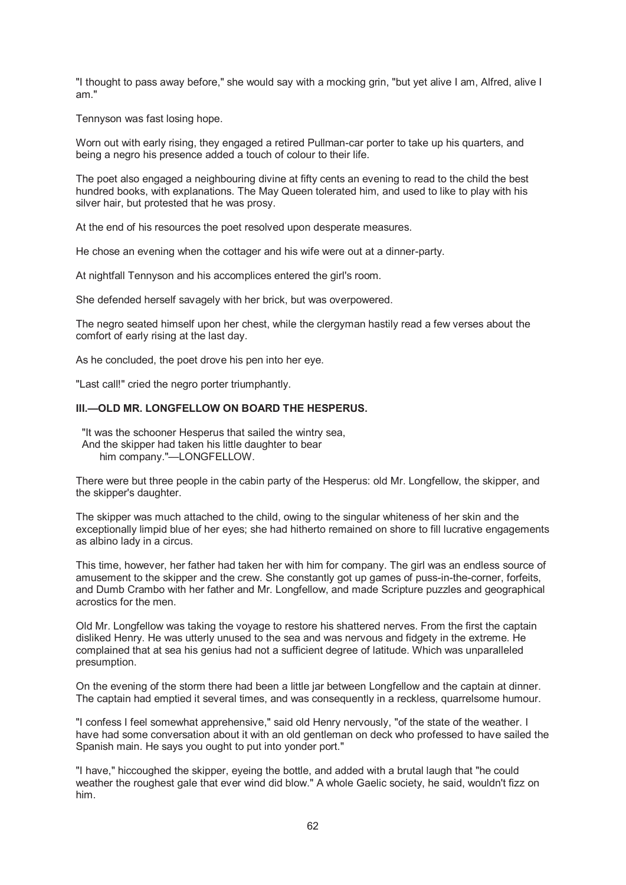"I thought to pass away before," she would say with a mocking grin, "but yet alive I am, Alfred, alive I am."

Tennyson was fast losing hope.

Worn out with early rising, they engaged a retired Pullman-car porter to take up his quarters, and being a negro his presence added a touch of colour to their life.

The poet also engaged a neighbouring divine at fifty cents an evening to read to the child the best hundred books, with explanations. The May Queen tolerated him, and used to like to play with his silver hair, but protested that he was prosy.

At the end of his resources the poet resolved upon desperate measures.

He chose an evening when the cottager and his wife were out at a dinner-party.

At nightfall Tennyson and his accomplices entered the girl's room.

She defended herself savagely with her brick, but was overpowered.

The negro seated himself upon her chest, while the clergyman hastily read a few verses about the comfort of early rising at the last day.

As he concluded, the poet drove his pen into her eye.

"Last call!" cried the negro porter triumphantly.

### III.—OLD MR. LONGFELLOW ON BOARD THE HESPERUS.

> "It was the schooner Hesperus that sailed the wintry sea,
> And the skipper had taken his little daughter to bear
> him company."—LONGFELLOW.

There were but three people in the cabin party of the Hesperus: old Mr. Longfellow, the skipper, and the skipper's daughter.

The skipper was much attached to the child, owing to the singular whiteness of her skin and the exceptionally limpid blue of her eyes; she had hitherto remained on shore to fill lucrative engagements as albino lady in a circus.

This time, however, her father had taken her with him for company. The girl was an endless source of amusement to the skipper and the crew. She constantly got up games of puss-in-the-corner, forfeits, and Dumb Crambo with her father and Mr. Longfellow, and made Scripture puzzles and geographical acrostics for the men.

Old Mr. Longfellow was taking the voyage to restore his shattered nerves. From the first the captain disliked Henry. He was utterly unused to the sea and was nervous and fidgety in the extreme. He complained that at sea his genius had not a sufficient degree of latitude. Which was unparalleled presumption.

On the evening of the storm there had been a little jar between Longfellow and the captain at dinner. The captain had emptied it several times, and was consequently in a reckless, quarrelsome humour.

"I confess I feel somewhat apprehensive," said old Henry nervously, "of the state of the weather. I have had some conversation about it with an old gentleman on deck who professed to have sailed the Spanish main. He says you ought to put into yonder port."

"I have," hiccoughed the skipper, eyeing the bottle, and added with a brutal laugh that "he could weather the roughest gale that ever wind did blow." A whole Gaelic society, he said, wouldn't fizz on him.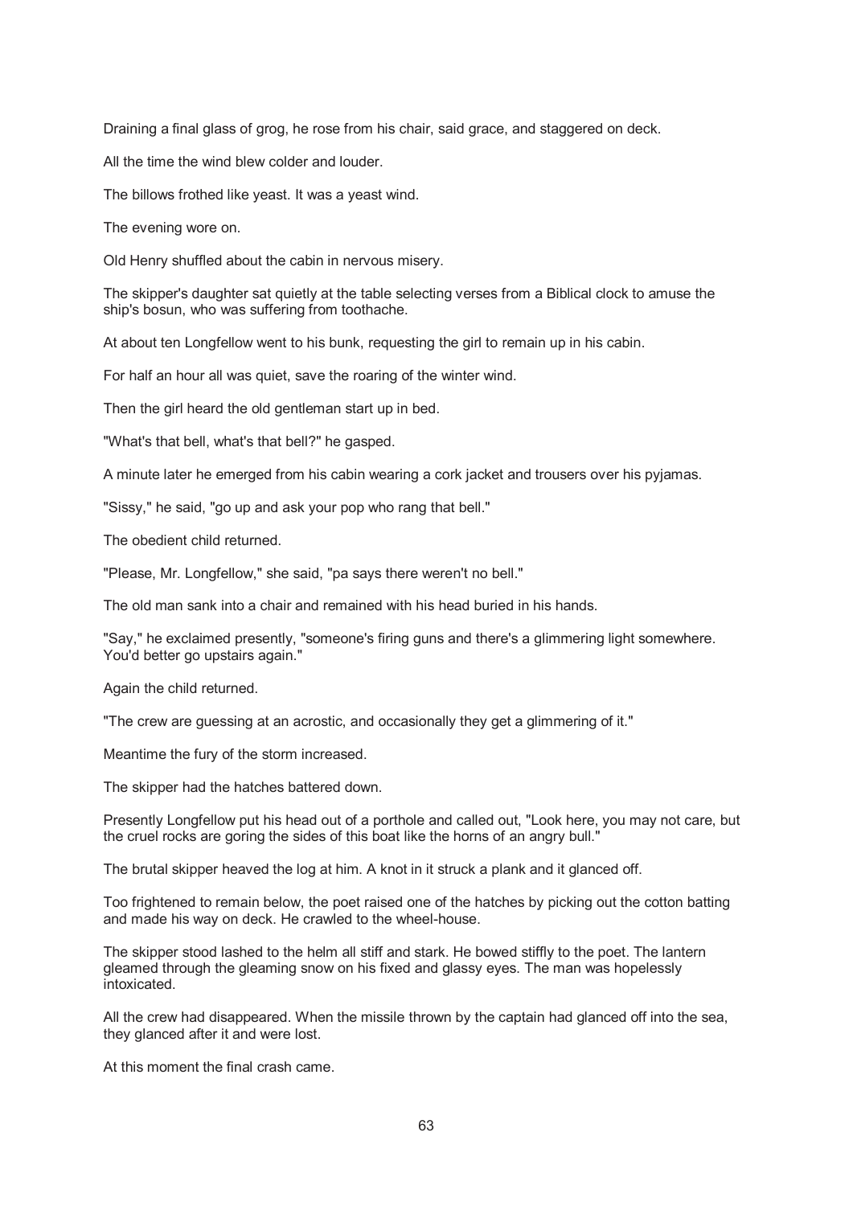Draining a final glass of grog, he rose from his chair, said grace, and staggered on deck.

All the time the wind blew colder and louder.

The billows frothed like yeast. It was a yeast wind.

The evening wore on.

Old Henry shuffled about the cabin in nervous misery.

The skipper's daughter sat quietly at the table selecting verses from a Biblical clock to amuse the ship's bosun, who was suffering from toothache.

At about ten Longfellow went to his bunk, requesting the girl to remain up in his cabin.

For half an hour all was quiet, save the roaring of the winter wind.

Then the girl heard the old gentleman start up in bed.

"What's that bell, what's that bell?" he gasped.

A minute later he emerged from his cabin wearing a cork jacket and trousers over his pyjamas.

"Sissy," he said, "go up and ask your pop who rang that bell."

The obedient child returned.

"Please, Mr. Longfellow," she said, "pa says there weren't no bell."

The old man sank into a chair and remained with his head buried in his hands.

"Say," he exclaimed presently, "someone's firing guns and there's a glimmering light somewhere. You'd better go upstairs again."

Again the child returned.

"The crew are guessing at an acrostic, and occasionally they get a glimmering of it."

Meantime the fury of the storm increased.

The skipper had the hatches battered down.

Presently Longfellow put his head out of a porthole and called out, "Look here, you may not care, but the cruel rocks are goring the sides of this boat like the horns of an angry bull."

The brutal skipper heaved the log at him. A knot in it struck a plank and it glanced off.

Too frightened to remain below, the poet raised one of the hatches by picking out the cotton batting and made his way on deck. He crawled to the wheel-house.

The skipper stood lashed to the helm all stiff and stark. He bowed stiffly to the poet. The lantern gleamed through the gleaming snow on his fixed and glassy eyes. The man was hopelessly intoxicated.

All the crew had disappeared. When the missile thrown by the captain had glanced off into the sea, they glanced after it and were lost.

At this moment the final crash came.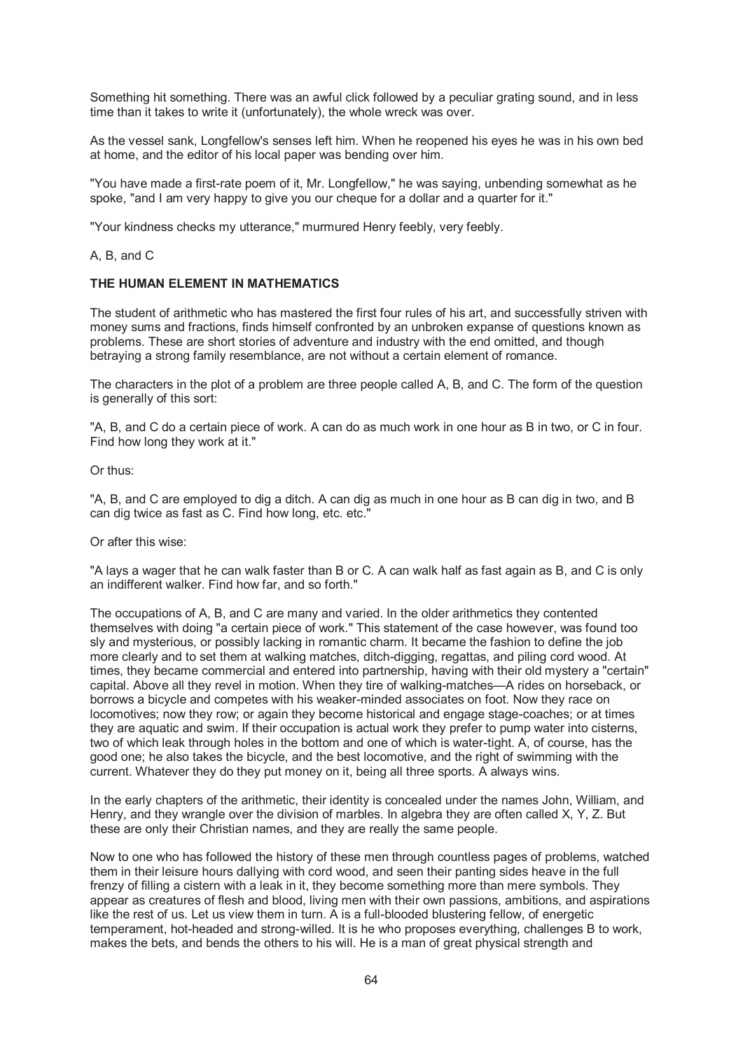Something hit something. There was an awful click followed by a peculiar grating sound, and in less time than it takes to write it (unfortunately), the whole wreck was over.

As the vessel sank, Longfellow's senses left him. When he reopened his eyes he was in his own bed at home, and the editor of his local paper was bending over him.

"You have made a first-rate poem of it, Mr. Longfellow," he was saying, unbending somewhat as he spoke, "and I am very happy to give you our cheque for a dollar and a quarter for it."

"Your kindness checks my utterance," murmured Henry feebly, very feebly.

A, B, and C

**THE HUMAN ELEMENT IN MATHEMATICS**

The student of arithmetic who has mastered the first four rules of his art, and successfully striven with money sums and fractions, finds himself confronted by an unbroken expanse of questions known as problems. These are short stories of adventure and industry with the end omitted, and though betraying a strong family resemblance, are not without a certain element of romance.

The characters in the plot of a problem are three people called A, B, and C. The form of the question is generally of this sort:

"A, B, and C do a certain piece of work. A can do as much work in one hour as B in two, or C in four. Find how long they work at it."

Or thus:

"A, B, and C are employed to dig a ditch. A can dig as much in one hour as B can dig in two, and B can dig twice as fast as C. Find how long, etc. etc."

Or after this wise:

"A lays a wager that he can walk faster than B or C. A can walk half as fast again as B, and C is only an indifferent walker. Find how far, and so forth."

The occupations of A, B, and C are many and varied. In the older arithmetics they contented themselves with doing "a certain piece of work." This statement of the case however, was found too sly and mysterious, or possibly lacking in romantic charm. It became the fashion to define the job more clearly and to set them at walking matches, ditch-digging, regattas, and piling cord wood. At times, they became commercial and entered into partnership, having with their old mystery a "certain" capital. Above all they revel in motion. When they tire of walking-matches—A rides on horseback, or borrows a bicycle and competes with his weaker-minded associates on foot. Now they race on locomotives; now they row; or again they become historical and engage stage-coaches; or at times they are aquatic and swim. If their occupation is actual work they prefer to pump water into cisterns, two of which leak through holes in the bottom and one of which is water-tight. A, of course, has the good one; he also takes the bicycle, and the best locomotive, and the right of swimming with the current. Whatever they do they put money on it, being all three sports. A always wins.

In the early chapters of the arithmetic, their identity is concealed under the names John, William, and Henry, and they wrangle over the division of marbles. In algebra they are often called X, Y, Z. But these are only their Christian names, and they are really the same people.

Now to one who has followed the history of these men through countless pages of problems, watched them in their leisure hours dallying with cord wood, and seen their panting sides heave in the full frenzy of filling a cistern with a leak in it, they become something more than mere symbols. They appear as creatures of flesh and blood, living men with their own passions, ambitions, and aspirations like the rest of us. Let us view them in turn. A is a full-blooded blustering fellow, of energetic temperament, hot-headed and strong-willed. It is he who proposes everything, challenges B to work, makes the bets, and bends the others to his will. He is a man of great physical strength and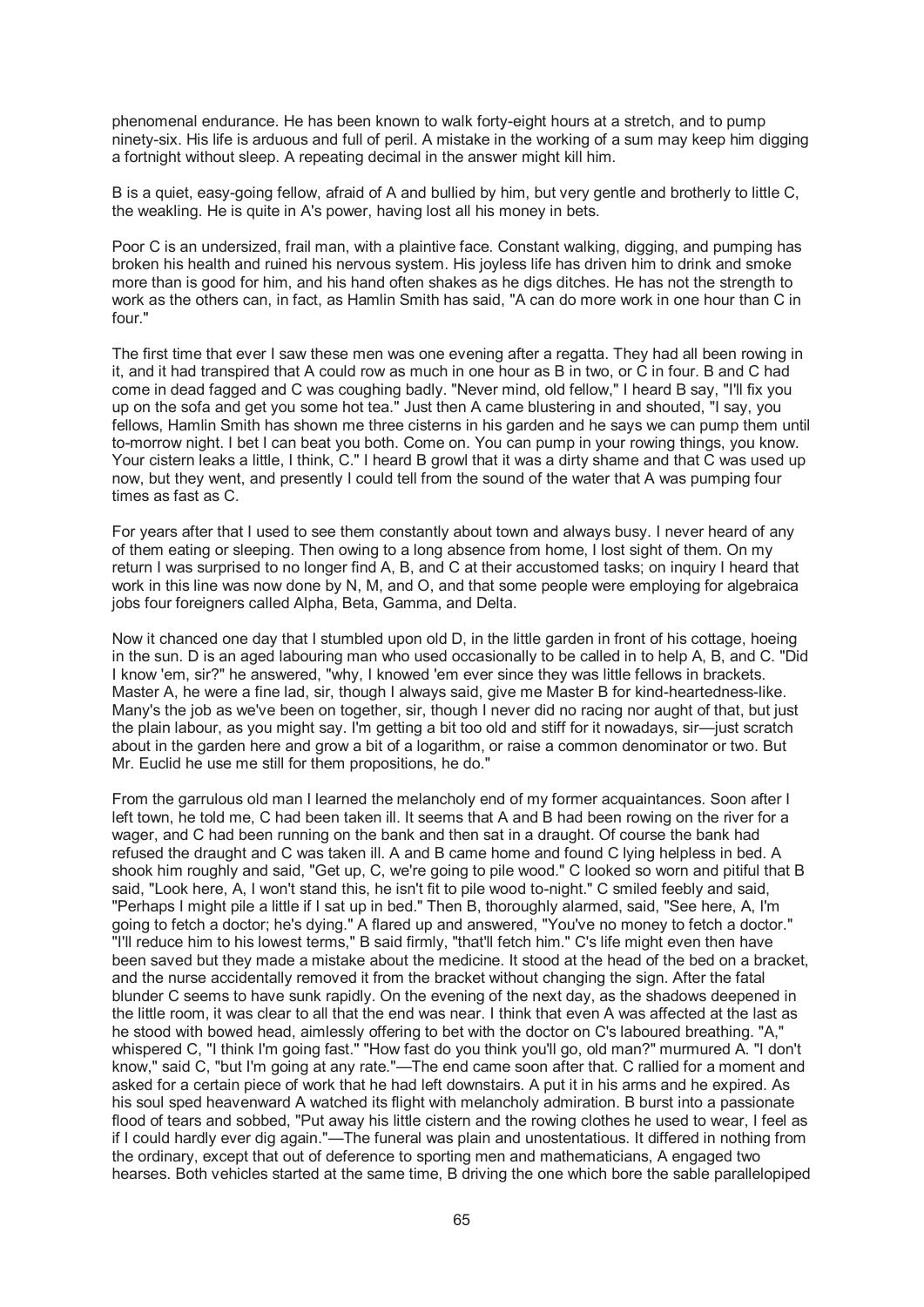phenomenal endurance. He has been known to walk forty-eight hours at a stretch, and to pump ninety-six. His life is arduous and full of peril. A mistake in the working of a sum may keep him digging a fortnight without sleep. A repeating decimal in the answer might kill him.

B is a quiet, easy-going fellow, afraid of A and bullied by him, but very gentle and brotherly to little C, the weakling. He is quite in A's power, having lost all his money in bets.

Poor C is an undersized, frail man, with a plaintive face. Constant walking, digging, and pumping has broken his health and ruined his nervous system. His joyless life has driven him to drink and smoke more than is good for him, and his hand often shakes as he digs ditches. He has not the strength to work as the others can, in fact, as Hamlin Smith has said, "A can do more work in one hour than C in four."

The first time that ever I saw these men was one evening after a regatta. They had all been rowing in it, and it had transpired that A could row as much in one hour as B in two, or C in four. B and C had come in dead fagged and C was coughing badly. "Never mind, old fellow," I heard B say, "I'll fix you up on the sofa and get you some hot tea." Just then A came blustering in and shouted, "I say, you fellows, Hamlin Smith has shown me three cisterns in his garden and he says we can pump them until to-morrow night. I bet I can beat you both. Come on. You can pump in your rowing things, you know. Your cistern leaks a little, I think, C." I heard B growl that it was a dirty shame and that C was used up now, but they went, and presently I could tell from the sound of the water that A was pumping four times as fast as C.

For years after that I used to see them constantly about town and always busy. I never heard of any of them eating or sleeping. Then owing to a long absence from home, I lost sight of them. On my return I was surprised to no longer find A, B, and C at their accustomed tasks; on inquiry I heard that work in this line was now done by N, M, and O, and that some people were employing for algebraica jobs four foreigners called Alpha, Beta, Gamma, and Delta.

Now it chanced one day that I stumbled upon old D, in the little garden in front of his cottage, hoeing in the sun. D is an aged labouring man who used occasionally to be called in to help A, B, and C. "Did I know 'em, sir?" he answered, "why, I knowed 'em ever since they was little fellows in brackets. Master A, he were a fine lad, sir, though I always said, give me Master B for kind-heartedness-like. Many's the job as we've been on together, sir, though I never did no racing nor aught of that, but just the plain labour, as you might say. I'm getting a bit too old and stiff for it nowadays, sir—just scratch about in the garden here and grow a bit of a logarithm, or raise a common denominator or two. But Mr. Euclid he use me still for them propositions, he do."

From the garrulous old man I learned the melancholy end of my former acquaintances. Soon after I left town, he told me, C had been taken ill. It seems that A and B had been rowing on the river for a wager, and C had been running on the bank and then sat in a draught. Of course the bank had refused the draught and C was taken ill. A and B came home and found C lying helpless in bed. A shook him roughly and said, "Get up, C, we're going to pile wood." C looked so worn and pitiful that B said, "Look here, A, I won't stand this, he isn't fit to pile wood to-night." C smiled feebly and said, "Perhaps I might pile a little if I sat up in bed." Then B, thoroughly alarmed, said, "See here, A, I'm going to fetch a doctor; he's dying." A flared up and answered, "You've no money to fetch a doctor." "I'll reduce him to his lowest terms," B said firmly, "that'll fetch him." C's life might even then have been saved but they made a mistake about the medicine. It stood at the head of the bed on a bracket, and the nurse accidentally removed it from the bracket without changing the sign. After the fatal blunder C seems to have sunk rapidly. On the evening of the next day, as the shadows deepened in the little room, it was clear to all that the end was near. I think that even A was affected at the last as he stood with bowed head, aimlessly offering to bet with the doctor on C's laboured breathing. "A," whispered C, "I think I'm going fast." "How fast do you think you'll go, old man?" murmured A. "I don't know," said C, "but I'm going at any rate."—The end came soon after that. C rallied for a moment and asked for a certain piece of work that he had left downstairs. A put it in his arms and he expired. As his soul sped heavenward A watched its flight with melancholy admiration. B burst into a passionate flood of tears and sobbed, "Put away his little cistern and the rowing clothes he used to wear, I feel as if I could hardly ever dig again."—The funeral was plain and unostentatious. It differed in nothing from the ordinary, except that out of deference to sporting men and mathematicians, A engaged two hearses. Both vehicles started at the same time, B driving the one which bore the sable parallelopiped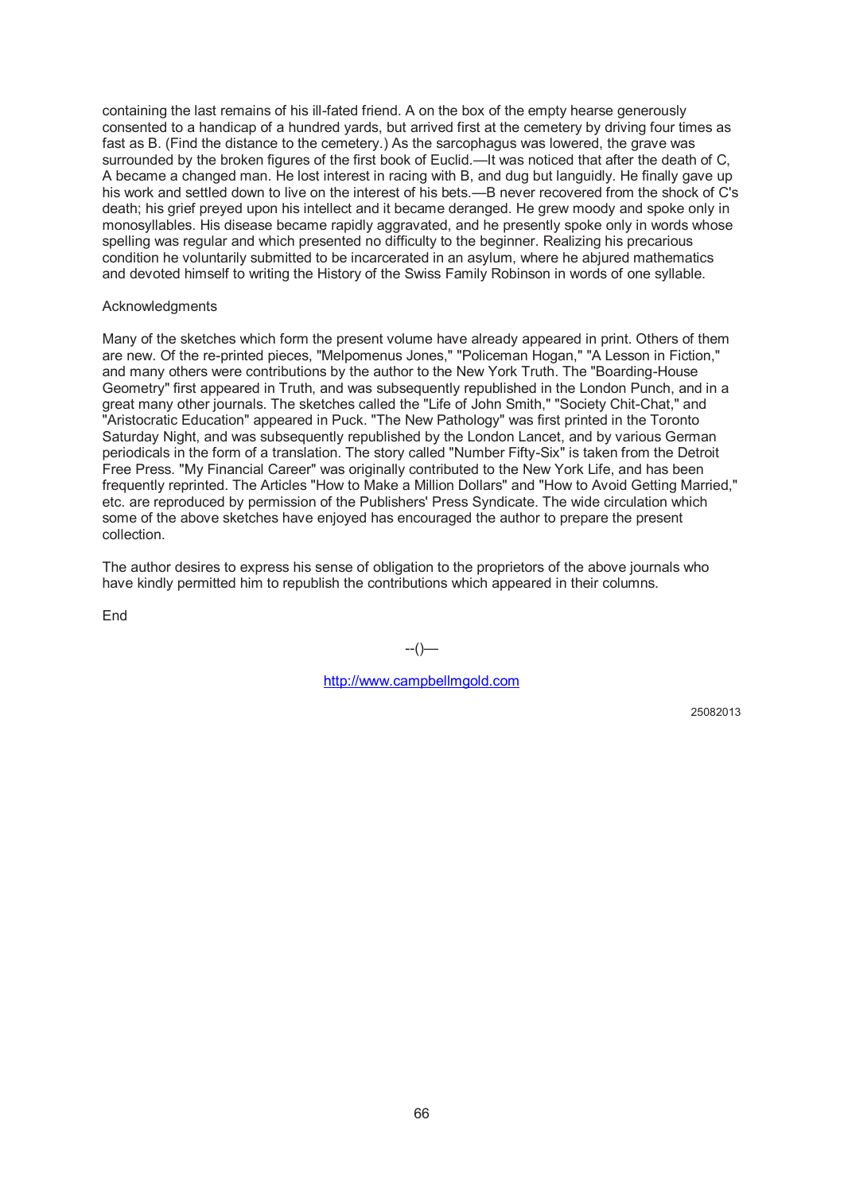containing the last remains of his ill-fated friend. A on the box of the empty hearse generously consented to a handicap of a hundred yards, but arrived first at the cemetery by driving four times as fast as B. (Find the distance to the cemetery.) As the sarcophagus was lowered, the grave was surrounded by the broken figures of the first book of Euclid.—It was noticed that after the death of C, A became a changed man. He lost interest in racing with B, and dug but languidly. He finally gave up his work and settled down to live on the interest of his bets.—B never recovered from the shock of C's death; his grief preyed upon his intellect and it became deranged. He grew moody and spoke only in monosyllables. His disease became rapidly aggravated, and he presently spoke only in words whose spelling was regular and which presented no difficulty to the beginner. Realizing his precarious condition he voluntarily submitted to be incarcerated in an asylum, where he abjured mathematics and devoted himself to writing the History of the Swiss Family Robinson in words of one syllable.

## Acknowledgments

Many of the sketches which form the present volume have already appeared in print. Others of them are new. Of the re-printed pieces, "Melpomenus Jones," "Policeman Hogan," "A Lesson in Fiction," and many others were contributions by the author to the New York Truth. The "Boarding-House Geometry" first appeared in Truth, and was subsequently republished in the London Punch, and in a great many other journals. The sketches called the "Life of John Smith," "Society Chit-Chat," and "Aristocratic Education" appeared in Puck. "The New Pathology" was first printed in the Toronto Saturday Night, and was subsequently republished by the London Lancet, and by various German periodicals in the form of a translation. The story called "Number Fifty-Six" is taken from the Detroit Free Press. "My Financial Career" was originally contributed to the New York Life, and has been frequently reprinted. The Articles "How to Make a Million Dollars" and "How to Avoid Getting Married," etc. are reproduced by permission of the Publishers' Press Syndicate. The wide circulation which some of the above sketches have enjoyed has encouraged the author to prepare the present collection.

The author desires to express his sense of obligation to the proprietors of the above journals who have kindly permitted him to republish the contributions which appeared in their columns.

End

--()—

http://www.campbellmgold.com

25082013